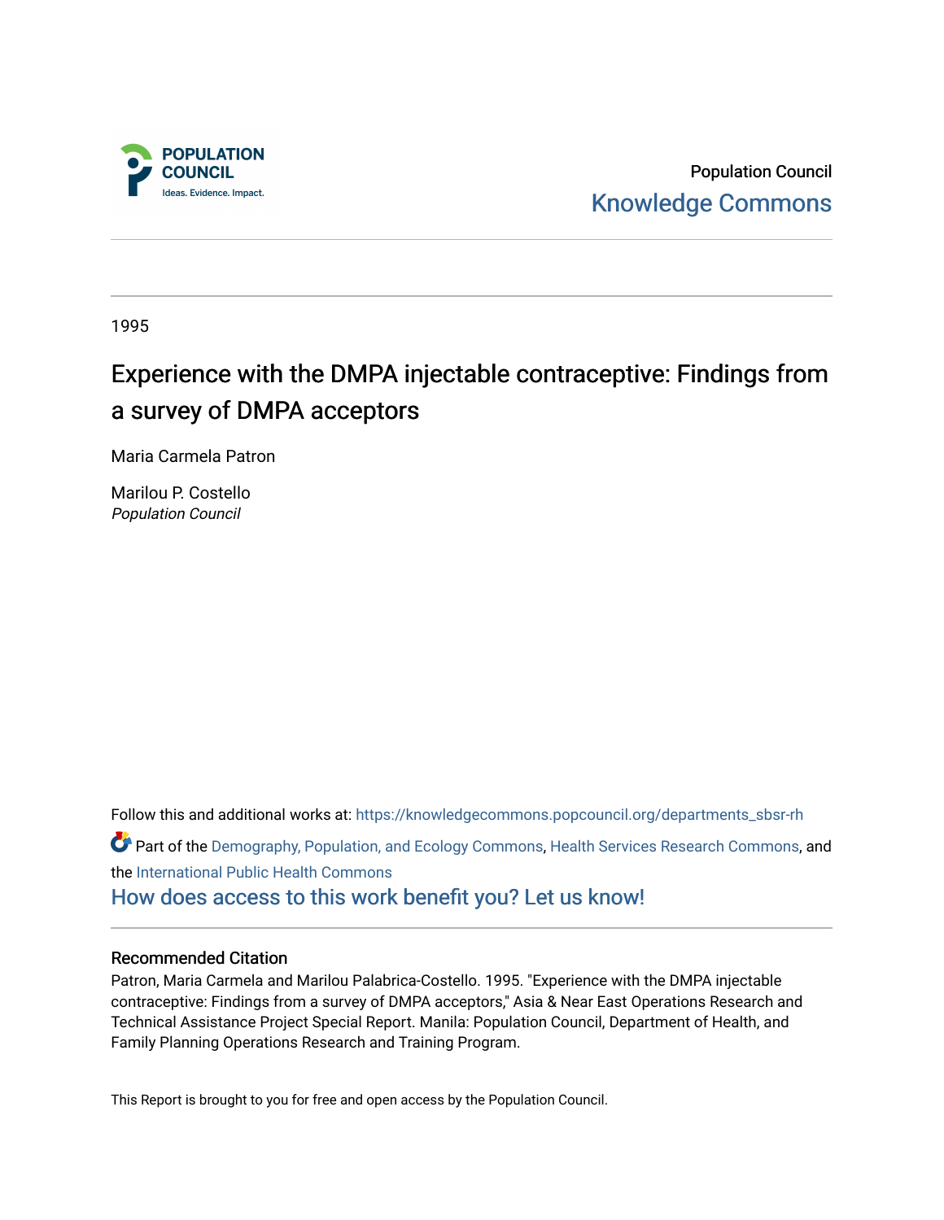POPULATION COUNCIL

Ideas. Evidence. Impact.

Population Council

Knowledge Commons

---

1995

# Experience with the DMPA injectable contraceptive: Findings from a survey of DMPA acceptors

Maria Carmela Patron

Marilou P. Costello
*Population Council*

Follow this and additional works at: https://knowledgecommons.popcouncil.org/departments_sbsr-rh

Part of the Demography, Population, and Ecology Commons, Health Services Research Commons, and the International Public Health Commons

How does access to this work benefit you? Let us know!

---

## Recommended Citation

Patron, Maria Carmela and Marilou Palabrica-Costello. 1995. "Experience with the DMPA injectable contraceptive: Findings from a survey of DMPA acceptors," Asia & Near East Operations Research and Technical Assistance Project Special Report. Manila: Population Council, Department of Health, and Family Planning Operations Research and Training Program.

This Report is brought to you for free and open access by the Population Council.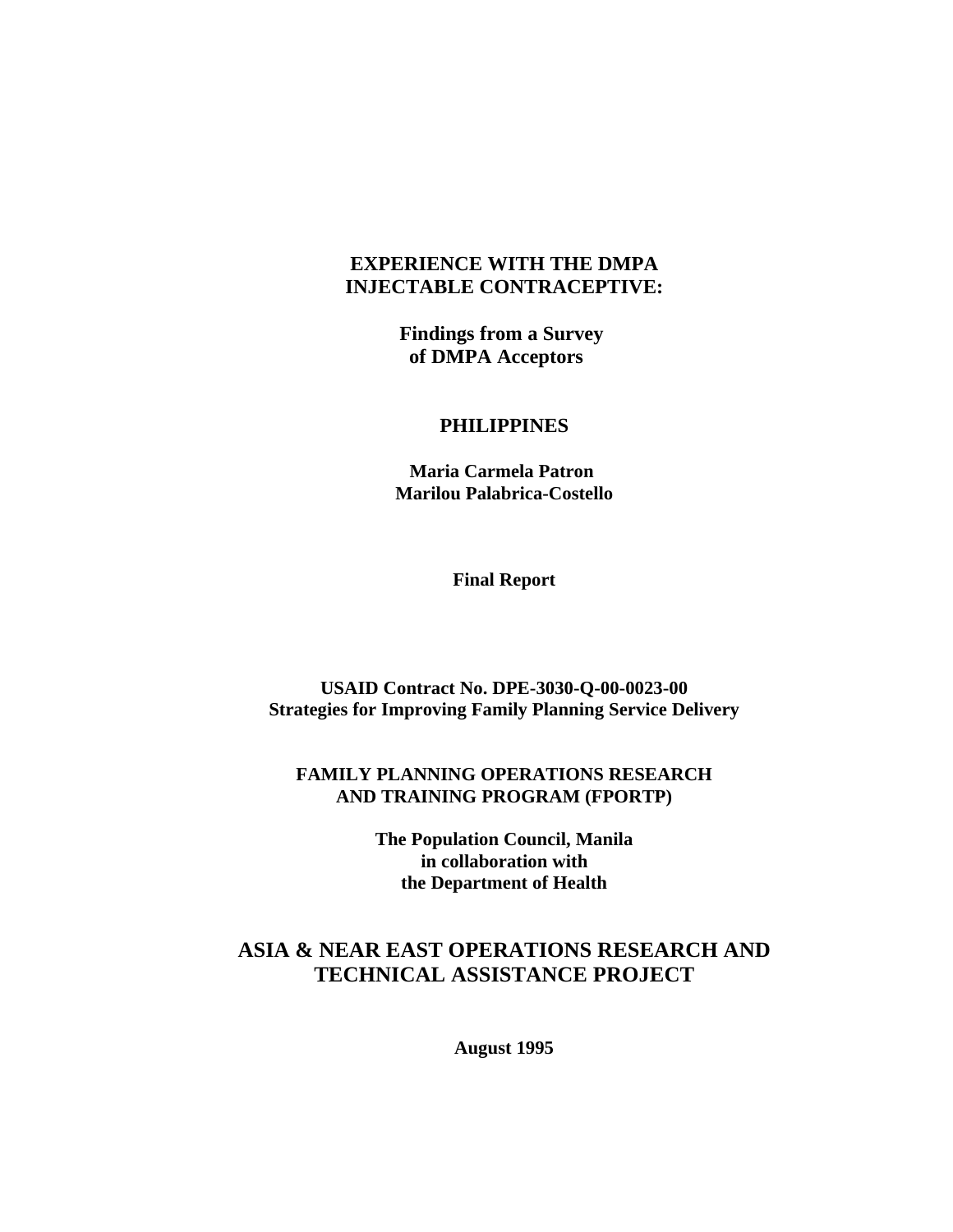# EXPERIENCE WITH THE DMPA INJECTABLE CONTRACEPTIVE:

## Findings from a Survey of DMPA Acceptors

**PHILIPPINES**

**Maria Carmela Patron**
**Marilou Palabrica-Costello**

**Final Report**

**USAID Contract No. DPE-3030-Q-00-0023-00**
**Strategies for Improving Family Planning Service Delivery**

**FAMILY PLANNING OPERATIONS RESEARCH AND TRAINING PROGRAM (FPORTP)**

**The Population Council, Manila**
**in collaboration with**
**the Department of Health**

## ASIA & NEAR EAST OPERATIONS RESEARCH AND TECHNICAL ASSISTANCE PROJECT

**August 1995**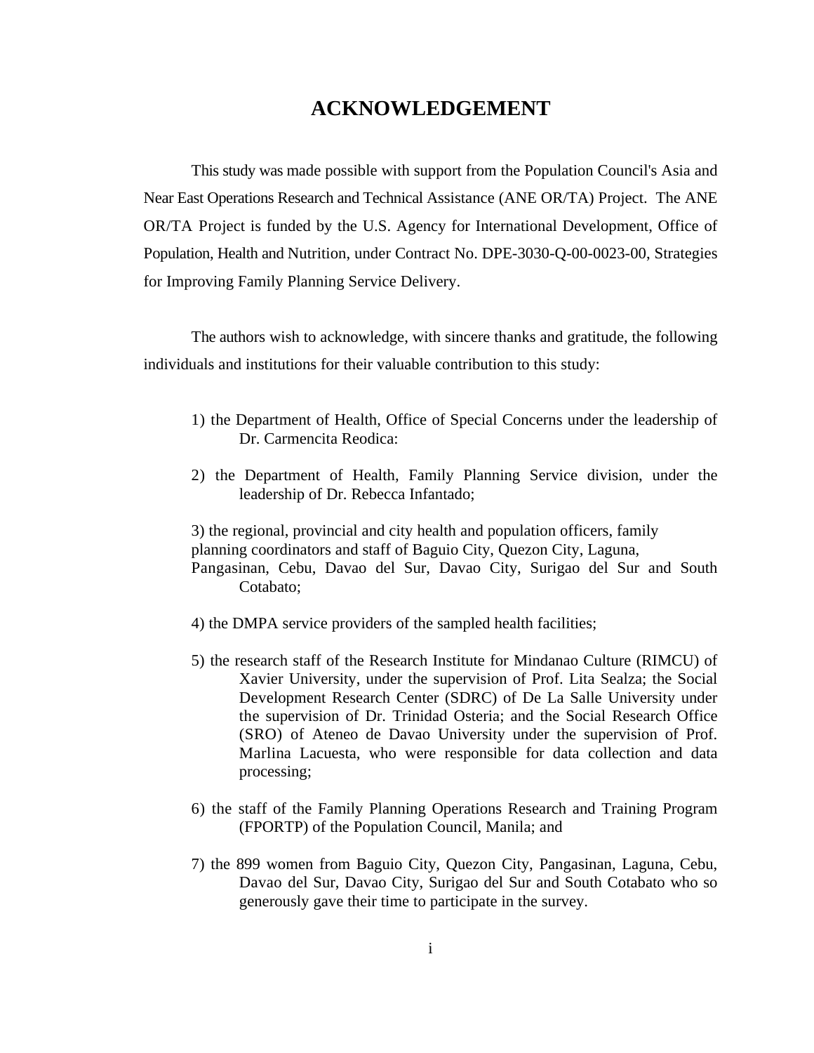# ACKNOWLEDGEMENT

This study was made possible with support from the Population Council's Asia and Near East Operations Research and Technical Assistance (ANE OR/TA) Project. The ANE OR/TA Project is funded by the U.S. Agency for International Development, Office of Population, Health and Nutrition, under Contract No. DPE-3030-Q-00-0023-00, Strategies for Improving Family Planning Service Delivery.

The authors wish to acknowledge, with sincere thanks and gratitude, the following individuals and institutions for their valuable contribution to this study:

1) the Department of Health, Office of Special Concerns under the leadership of Dr. Carmencita Reodica:

2) the Department of Health, Family Planning Service division, under the leadership of Dr. Rebecca Infantado;

3) the regional, provincial and city health and population officers, family planning coordinators and staff of Baguio City, Quezon City, Laguna, Pangasinan, Cebu, Davao del Sur, Davao City, Surigao del Sur and South Cotabato;

4) the DMPA service providers of the sampled health facilities;

5) the research staff of the Research Institute for Mindanao Culture (RIMCU) of Xavier University, under the supervision of Prof. Lita Sealza; the Social Development Research Center (SDRC) of De La Salle University under the supervision of Dr. Trinidad Osteria; and the Social Research Office (SRO) of Ateneo de Davao University under the supervision of Prof. Marlina Lacuesta, who were responsible for data collection and data processing;

6) the staff of the Family Planning Operations Research and Training Program (FPORTP) of the Population Council, Manila; and

7) the 899 women from Baguio City, Quezon City, Pangasinan, Laguna, Cebu, Davao del Sur, Davao City, Surigao del Sur and South Cotabato who so generously gave their time to participate in the survey.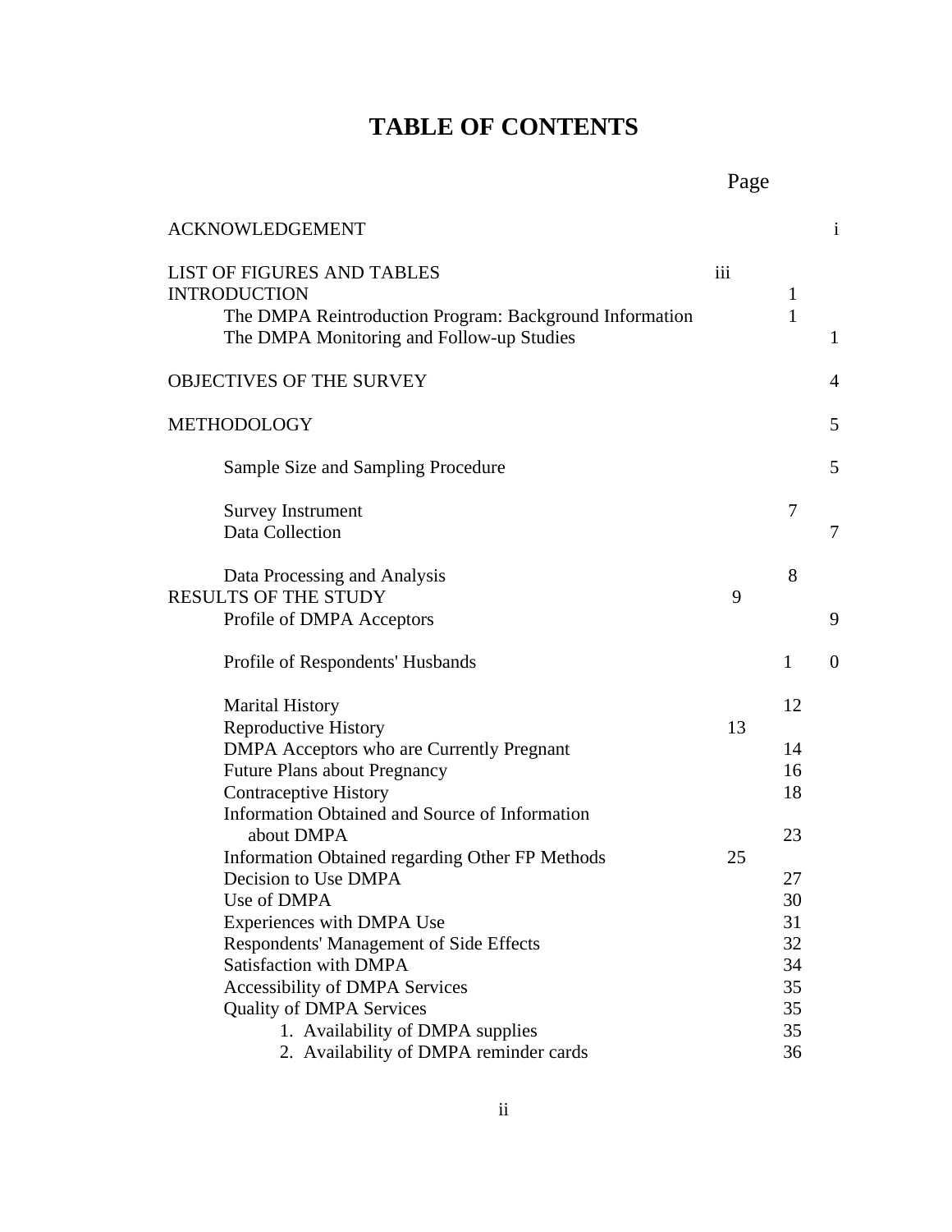# TABLE OF CONTENTS

| | Page |
|---|---|
| ACKNOWLEDGEMENT | i |
| LIST OF FIGURES AND TABLES | iii |
| INTRODUCTION | 1 |
| The DMPA Reintroduction Program: Background Information | 1 |
| The DMPA Monitoring and Follow-up Studies | 1 |
| OBJECTIVES OF THE SURVEY | 4 |
| METHODOLOGY | 5 |
| Sample Size and Sampling Procedure | 5 |
| Survey Instrument | 7 |
| Data Collection | 7 |
| Data Processing and Analysis | 8 |
| RESULTS OF THE STUDY | 9 |
| Profile of DMPA Acceptors | 9 |
| Profile of Respondents' Husbands | 10 |
| Marital History | 12 |
| Reproductive History | 13 |
| DMPA Acceptors who are Currently Pregnant | 14 |
| Future Plans about Pregnancy | 16 |
| Contraceptive History | 18 |
| Information Obtained and Source of Information about DMPA | 23 |
| Information Obtained regarding Other FP Methods | 25 |
| Decision to Use DMPA | 27 |
| Use of DMPA | 30 |
| Experiences with DMPA Use | 31 |
| Respondents' Management of Side Effects | 32 |
| Satisfaction with DMPA | 34 |
| Accessibility of DMPA Services | 35 |
| Quality of DMPA Services | 35 |
| 1. Availability of DMPA supplies | 35 |
| 2. Availability of DMPA reminder cards | 36 |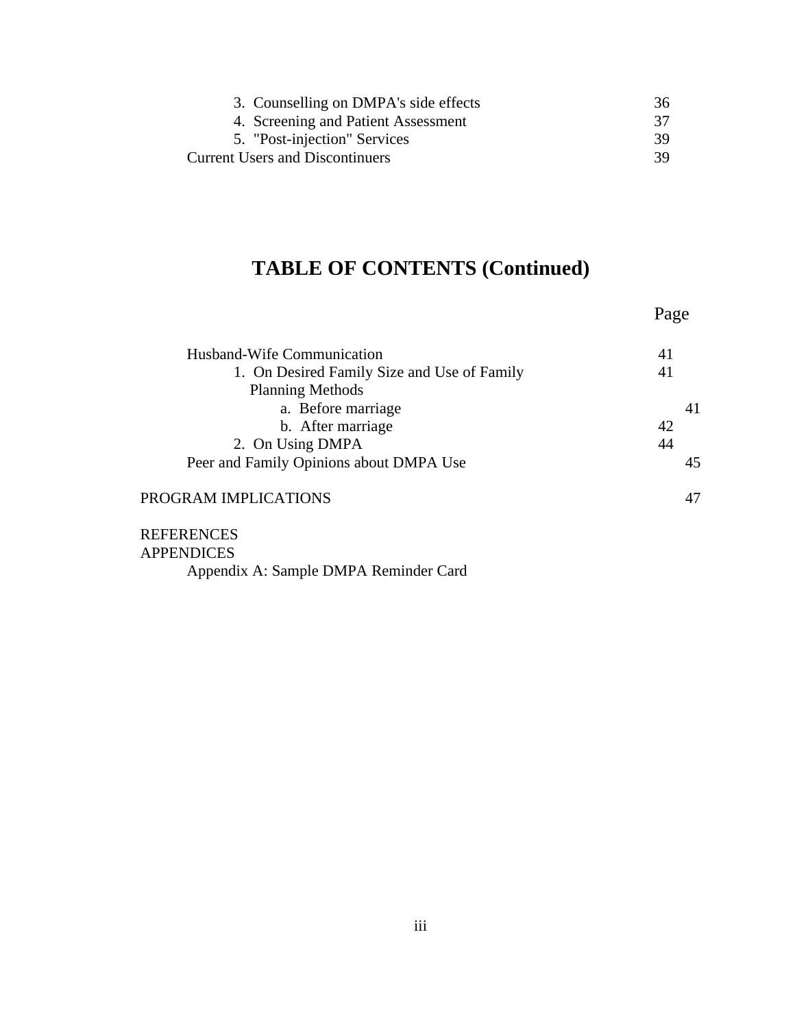| | |
|---|---|
| 3. Counselling on DMPA's side effects | 36 |
| 4. Screening and Patient Assessment | 37 |
| 5. "Post-injection" Services | 39 |
| Current Users and Discontinuers | 39 |

# TABLE OF CONTENTS (Continued)

| | Page |
|---|---|
| Husband-Wife Communication | 41 |
| 1. On Desired Family Size and Use of Family Planning Methods | 41 |
| a. Before marriage | 41 |
| b. After marriage | 42 |
| 2. On Using DMPA | 44 |
| Peer and Family Opinions about DMPA Use | 45 |
| PROGRAM IMPLICATIONS | 47 |
| REFERENCES | |
| APPENDICES | |
| Appendix A: Sample DMPA Reminder Card | |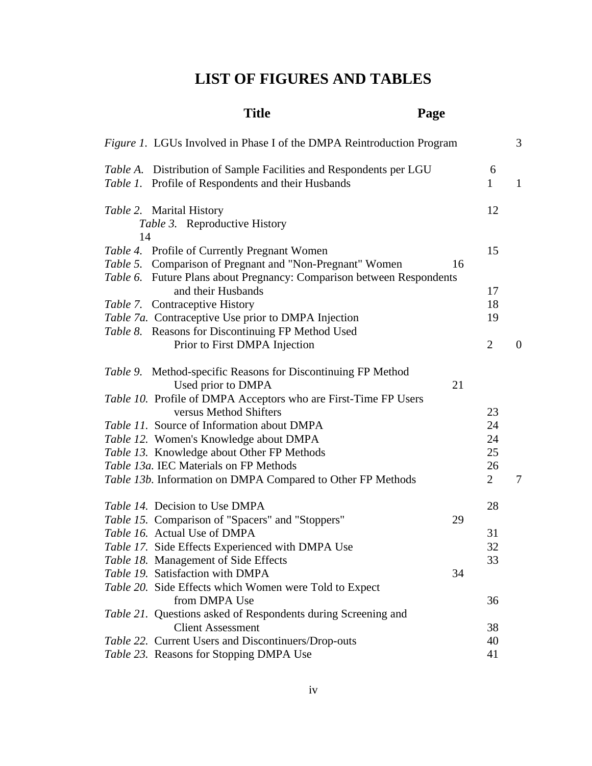# LIST OF FIGURES AND TABLES

| Title | Page |
|---|---|
| *Figure 1.* LGUs Involved in Phase I of the DMPA Reintroduction Program | 3 |
| *Table A.* Distribution of Sample Facilities and Respondents per LGU | 6 |
| *Table 1.* Profile of Respondents and their Husbands | 11 |
| *Table 2.* Marital History | 12 |
| *Table 3.* Reproductive History | 14 |
| *Table 4.* Profile of Currently Pregnant Women | 15 |
| *Table 5.* Comparison of Pregnant and "Non-Pregnant" Women | 16 |
| *Table 6.* Future Plans about Pregnancy: Comparison between Respondents and their Husbands | 17 |
| *Table 7.* Contraceptive History | 18 |
| *Table 7a.* Contraceptive Use prior to DMPA Injection | 19 |
| *Table 8.* Reasons for Discontinuing FP Method Used Prior to First DMPA Injection | 20 |
| *Table 9.* Method-specific Reasons for Discontinuing FP Method Used prior to DMPA | 21 |
| *Table 10.* Profile of DMPA Acceptors who are First-Time FP Users versus Method Shifters | 23 |
| *Table 11.* Source of Information about DMPA | 24 |
| *Table 12.* Women's Knowledge about DMPA | 24 |
| *Table 13.* Knowledge about Other FP Methods | 25 |
| *Table 13a.* IEC Materials on FP Methods | 26 |
| *Table 13b.* Information on DMPA Compared to Other FP Methods | 27 |
| *Table 14.* Decision to Use DMPA | 28 |
| *Table 15.* Comparison of "Spacers" and "Stoppers" | 29 |
| *Table 16.* Actual Use of DMPA | 31 |
| *Table 17.* Side Effects Experienced with DMPA Use | 32 |
| *Table 18.* Management of Side Effects | 33 |
| *Table 19.* Satisfaction with DMPA | 34 |
| *Table 20.* Side Effects which Women were Told to Expect from DMPA Use | 36 |
| *Table 21.* Questions asked of Respondents during Screening and Client Assessment | 38 |
| *Table 22.* Current Users and Discontinuers/Drop-outs | 40 |
| *Table 23.* Reasons for Stopping DMPA Use | 41 |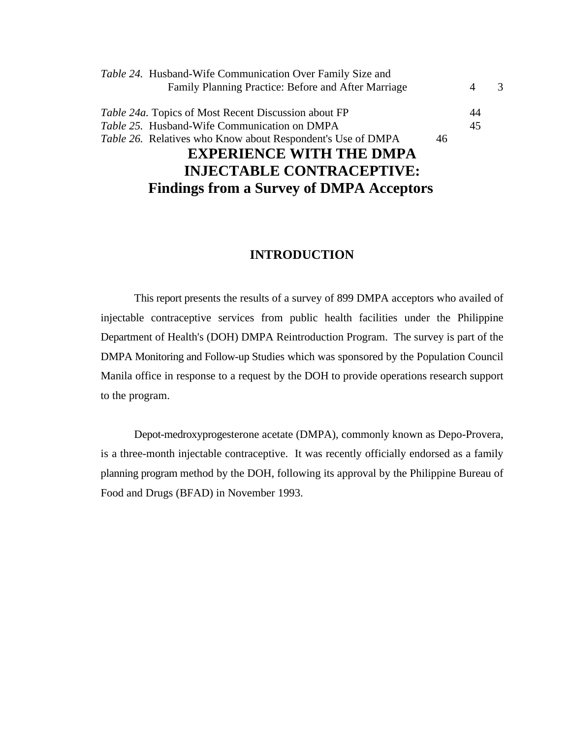*Table 24.* Husband-Wife Communication Over Family Size and Family Planning Practice: Before and After Marriage 43

*Table 24a.* Topics of Most Recent Discussion about FP 44

*Table 25.* Husband-Wife Communication on DMPA 45

*Table 26.* Relatives who Know about Respondent's Use of DMPA 46

# EXPERIENCE WITH THE DMPA INJECTABLE CONTRACEPTIVE: Findings from a Survey of DMPA Acceptors

## INTRODUCTION

This report presents the results of a survey of 899 DMPA acceptors who availed of injectable contraceptive services from public health facilities under the Philippine Department of Health's (DOH) DMPA Reintroduction Program. The survey is part of the DMPA Monitoring and Follow-up Studies which was sponsored by the Population Council Manila office in response to a request by the DOH to provide operations research support to the program.

Depot-medroxyprogesterone acetate (DMPA), commonly known as Depo-Provera, is a three-month injectable contraceptive. It was recently officially endorsed as a family planning program method by the DOH, following its approval by the Philippine Bureau of Food and Drugs (BFAD) in November 1993.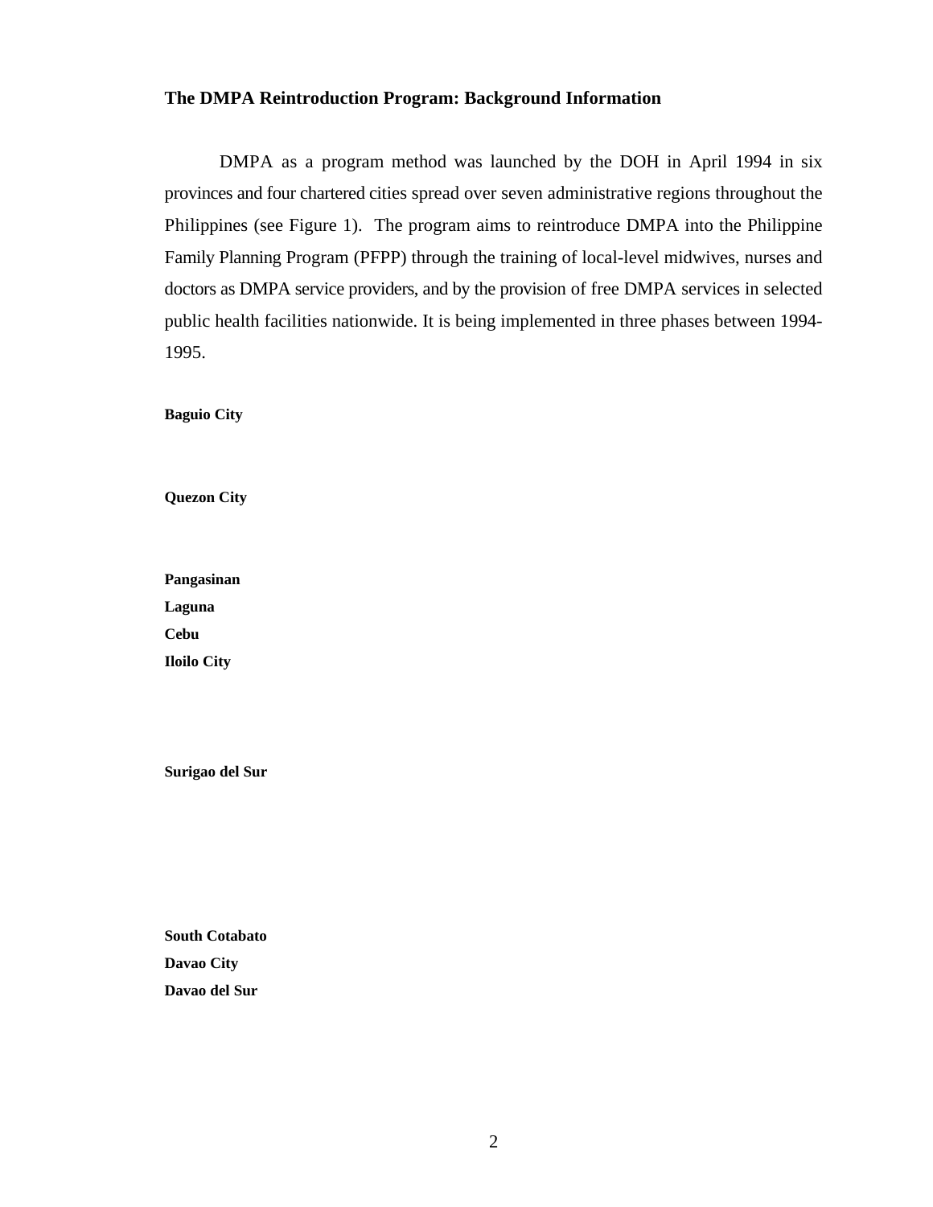### The DMPA Reintroduction Program: Background Information

DMPA as a program method was launched by the DOH in April 1994 in six provinces and four chartered cities spread over seven administrative regions throughout the Philippines (see Figure 1). The program aims to reintroduce DMPA into the Philippine Family Planning Program (PFPP) through the training of local-level midwives, nurses and doctors as DMPA service providers, and by the provision of free DMPA services in selected public health facilities nationwide. It is being implemented in three phases between 1994-1995.

**Baguio City**

**Quezon City**

**Pangasinan**

**Laguna**

**Cebu**

**Iloilo City**

**Surigao del Sur**

**South Cotabato**

**Davao City**

**Davao del Sur**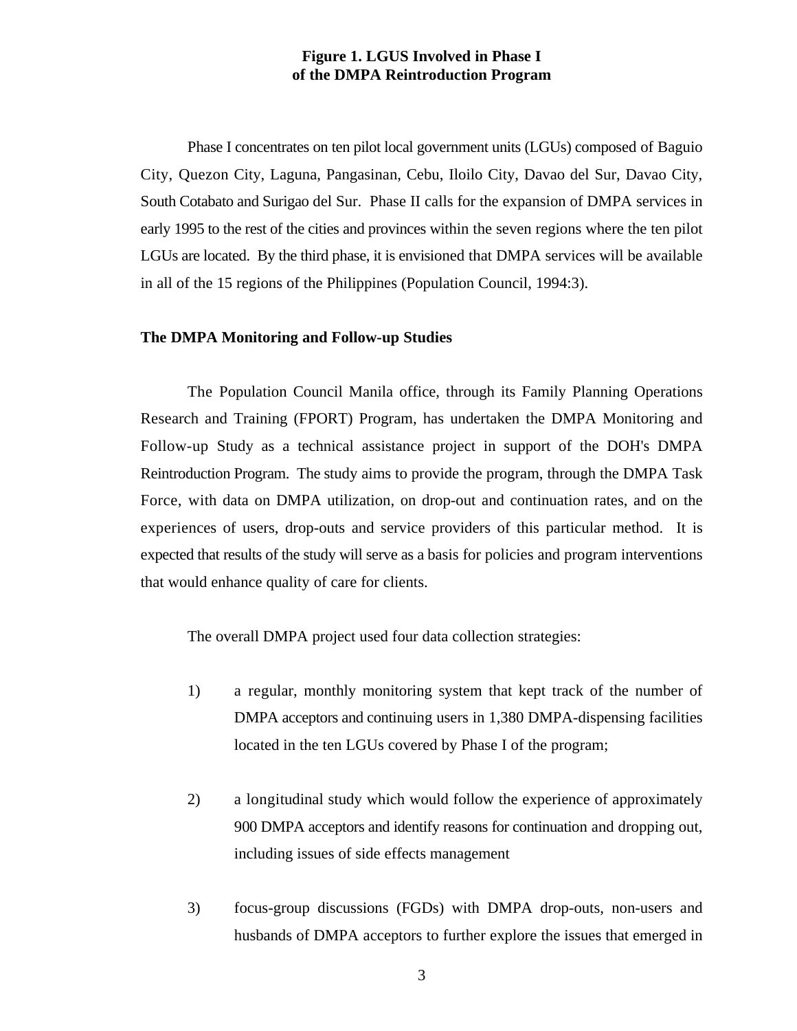**Figure 1. LGUS Involved in Phase I of the DMPA Reintroduction Program**

Phase I concentrates on ten pilot local government units (LGUs) composed of Baguio City, Quezon City, Laguna, Pangasinan, Cebu, Iloilo City, Davao del Sur, Davao City, South Cotabato and Surigao del Sur. Phase II calls for the expansion of DMPA services in early 1995 to the rest of the cities and provinces within the seven regions where the ten pilot LGUs are located. By the third phase, it is envisioned that DMPA services will be available in all of the 15 regions of the Philippines (Population Council, 1994:3).

### The DMPA Monitoring and Follow-up Studies

The Population Council Manila office, through its Family Planning Operations Research and Training (FPORT) Program, has undertaken the DMPA Monitoring and Follow-up Study as a technical assistance project in support of the DOH's DMPA Reintroduction Program. The study aims to provide the program, through the DMPA Task Force, with data on DMPA utilization, on drop-out and continuation rates, and on the experiences of users, drop-outs and service providers of this particular method. It is expected that results of the study will serve as a basis for policies and program interventions that would enhance quality of care for clients.

The overall DMPA project used four data collection strategies:

1) a regular, monthly monitoring system that kept track of the number of DMPA acceptors and continuing users in 1,380 DMPA-dispensing facilities located in the ten LGUs covered by Phase I of the program;

2) a longitudinal study which would follow the experience of approximately 900 DMPA acceptors and identify reasons for continuation and dropping out, including issues of side effects management

3) focus-group discussions (FGDs) with DMPA drop-outs, non-users and husbands of DMPA acceptors to further explore the issues that emerged in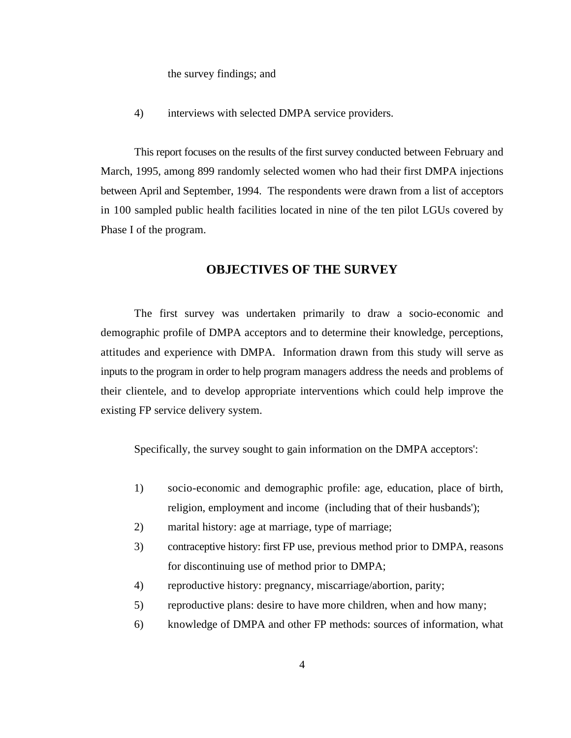the survey findings; and

4) interviews with selected DMPA service providers.

This report focuses on the results of the first survey conducted between February and March, 1995, among 899 randomly selected women who had their first DMPA injections between April and September, 1994. The respondents were drawn from a list of acceptors in 100 sampled public health facilities located in nine of the ten pilot LGUs covered by Phase I of the program.

## OBJECTIVES OF THE SURVEY

The first survey was undertaken primarily to draw a socio-economic and demographic profile of DMPA acceptors and to determine their knowledge, perceptions, attitudes and experience with DMPA. Information drawn from this study will serve as inputs to the program in order to help program managers address the needs and problems of their clientele, and to develop appropriate interventions which could help improve the existing FP service delivery system.

Specifically, the survey sought to gain information on the DMPA acceptors':

1) socio-economic and demographic profile: age, education, place of birth, religion, employment and income (including that of their husbands');
2) marital history: age at marriage, type of marriage;
3) contraceptive history: first FP use, previous method prior to DMPA, reasons for discontinuing use of method prior to DMPA;
4) reproductive history: pregnancy, miscarriage/abortion, parity;
5) reproductive plans: desire to have more children, when and how many;
6) knowledge of DMPA and other FP methods: sources of information, what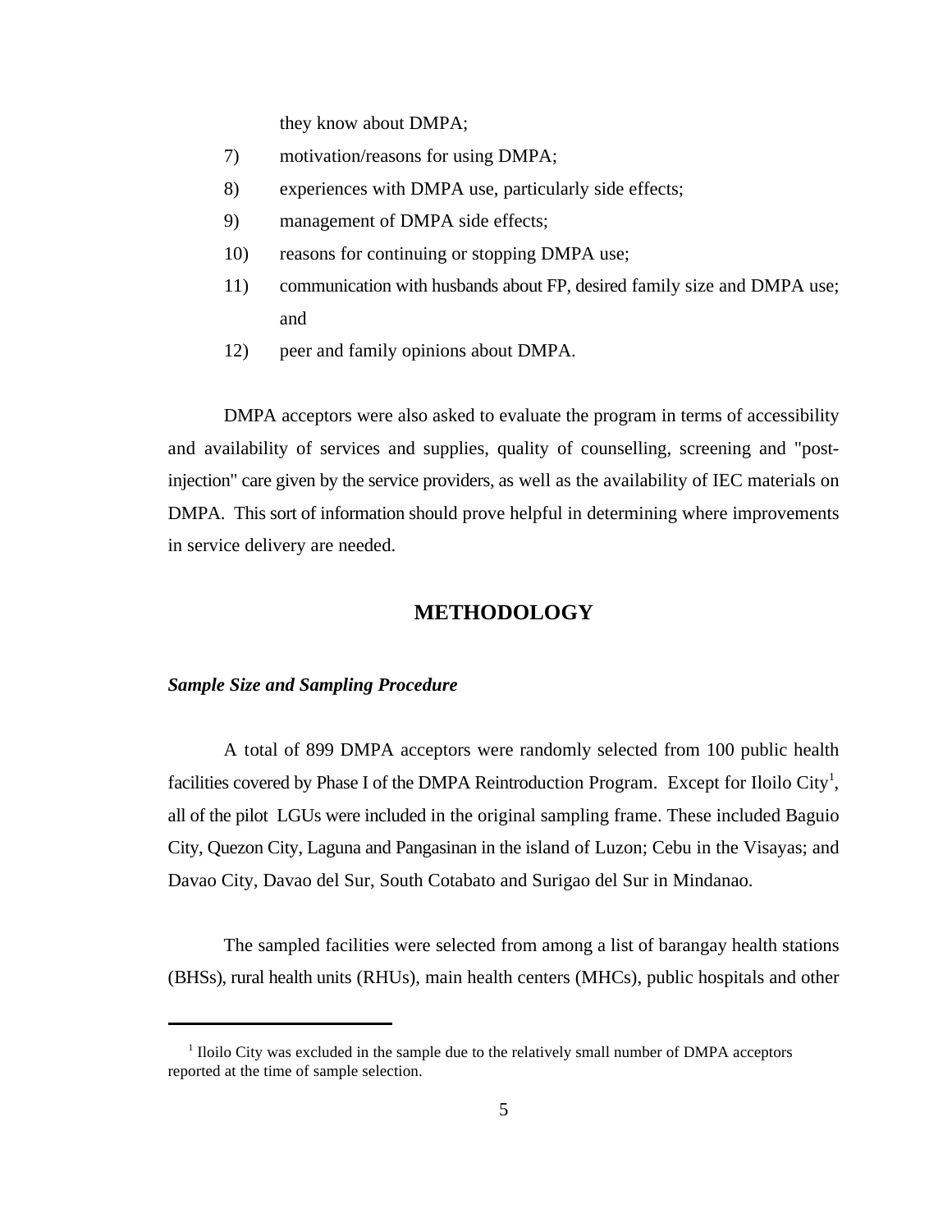they know about DMPA;

7) motivation/reasons for using DMPA;
8) experiences with DMPA use, particularly side effects;
9) management of DMPA side effects;
10) reasons for continuing or stopping DMPA use;
11) communication with husbands about FP, desired family size and DMPA use; and
12) peer and family opinions about DMPA.

DMPA acceptors were also asked to evaluate the program in terms of accessibility and availability of services and supplies, quality of counselling, screening and "post-injection" care given by the service providers, as well as the availability of IEC materials on DMPA. This sort of information should prove helpful in determining where improvements in service delivery are needed.

## METHODOLOGY

### *Sample Size and Sampling Procedure*

A total of 899 DMPA acceptors were randomly selected from 100 public health facilities covered by Phase I of the DMPA Reintroduction Program. Except for Iloilo City[1], all of the pilot LGUs were included in the original sampling frame. These included Baguio City, Quezon City, Laguna and Pangasinan in the island of Luzon; Cebu in the Visayas; and Davao City, Davao del Sur, South Cotabato and Surigao del Sur in Mindanao.

The sampled facilities were selected from among a list of barangay health stations (BHSs), rural health units (RHUs), main health centers (MHCs), public hospitals and other

---

[1] Iloilo City was excluded in the sample due to the relatively small number of DMPA acceptors reported at the time of sample selection.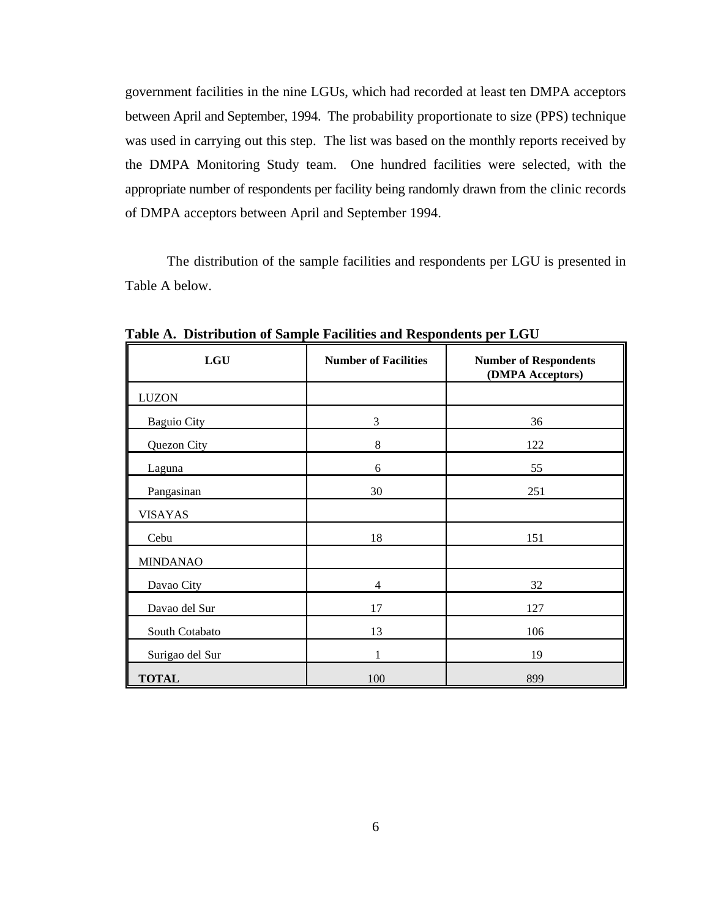government facilities in the nine LGUs, which had recorded at least ten DMPA acceptors between April and September, 1994. The probability proportionate to size (PPS) technique was used in carrying out this step. The list was based on the monthly reports received by the DMPA Monitoring Study team. One hundred facilities were selected, with the appropriate number of respondents per facility being randomly drawn from the clinic records of DMPA acceptors between April and September 1994.

The distribution of the sample facilities and respondents per LGU is presented in Table A below.

**Table A. Distribution of Sample Facilities and Respondents per LGU**

| LGU | Number of Facilities | Number of Respondents (DMPA Acceptors) |
|---|---|---|
| LUZON | | |
| Baguio City | 3 | 36 |
| Quezon City | 8 | 122 |
| Laguna | 6 | 55 |
| Pangasinan | 30 | 251 |
| VISAYAS | | |
| Cebu | 18 | 151 |
| MINDANAO | | |
| Davao City | 4 | 32 |
| Davao del Sur | 17 | 127 |
| South Cotabato | 13 | 106 |
| Surigao del Sur | 1 | 19 |
| **TOTAL** | 100 | 899 |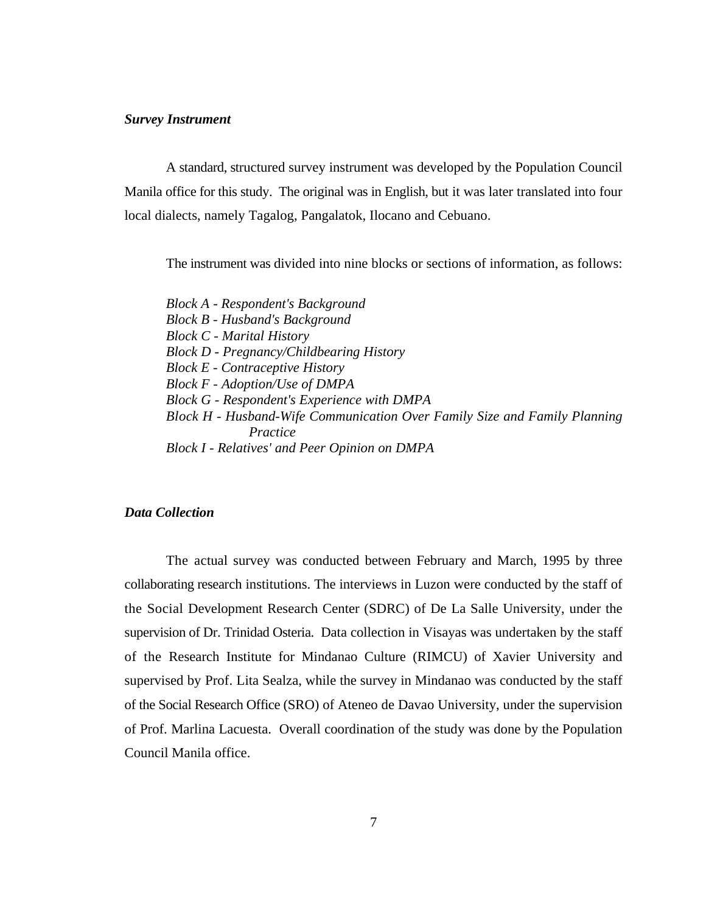### *Survey Instrument*

A standard, structured survey instrument was developed by the Population Council Manila office for this study. The original was in English, but it was later translated into four local dialects, namely Tagalog, Pangalatok, Ilocano and Cebuano.

The instrument was divided into nine blocks or sections of information, as follows:

*Block A - Respondent's Background*
*Block B - Husband's Background*
*Block C - Marital History*
*Block D - Pregnancy/Childbearing History*
*Block E - Contraceptive History*
*Block F - Adoption/Use of DMPA*
*Block G - Respondent's Experience with DMPA*
*Block H - Husband-Wife Communication Over Family Size and Family Planning Practice*
*Block I - Relatives' and Peer Opinion on DMPA*

### *Data Collection*

The actual survey was conducted between February and March, 1995 by three collaborating research institutions. The interviews in Luzon were conducted by the staff of the Social Development Research Center (SDRC) of De La Salle University, under the supervision of Dr. Trinidad Osteria. Data collection in Visayas was undertaken by the staff of the Research Institute for Mindanao Culture (RIMCU) of Xavier University and supervised by Prof. Lita Sealza, while the survey in Mindanao was conducted by the staff of the Social Research Office (SRO) of Ateneo de Davao University, under the supervision of Prof. Marlina Lacuesta. Overall coordination of the study was done by the Population Council Manila office.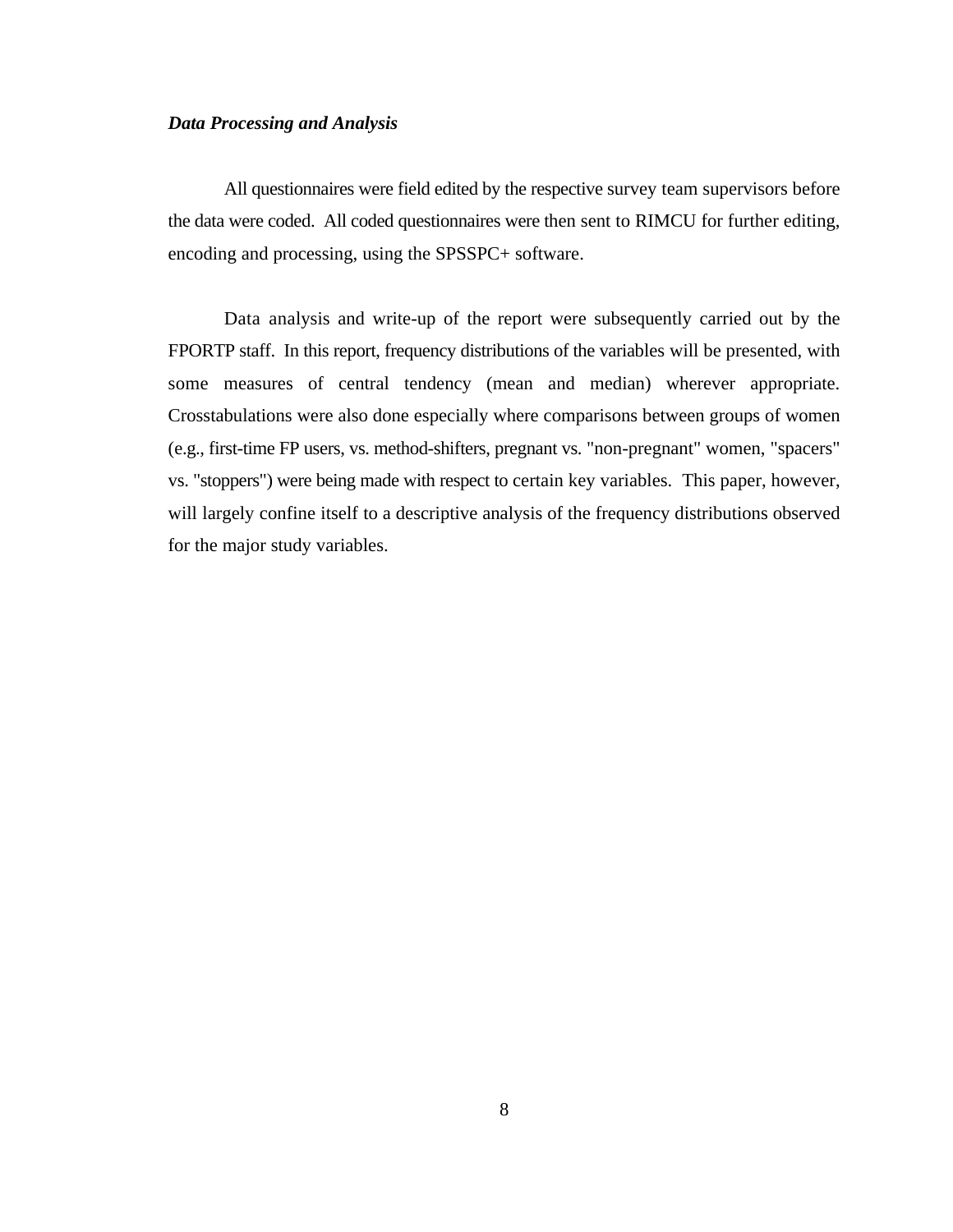***Data Processing and Analysis***

All questionnaires were field edited by the respective survey team supervisors before the data were coded. All coded questionnaires were then sent to RIMCU for further editing, encoding and processing, using the SPSSPC+ software.

Data analysis and write-up of the report were subsequently carried out by the FPORTP staff. In this report, frequency distributions of the variables will be presented, with some measures of central tendency (mean and median) wherever appropriate. Crosstabulations were also done especially where comparisons between groups of women (e.g., first-time FP users, vs. method-shifters, pregnant vs. "non-pregnant" women, "spacers" vs. "stoppers") were being made with respect to certain key variables. This paper, however, will largely confine itself to a descriptive analysis of the frequency distributions observed for the major study variables.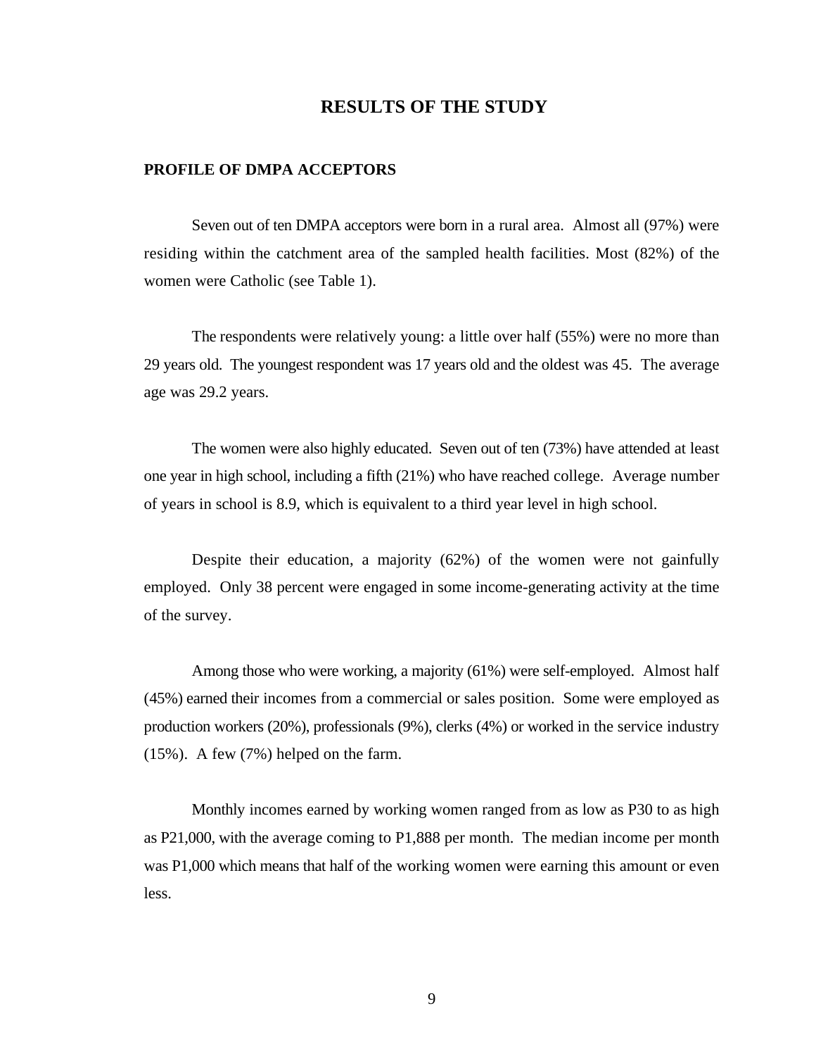# RESULTS OF THE STUDY

## PROFILE OF DMPA ACCEPTORS

Seven out of ten DMPA acceptors were born in a rural area. Almost all (97%) were residing within the catchment area of the sampled health facilities. Most (82%) of the women were Catholic (see Table 1).

The respondents were relatively young: a little over half (55%) were no more than 29 years old. The youngest respondent was 17 years old and the oldest was 45. The average age was 29.2 years.

The women were also highly educated. Seven out of ten (73%) have attended at least one year in high school, including a fifth (21%) who have reached college. Average number of years in school is 8.9, which is equivalent to a third year level in high school.

Despite their education, a majority (62%) of the women were not gainfully employed. Only 38 percent were engaged in some income-generating activity at the time of the survey.

Among those who were working, a majority (61%) were self-employed. Almost half (45%) earned their incomes from a commercial or sales position. Some were employed as production workers (20%), professionals (9%), clerks (4%) or worked in the service industry (15%). A few (7%) helped on the farm.

Monthly incomes earned by working women ranged from as low as P30 to as high as P21,000, with the average coming to P1,888 per month. The median income per month was P1,000 which means that half of the working women were earning this amount or even less.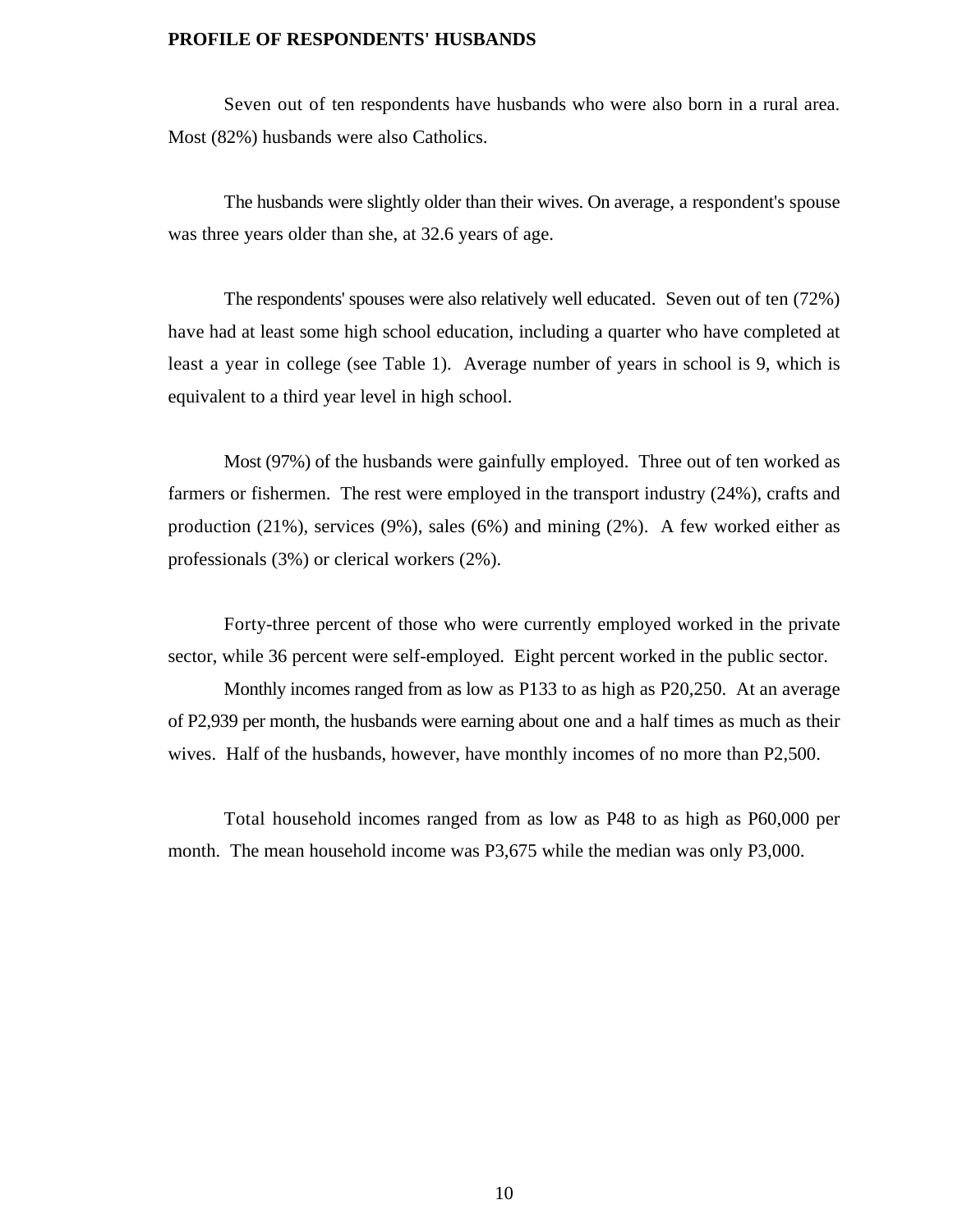## PROFILE OF RESPONDENTS' HUSBANDS

Seven out of ten respondents have husbands who were also born in a rural area. Most (82%) husbands were also Catholics.

The husbands were slightly older than their wives. On average, a respondent's spouse was three years older than she, at 32.6 years of age.

The respondents' spouses were also relatively well educated. Seven out of ten (72%) have had at least some high school education, including a quarter who have completed at least a year in college (see Table 1). Average number of years in school is 9, which is equivalent to a third year level in high school.

Most (97%) of the husbands were gainfully employed. Three out of ten worked as farmers or fishermen. The rest were employed in the transport industry (24%), crafts and production (21%), services (9%), sales (6%) and mining (2%). A few worked either as professionals (3%) or clerical workers (2%).

Forty-three percent of those who were currently employed worked in the private sector, while 36 percent were self-employed. Eight percent worked in the public sector.

Monthly incomes ranged from as low as P133 to as high as P20,250. At an average of P2,939 per month, the husbands were earning about one and a half times as much as their wives. Half of the husbands, however, have monthly incomes of no more than P2,500.

Total household incomes ranged from as low as P48 to as high as P60,000 per month. The mean household income was P3,675 while the median was only P3,000.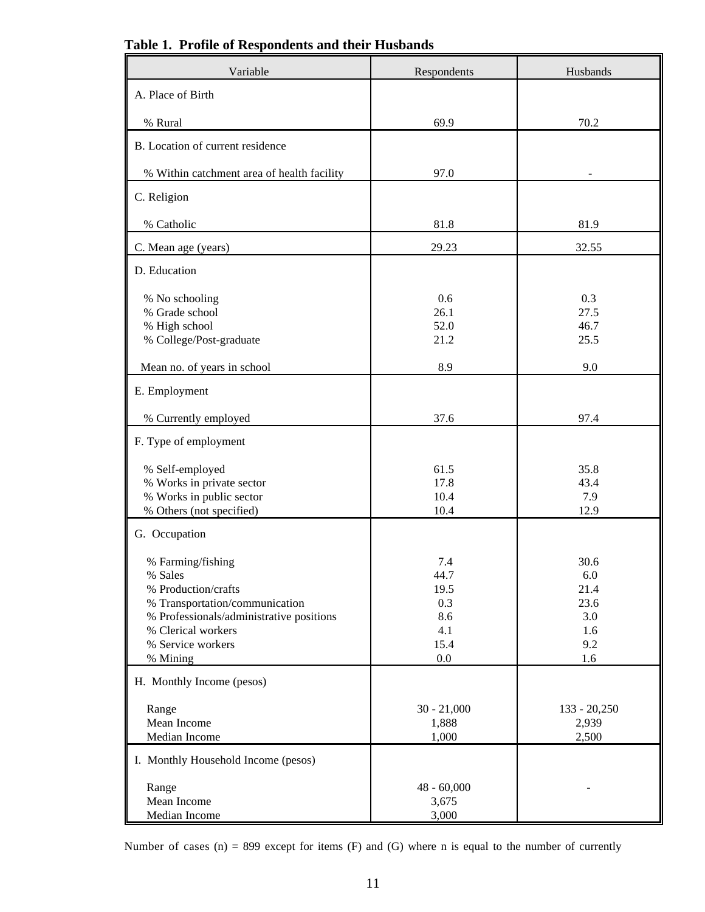**Table 1. Profile of Respondents and their Husbands**

| Variable | Respondents | Husbands |
|---|---|---|
| A. Place of Birth | | |
| % Rural | 69.9 | 70.2 |
| B. Location of current residence | | |
| % Within catchment area of health facility | 97.0 | - |
| C. Religion | | |
| % Catholic | 81.8 | 81.9 |
| C. Mean age (years) | 29.23 | 32.55 |
| D. Education | | |
| % No schooling | 0.6 | 0.3 |
| % Grade school | 26.1 | 27.5 |
| % High school | 52.0 | 46.7 |
| % College/Post-graduate | 21.2 | 25.5 |
| Mean no. of years in school | 8.9 | 9.0 |
| E. Employment | | |
| % Currently employed | 37.6 | 97.4 |
| F. Type of employment | | |
| % Self-employed | 61.5 | 35.8 |
| % Works in private sector | 17.8 | 43.4 |
| % Works in public sector | 10.4 | 7.9 |
| % Others (not specified) | 10.4 | 12.9 |
| G. Occupation | | |
| % Farming/fishing | 7.4 | 30.6 |
| % Sales | 44.7 | 6.0 |
| % Production/crafts | 19.5 | 21.4 |
| % Transportation/communication | 0.3 | 23.6 |
| % Professionals/administrative positions | 8.6 | 3.0 |
| % Clerical workers | 4.1 | 1.6 |
| % Service workers | 15.4 | 9.2 |
| % Mining | 0.0 | 1.6 |
| H. Monthly Income (pesos) | | |
| Range | 30 - 21,000 | 133 - 20,250 |
| Mean Income | 1,888 | 2,939 |
| Median Income | 1,000 | 2,500 |
| I. Monthly Household Income (pesos) | | |
| Range | 48 - 60,000 | - |
| Mean Income | 3,675 | |
| Median Income | 3,000 | |

Number of cases (n) = 899 except for items (F) and (G) where n is equal to the number of currently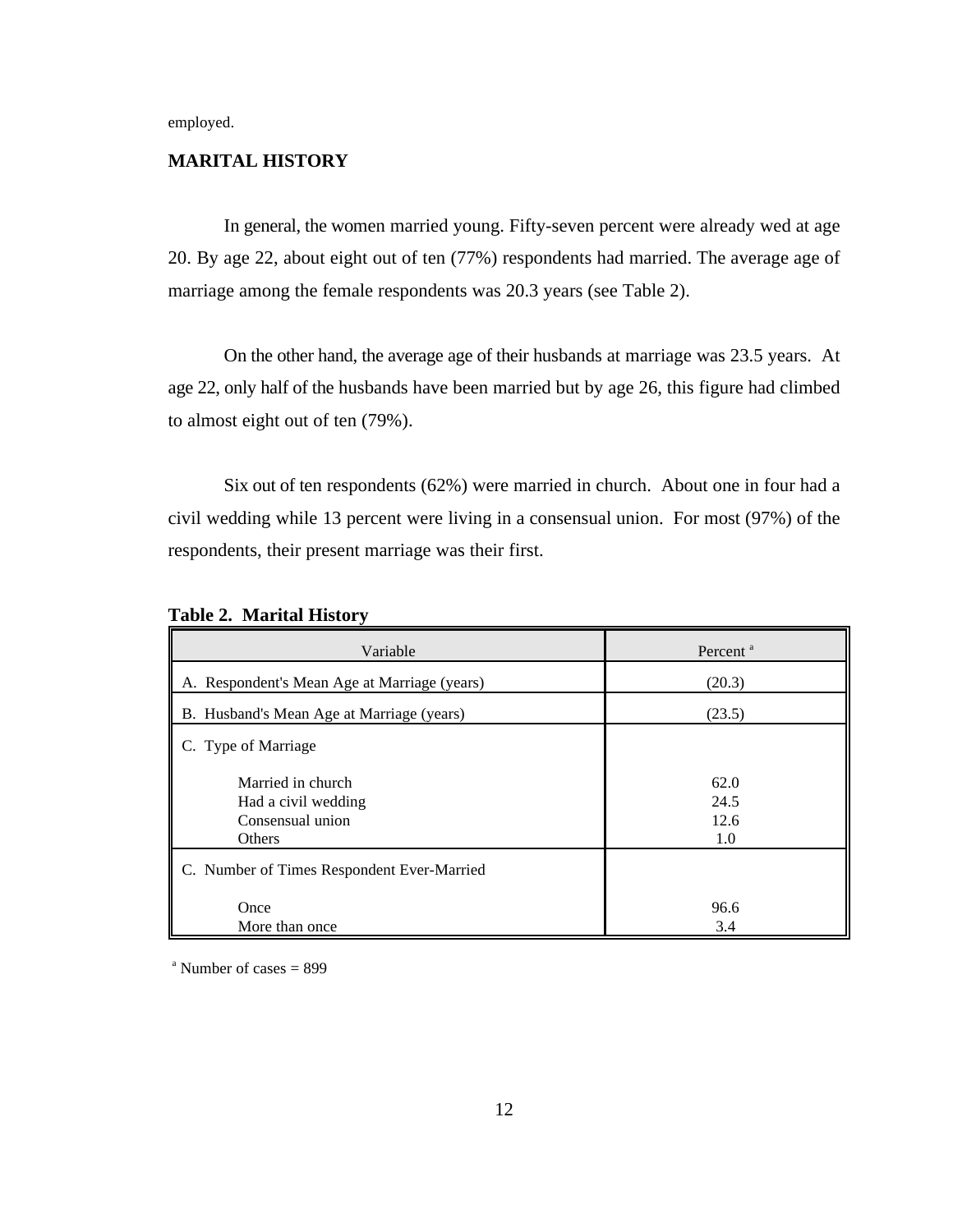employed.

## MARITAL HISTORY

In general, the women married young. Fifty-seven percent were already wed at age 20. By age 22, about eight out of ten (77%) respondents had married. The average age of marriage among the female respondents was 20.3 years (see Table 2).

On the other hand, the average age of their husbands at marriage was 23.5 years. At age 22, only half of the husbands have been married but by age 26, this figure had climbed to almost eight out of ten (79%).

Six out of ten respondents (62%) were married in church. About one in four had a civil wedding while 13 percent were living in a consensual union. For most (97%) of the respondents, their present marriage was their first.

**Table 2. Marital History**

| Variable | Percent [a] |
|---|---|
| A. Respondent's Mean Age at Marriage (years) | (20.3) |
| B. Husband's Mean Age at Marriage (years) | (23.5) |
| C. Type of Marriage | |
| Married in church | 62.0 |
| Had a civil wedding | 24.5 |
| Consensual union | 12.6 |
| Others | 1.0 |
| C. Number of Times Respondent Ever-Married | |
| Once | 96.6 |
| More than once | 3.4 |

[a] Number of cases = 899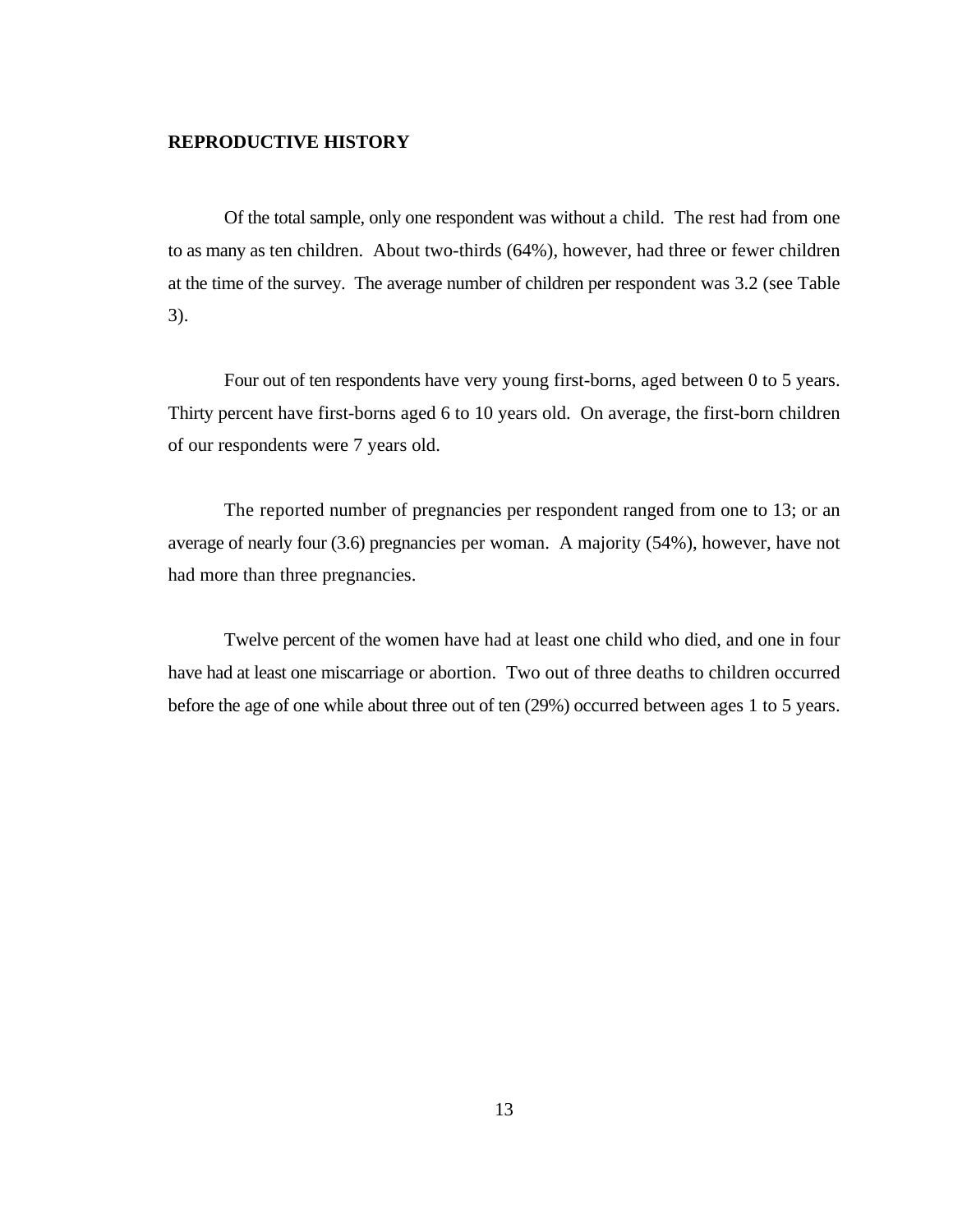## REPRODUCTIVE HISTORY

Of the total sample, only one respondent was without a child. The rest had from one to as many as ten children. About two-thirds (64%), however, had three or fewer children at the time of the survey. The average number of children per respondent was 3.2 (see Table 3).

Four out of ten respondents have very young first-borns, aged between 0 to 5 years. Thirty percent have first-borns aged 6 to 10 years old. On average, the first-born children of our respondents were 7 years old.

The reported number of pregnancies per respondent ranged from one to 13; or an average of nearly four (3.6) pregnancies per woman. A majority (54%), however, have not had more than three pregnancies.

Twelve percent of the women have had at least one child who died, and one in four have had at least one miscarriage or abortion. Two out of three deaths to children occurred before the age of one while about three out of ten (29%) occurred between ages 1 to 5 years.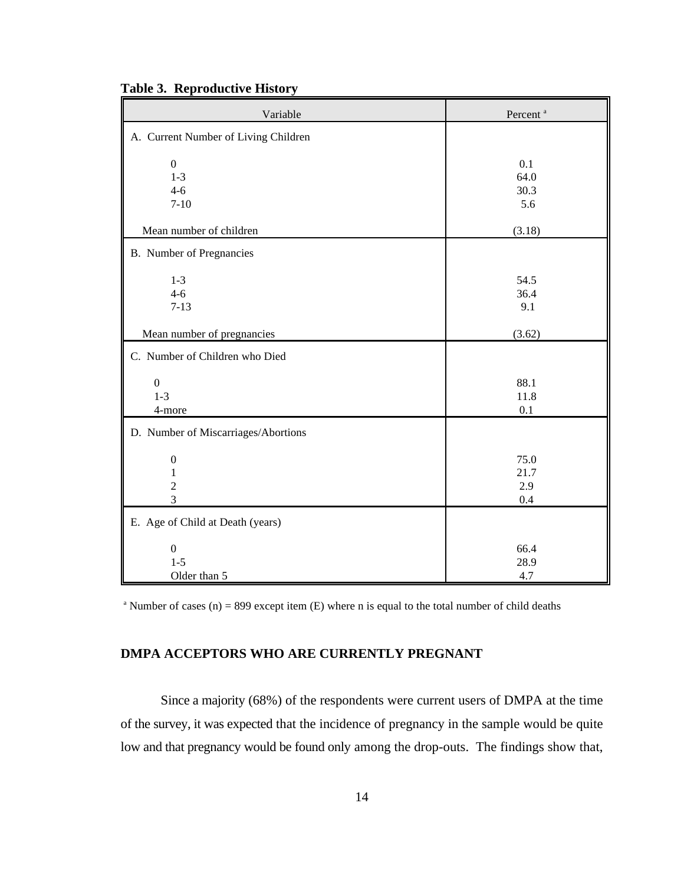**Table 3. Reproductive History**

| Variable | Percent [a] |
|---|---|
| A. Current Number of Living Children | |
| 0 | 0.1 |
| 1-3 | 64.0 |
| 4-6 | 30.3 |
| 7-10 | 5.6 |
| Mean number of children | (3.18) |
| B. Number of Pregnancies | |
| 1-3 | 54.5 |
| 4-6 | 36.4 |
| 7-13 | 9.1 |
| Mean number of pregnancies | (3.62) |
| C. Number of Children who Died | |
| 0 | 88.1 |
| 1-3 | 11.8 |
| 4-more | 0.1 |
| D. Number of Miscarriages/Abortions | |
| 0 | 75.0 |
| 1 | 21.7 |
| 2 | 2.9 |
| 3 | 0.4 |
| E. Age of Child at Death (years) | |
| 0 | 66.4 |
| 1-5 | 28.9 |
| Older than 5 | 4.7 |

[a] Number of cases (n) = 899 except item (E) where n is equal to the total number of child deaths

## DMPA ACCEPTORS WHO ARE CURRENTLY PREGNANT

Since a majority (68%) of the respondents were current users of DMPA at the time of the survey, it was expected that the incidence of pregnancy in the sample would be quite low and that pregnancy would be found only among the drop-outs. The findings show that,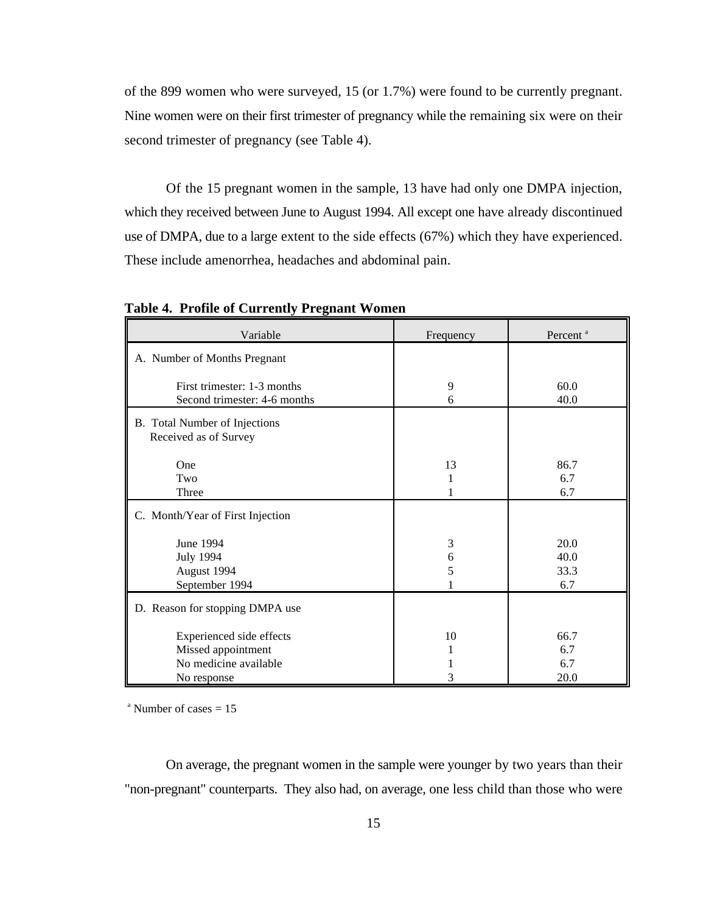of the 899 women who were surveyed, 15 (or 1.7%) were found to be currently pregnant. Nine women were on their first trimester of pregnancy while the remaining six were on their second trimester of pregnancy (see Table 4).

Of the 15 pregnant women in the sample, 13 have had only one DMPA injection, which they received between June to August 1994. All except one have already discontinued use of DMPA, due to a large extent to the side effects (67%) which they have experienced. These include amenorrhea, headaches and abdominal pain.

**Table 4. Profile of Currently Pregnant Women**

| Variable | Frequency | Percent [a] |
|---|---|---|
| A. Number of Months Pregnant | | |
| First trimester: 1-3 months | 9 | 60.0 |
| Second trimester: 4-6 months | 6 | 40.0 |
| B. Total Number of Injections Received as of Survey | | |
| One | 13 | 86.7 |
| Two | 1 | 6.7 |
| Three | 1 | 6.7 |
| C. Month/Year of First Injection | | |
| June 1994 | 3 | 20.0 |
| July 1994 | 6 | 40.0 |
| August 1994 | 5 | 33.3 |
| September 1994 | 1 | 6.7 |
| D. Reason for stopping DMPA use | | |
| Experienced side effects | 10 | 66.7 |
| Missed appointment | 1 | 6.7 |
| No medicine available | 1 | 6.7 |
| No response | 3 | 20.0 |

[a] Number of cases = 15

On average, the pregnant women in the sample were younger by two years than their "non-pregnant" counterparts. They also had, on average, one less child than those who were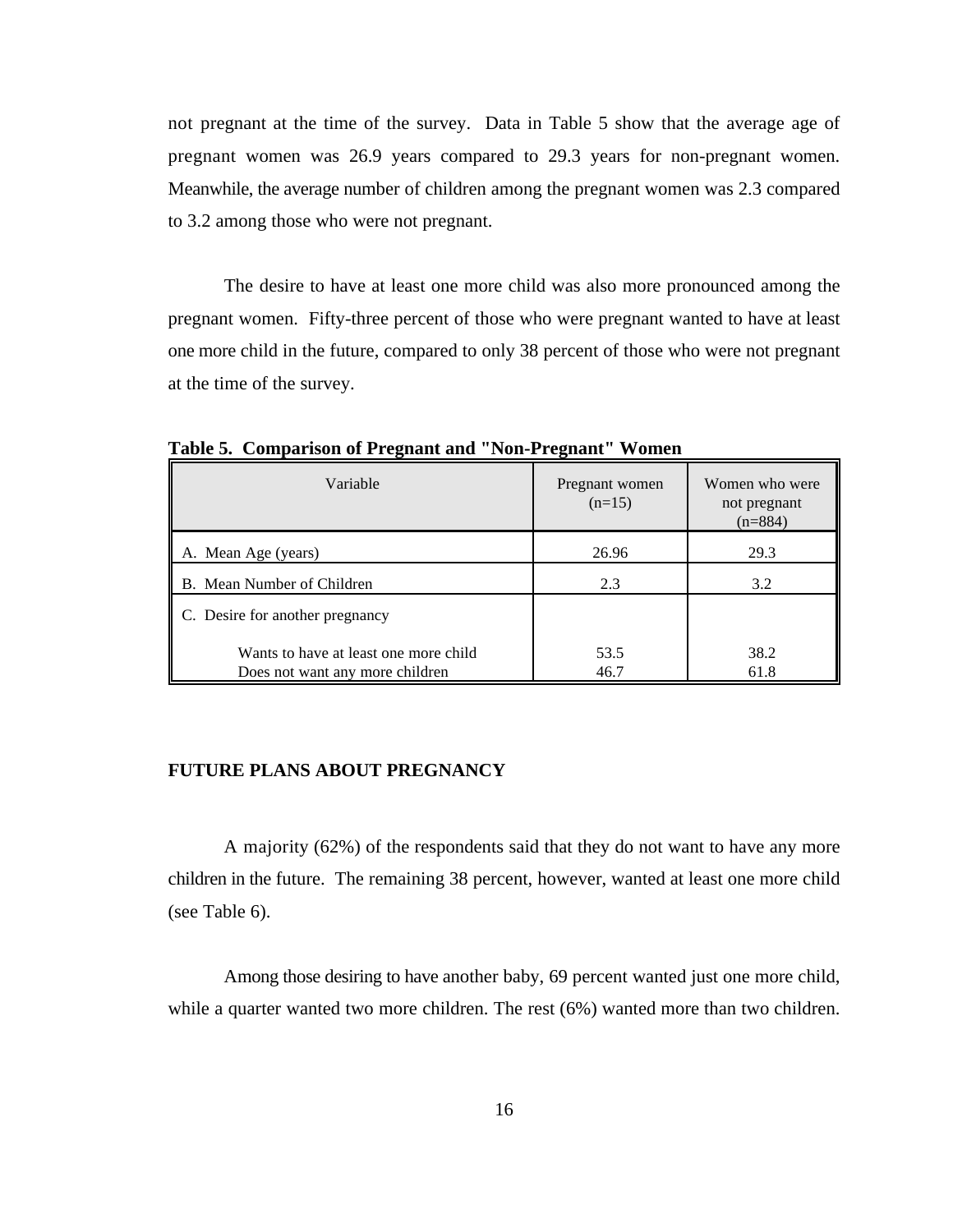not pregnant at the time of the survey. Data in Table 5 show that the average age of pregnant women was 26.9 years compared to 29.3 years for non-pregnant women. Meanwhile, the average number of children among the pregnant women was 2.3 compared to 3.2 among those who were not pregnant.

The desire to have at least one more child was also more pronounced among the pregnant women. Fifty-three percent of those who were pregnant wanted to have at least one more child in the future, compared to only 38 percent of those who were not pregnant at the time of the survey.

**Table 5. Comparison of Pregnant and "Non-Pregnant" Women**

| Variable | Pregnant women (n=15) | Women who were not pregnant (n=884) |
|---|---|---|
| A. Mean Age (years) | 26.96 | 29.3 |
| B. Mean Number of Children | 2.3 | 3.2 |
| C. Desire for another pregnancy | | |
| Wants to have at least one more child | 53.5 | 38.2 |
| Does not want any more children | 46.7 | 61.8 |

## FUTURE PLANS ABOUT PREGNANCY

A majority (62%) of the respondents said that they do not want to have any more children in the future. The remaining 38 percent, however, wanted at least one more child (see Table 6).

Among those desiring to have another baby, 69 percent wanted just one more child, while a quarter wanted two more children. The rest (6%) wanted more than two children.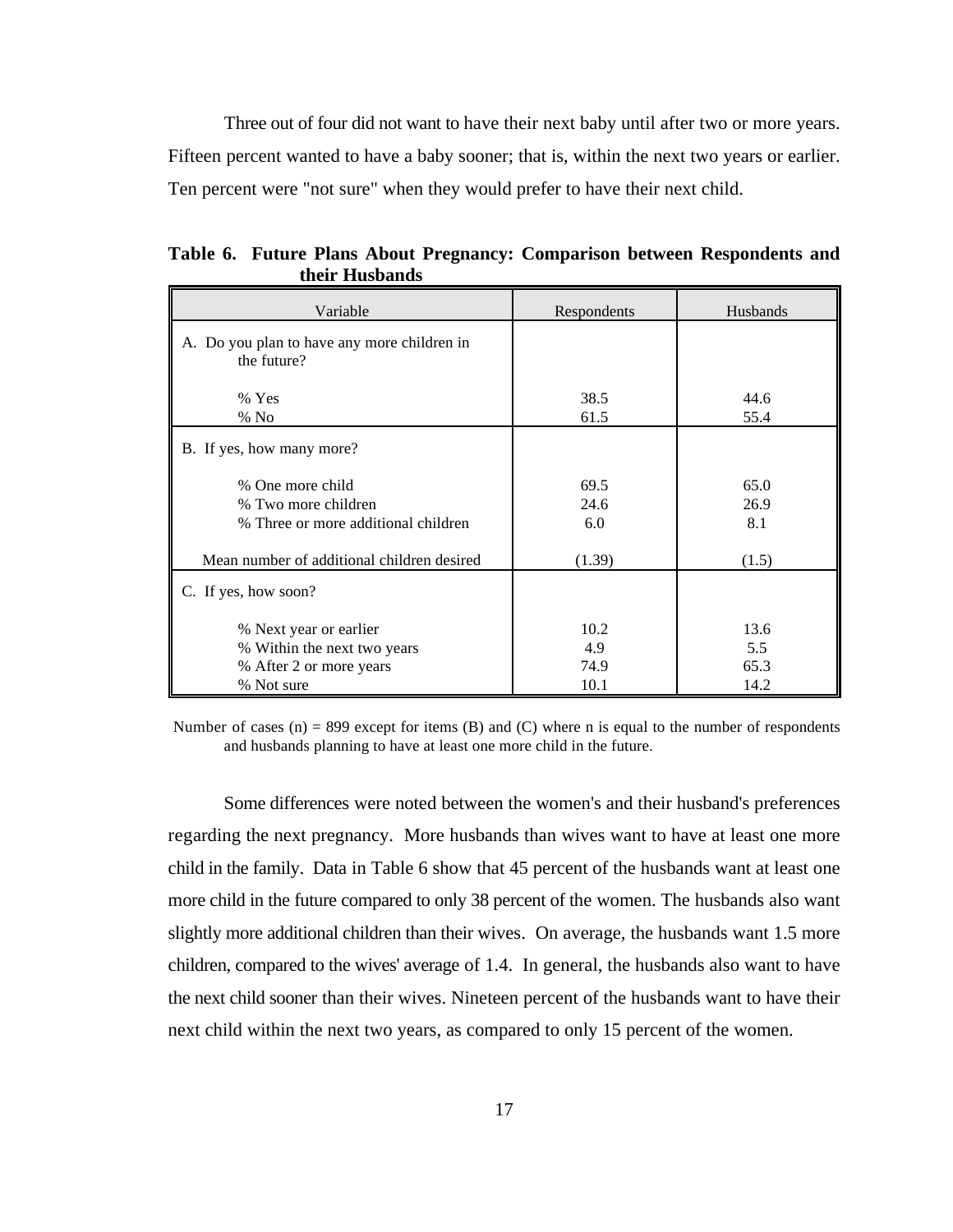Three out of four did not want to have their next baby until after two or more years. Fifteen percent wanted to have a baby sooner; that is, within the next two years or earlier. Ten percent were "not sure" when they would prefer to have their next child.

**Table 6. Future Plans About Pregnancy: Comparison between Respondents and their Husbands**

| Variable | Respondents | Husbands |
|---|---|---|
| A. Do you plan to have any more children in the future? | | |
| % Yes | 38.5 | 44.6 |
| % No | 61.5 | 55.4 |
| B. If yes, how many more? | | |
| % One more child | 69.5 | 65.0 |
| % Two more children | 24.6 | 26.9 |
| % Three or more additional children | 6.0 | 8.1 |
| Mean number of additional children desired | (1.39) | (1.5) |
| C. If yes, how soon? | | |
| % Next year or earlier | 10.2 | 13.6 |
| % Within the next two years | 4.9 | 5.5 |
| % After 2 or more years | 74.9 | 65.3 |
| % Not sure | 10.1 | 14.2 |

Number of cases (n) = 899 except for items (B) and (C) where n is equal to the number of respondents and husbands planning to have at least one more child in the future.

Some differences were noted between the women's and their husband's preferences regarding the next pregnancy. More husbands than wives want to have at least one more child in the family. Data in Table 6 show that 45 percent of the husbands want at least one more child in the future compared to only 38 percent of the women. The husbands also want slightly more additional children than their wives. On average, the husbands want 1.5 more children, compared to the wives' average of 1.4. In general, the husbands also want to have the next child sooner than their wives. Nineteen percent of the husbands want to have their next child within the next two years, as compared to only 15 percent of the women.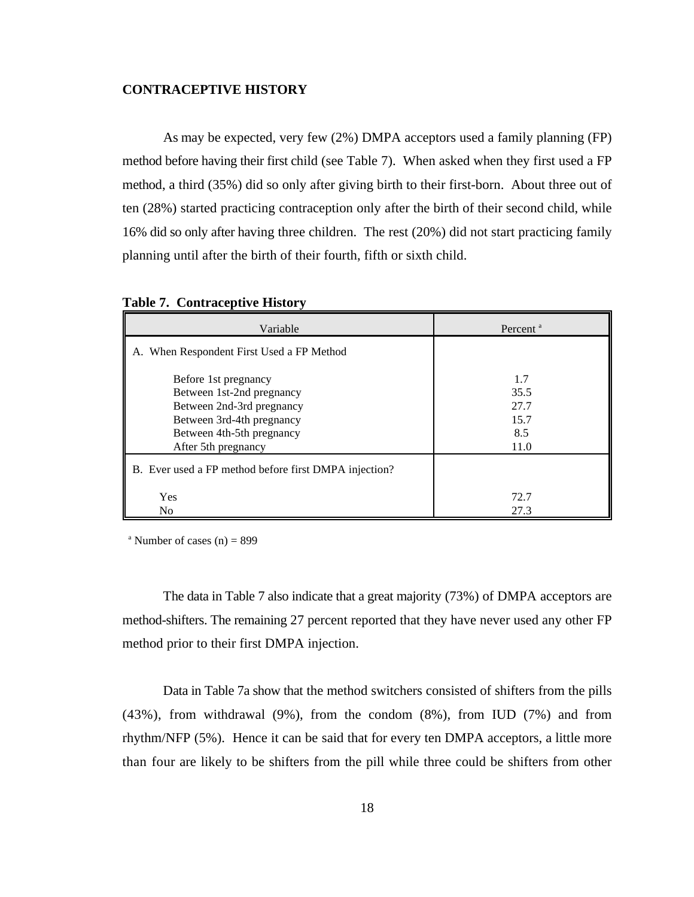**CONTRACEPTIVE HISTORY**

As may be expected, very few (2%) DMPA acceptors used a family planning (FP) method before having their first child (see Table 7). When asked when they first used a FP method, a third (35%) did so only after giving birth to their first-born. About three out of ten (28%) started practicing contraception only after the birth of their second child, while 16% did so only after having three children. The rest (20%) did not start practicing family planning until after the birth of their fourth, fifth or sixth child.

**Table 7. Contraceptive History**

| Variable | Percent [a] |
|---|---|
| A. When Respondent First Used a FP Method | |
| Before 1st pregnancy | 1.7 |
| Between 1st-2nd pregnancy | 35.5 |
| Between 2nd-3rd pregnancy | 27.7 |
| Between 3rd-4th pregnancy | 15.7 |
| Between 4th-5th pregnancy | 8.5 |
| After 5th pregnancy | 11.0 |
| B. Ever used a FP method before first DMPA injection? | |
| Yes | 72.7 |
| No | 27.3 |

[a] Number of cases (n) = 899

The data in Table 7 also indicate that a great majority (73%) of DMPA acceptors are method-shifters. The remaining 27 percent reported that they have never used any other FP method prior to their first DMPA injection.

Data in Table 7a show that the method switchers consisted of shifters from the pills (43%), from withdrawal (9%), from the condom (8%), from IUD (7%) and from rhythm/NFP (5%). Hence it can be said that for every ten DMPA acceptors, a little more than four are likely to be shifters from the pill while three could be shifters from other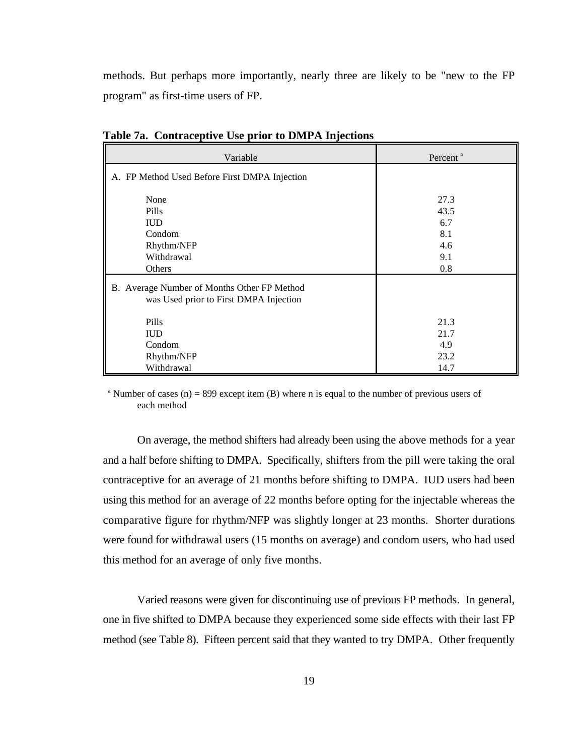methods. But perhaps more importantly, nearly three are likely to be "new to the FP program" as first-time users of FP.

**Table 7a. Contraceptive Use prior to DMPA Injections**

| Variable | Percent [a] |
|---|---|
| A. FP Method Used Before First DMPA Injection | |
| None | 27.3 |
| Pills | 43.5 |
| IUD | 6.7 |
| Condom | 8.1 |
| Rhythm/NFP | 4.6 |
| Withdrawal | 9.1 |
| Others | 0.8 |
| B. Average Number of Months Other FP Method was Used prior to First DMPA Injection | |
| Pills | 21.3 |
| IUD | 21.7 |
| Condom | 4.9 |
| Rhythm/NFP | 23.2 |
| Withdrawal | 14.7 |

[a] Number of cases (n) = 899 except item (B) where n is equal to the number of previous users of each method

On average, the method shifters had already been using the above methods for a year and a half before shifting to DMPA. Specifically, shifters from the pill were taking the oral contraceptive for an average of 21 months before shifting to DMPA. IUD users had been using this method for an average of 22 months before opting for the injectable whereas the comparative figure for rhythm/NFP was slightly longer at 23 months. Shorter durations were found for withdrawal users (15 months on average) and condom users, who had used this method for an average of only five months.

Varied reasons were given for discontinuing use of previous FP methods. In general, one in five shifted to DMPA because they experienced some side effects with their last FP method (see Table 8). Fifteen percent said that they wanted to try DMPA. Other frequently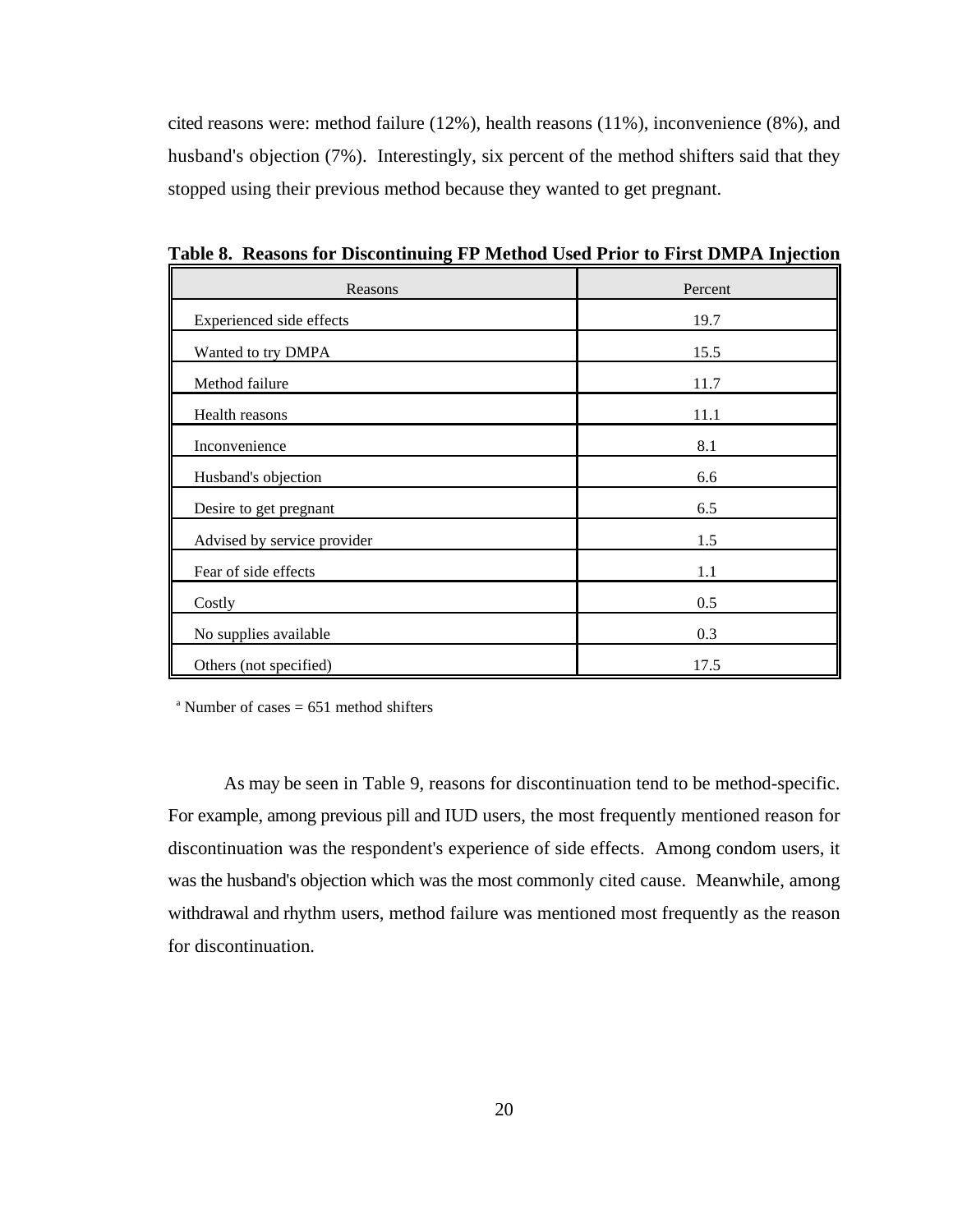cited reasons were: method failure (12%), health reasons (11%), inconvenience (8%), and husband's objection (7%). Interestingly, six percent of the method shifters said that they stopped using their previous method because they wanted to get pregnant.

**Table 8. Reasons for Discontinuing FP Method Used Prior to First DMPA Injection**

| Reasons | Percent |
|---|---|
| Experienced side effects | 19.7 |
| Wanted to try DMPA | 15.5 |
| Method failure | 11.7 |
| Health reasons | 11.1 |
| Inconvenience | 8.1 |
| Husband's objection | 6.6 |
| Desire to get pregnant | 6.5 |
| Advised by service provider | 1.5 |
| Fear of side effects | 1.1 |
| Costly | 0.5 |
| No supplies available | 0.3 |
| Others (not specified) | 17.5 |

[a] Number of cases = 651 method shifters

As may be seen in Table 9, reasons for discontinuation tend to be method-specific. For example, among previous pill and IUD users, the most frequently mentioned reason for discontinuation was the respondent's experience of side effects. Among condom users, it was the husband's objection which was the most commonly cited cause. Meanwhile, among withdrawal and rhythm users, method failure was mentioned most frequently as the reason for discontinuation.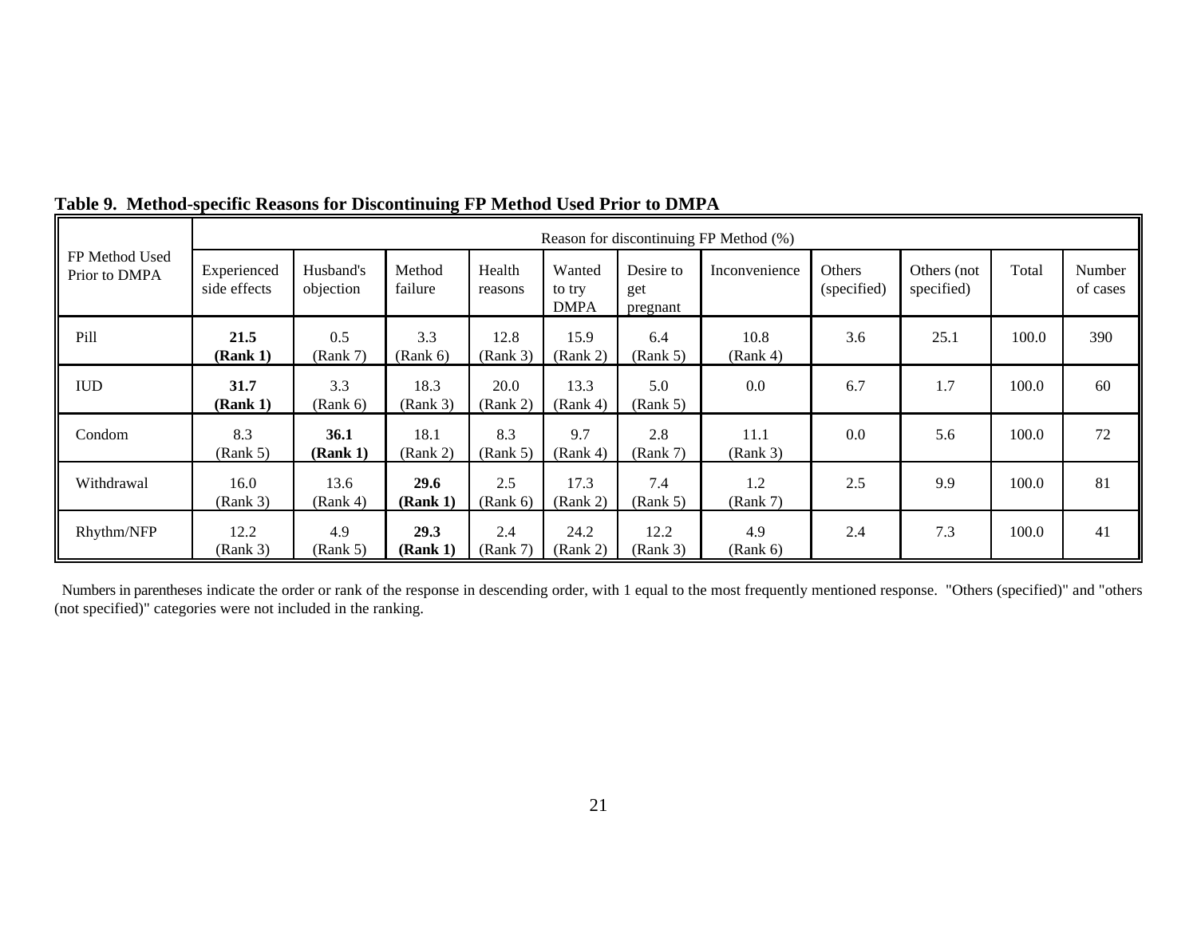**Table 9. Method-specific Reasons for Discontinuing FP Method Used Prior to DMPA**

| FP Method Used Prior to DMPA | Reason for discontinuing FP Method (%) | | | | | | | | | | |
|---|---|---|---|---|---|---|---|---|---|---|---|
| | Experienced side effects | Husband's objection | Method failure | Health reasons | Wanted to try DMPA | Desire to get pregnant | Inconvenience | Others (specified) | Others (not specified) | Total | Number of cases |
| Pill | **21.5 (Rank 1)** | 0.5 (Rank 7) | 3.3 (Rank 6) | 12.8 (Rank 3) | 15.9 (Rank 2) | 6.4 (Rank 5) | 10.8 (Rank 4) | 3.6 | 25.1 | 100.0 | 390 |
| IUD | **31.7 (Rank 1)** | 3.3 (Rank 6) | 18.3 (Rank 3) | 20.0 (Rank 2) | 13.3 (Rank 4) | 5.0 (Rank 5) | 0.0 | 6.7 | 1.7 | 100.0 | 60 |
| Condom | 8.3 (Rank 5) | **36.1 (Rank 1)** | 18.1 (Rank 2) | 8.3 (Rank 5) | 9.7 (Rank 4) | 2.8 (Rank 7) | 11.1 (Rank 3) | 0.0 | 5.6 | 100.0 | 72 |
| Withdrawal | 16.0 (Rank 3) | 13.6 (Rank 4) | **29.6 (Rank 1)** | 2.5 (Rank 6) | 17.3 (Rank 2) | 7.4 (Rank 5) | 1.2 (Rank 7) | 2.5 | 9.9 | 100.0 | 81 |
| Rhythm/NFP | 12.2 (Rank 3) | 4.9 (Rank 5) | **29.3 (Rank 1)** | 2.4 (Rank 7) | 24.2 (Rank 2) | 12.2 (Rank 3) | 4.9 (Rank 6) | 2.4 | 7.3 | 100.0 | 41 |

Numbers in parentheses indicate the order or rank of the response in descending order, with 1 equal to the most frequently mentioned response. "Others (specified)" and "others (not specified)" categories were not included in the ranking.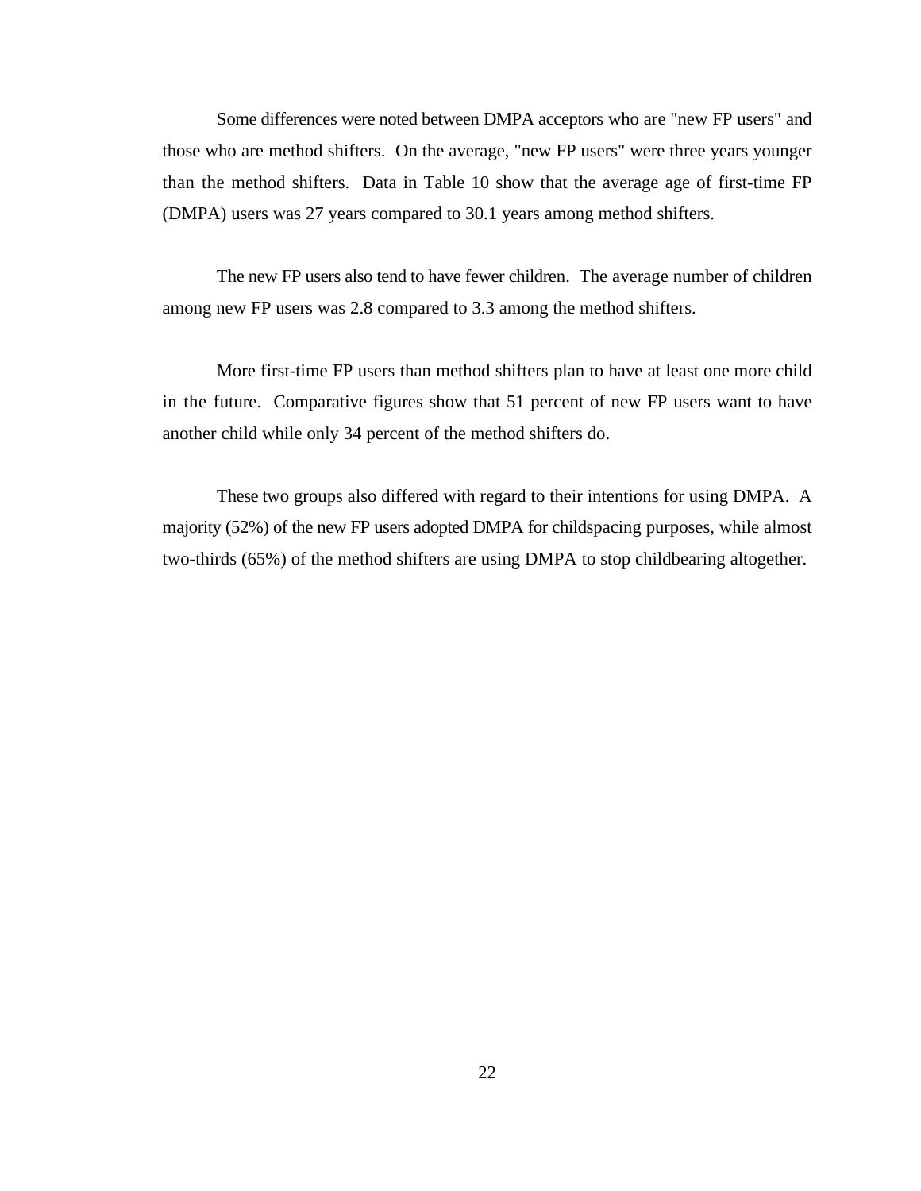Some differences were noted between DMPA acceptors who are "new FP users" and those who are method shifters. On the average, "new FP users" were three years younger than the method shifters. Data in Table 10 show that the average age of first-time FP (DMPA) users was 27 years compared to 30.1 years among method shifters.

The new FP users also tend to have fewer children. The average number of children among new FP users was 2.8 compared to 3.3 among the method shifters.

More first-time FP users than method shifters plan to have at least one more child in the future. Comparative figures show that 51 percent of new FP users want to have another child while only 34 percent of the method shifters do.

These two groups also differed with regard to their intentions for using DMPA. A majority (52%) of the new FP users adopted DMPA for childspacing purposes, while almost two-thirds (65%) of the method shifters are using DMPA to stop childbearing altogether.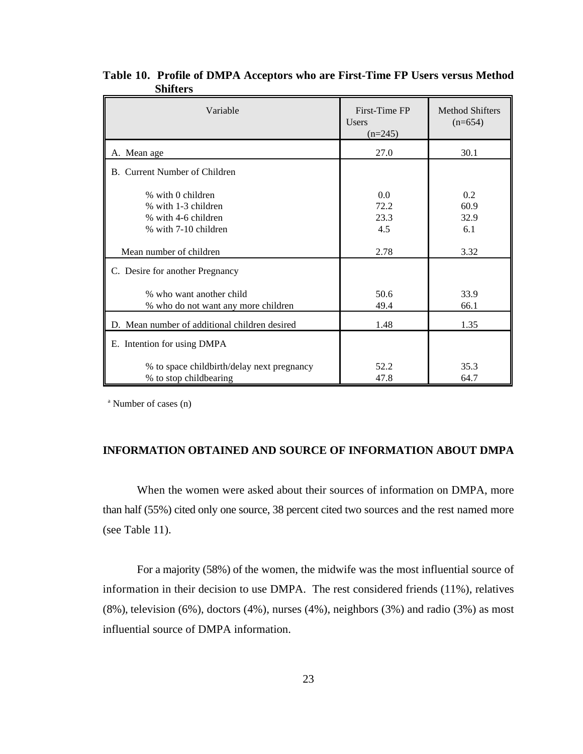**Table 10. Profile of DMPA Acceptors who are First-Time FP Users versus Method Shifters**

| Variable | First-Time FP Users (n=245) | Method Shifters (n=654) |
|---|---|---|
| A. Mean age | 27.0 | 30.1 |
| B. Current Number of Children | | |
| % with 0 children | 0.0 | 0.2 |
| % with 1-3 children | 72.2 | 60.9 |
| % with 4-6 children | 23.3 | 32.9 |
| % with 7-10 children | 4.5 | 6.1 |
| Mean number of children | 2.78 | 3.32 |
| C. Desire for another Pregnancy | | |
| % who want another child | 50.6 | 33.9 |
| % who do not want any more children | 49.4 | 66.1 |
| D. Mean number of additional children desired | 1.48 | 1.35 |
| E. Intention for using DMPA | | |
| % to space childbirth/delay next pregnancy | 52.2 | 35.3 |
| % to stop childbearing | 47.8 | 64.7 |

[a] Number of cases (n)

## INFORMATION OBTAINED AND SOURCE OF INFORMATION ABOUT DMPA

When the women were asked about their sources of information on DMPA, more than half (55%) cited only one source, 38 percent cited two sources and the rest named more (see Table 11).

For a majority (58%) of the women, the midwife was the most influential source of information in their decision to use DMPA. The rest considered friends (11%), relatives (8%), television (6%), doctors (4%), nurses (4%), neighbors (3%) and radio (3%) as most influential source of DMPA information.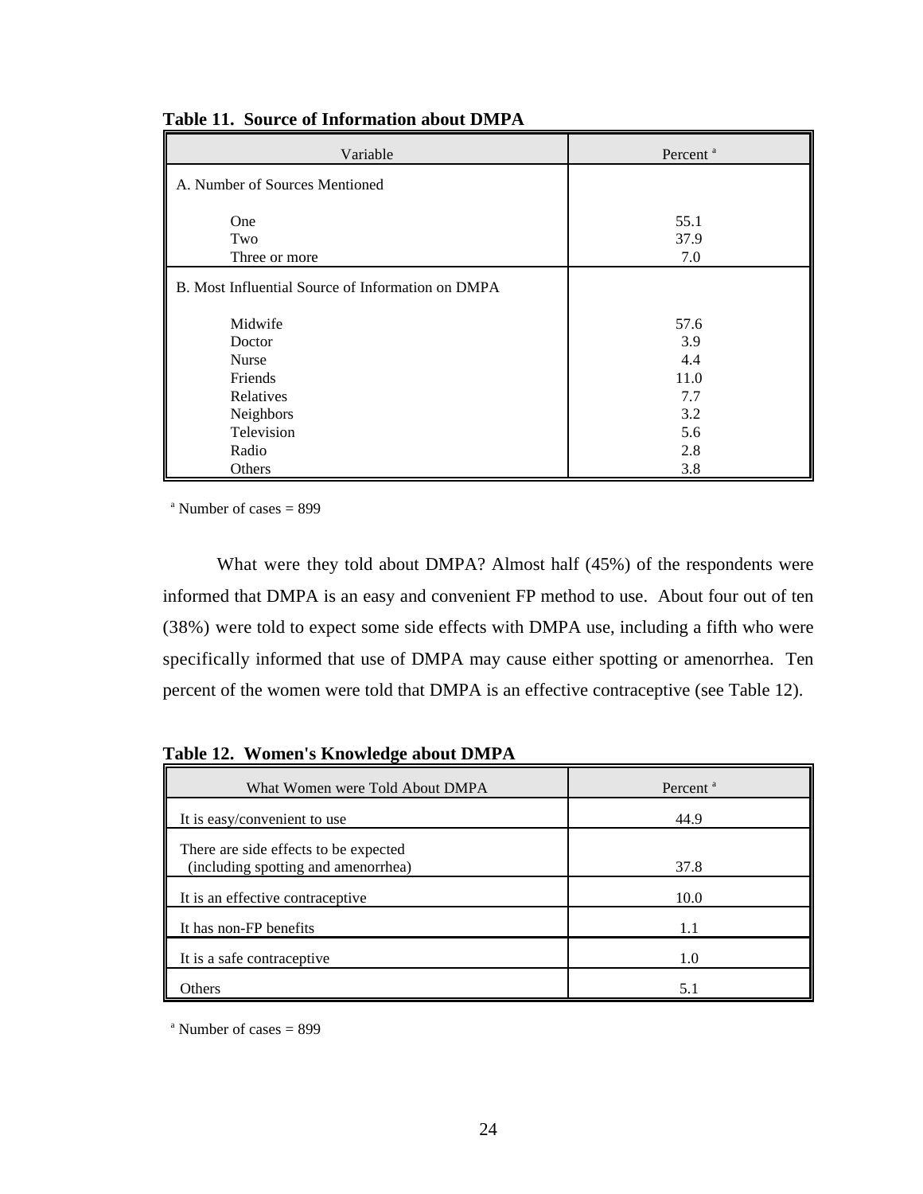**Table 11. Source of Information about DMPA**

| Variable | Percent [a] |
|---|---|
| A. Number of Sources Mentioned | |
| One | 55.1 |
| Two | 37.9 |
| Three or more | 7.0 |
| B. Most Influential Source of Information on DMPA | |
| Midwife | 57.6 |
| Doctor | 3.9 |
| Nurse | 4.4 |
| Friends | 11.0 |
| Relatives | 7.7 |
| Neighbors | 3.2 |
| Television | 5.6 |
| Radio | 2.8 |
| Others | 3.8 |

[a] Number of cases = 899

What were they told about DMPA? Almost half (45%) of the respondents were informed that DMPA is an easy and convenient FP method to use. About four out of ten (38%) were told to expect some side effects with DMPA use, including a fifth who were specifically informed that use of DMPA may cause either spotting or amenorrhea. Ten percent of the women were told that DMPA is an effective contraceptive (see Table 12).

**Table 12. Women's Knowledge about DMPA**

| What Women were Told About DMPA | Percent [a] |
|---|---|
| It is easy/convenient to use | 44.9 |
| There are side effects to be expected (including spotting and amenorrhea) | 37.8 |
| It is an effective contraceptive | 10.0 |
| It has non-FP benefits | 1.1 |
| It is a safe contraceptive | 1.0 |
| Others | 5.1 |

[a] Number of cases = 899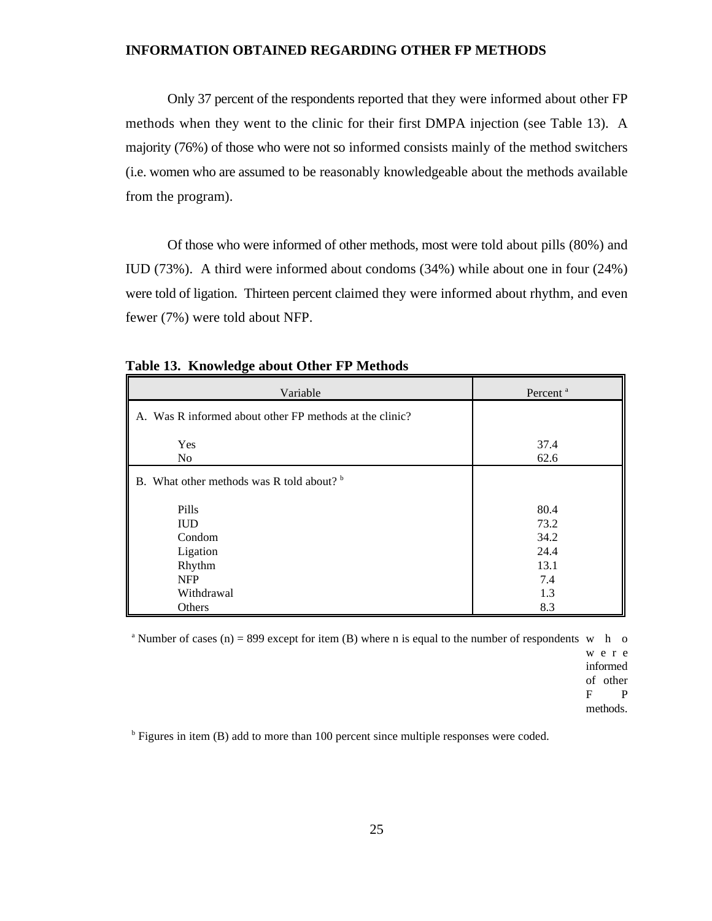**INFORMATION OBTAINED REGARDING OTHER FP METHODS**

Only 37 percent of the respondents reported that they were informed about other FP methods when they went to the clinic for their first DMPA injection (see Table 13). A majority (76%) of those who were not so informed consists mainly of the method switchers (i.e. women who are assumed to be reasonably knowledgeable about the methods available from the program).

Of those who were informed of other methods, most were told about pills (80%) and IUD (73%). A third were informed about condoms (34%) while about one in four (24%) were told of ligation. Thirteen percent claimed they were informed about rhythm, and even fewer (7%) were told about NFP.

**Table 13. Knowledge about Other FP Methods**

| Variable | Percent [a] |
|---|---|
| A. Was R informed about other FP methods at the clinic? | |
| Yes | 37.4 |
| No | 62.6 |
| B. What other methods was R told about? [b] | |
| Pills | 80.4 |
| IUD | 73.2 |
| Condom | 34.2 |
| Ligation | 24.4 |
| Rhythm | 13.1 |
| NFP | 7.4 |
| Withdrawal | 1.3 |
| Others | 8.3 |

[a] Number of cases (n) = 899 except for item (B) where n is equal to the number of respondents who were informed of other FP methods.

[b] Figures in item (B) add to more than 100 percent since multiple responses were coded.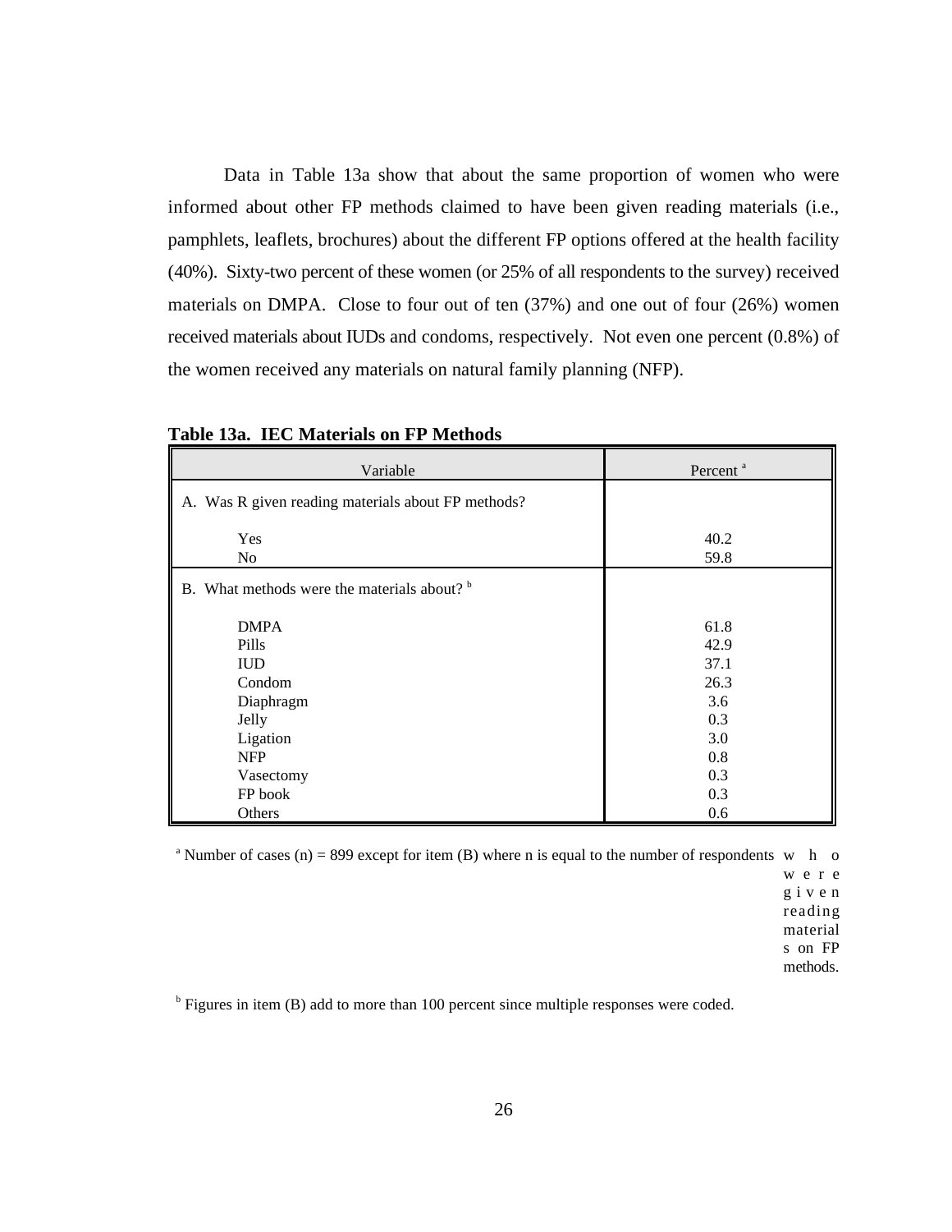Data in Table 13a show that about the same proportion of women who were informed about other FP methods claimed to have been given reading materials (i.e., pamphlets, leaflets, brochures) about the different FP options offered at the health facility (40%). Sixty-two percent of these women (or 25% of all respondents to the survey) received materials on DMPA. Close to four out of ten (37%) and one out of four (26%) women received materials about IUDs and condoms, respectively. Not even one percent (0.8%) of the women received any materials on natural family planning (NFP).

**Table 13a. IEC Materials on FP Methods**

| Variable | Percent [a] |
|---|---|
| A. Was R given reading materials about FP methods? | |
| Yes | 40.2 |
| No | 59.8 |
| B. What methods were the materials about? [b] | |
| DMPA | 61.8 |
| Pills | 42.9 |
| IUD | 37.1 |
| Condom | 26.3 |
| Diaphragm | 3.6 |
| Jelly | 0.3 |
| Ligation | 3.0 |
| NFP | 0.8 |
| Vasectomy | 0.3 |
| FP book | 0.3 |
| Others | 0.6 |

[a] Number of cases (n) = 899 except for item (B) where n is equal to the number of respondents who were given reading materials on FP methods.

[b] Figures in item (B) add to more than 100 percent since multiple responses were coded.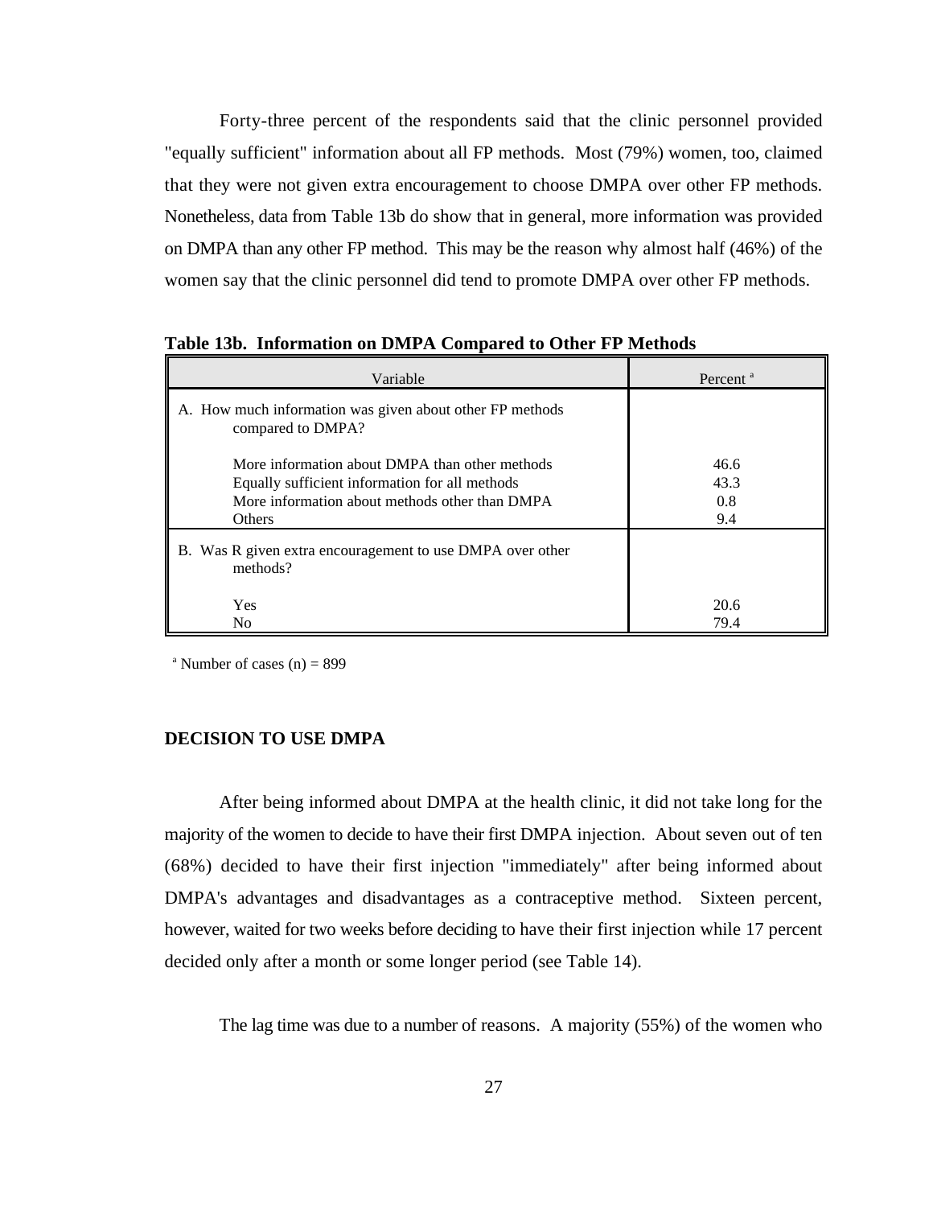Forty-three percent of the respondents said that the clinic personnel provided "equally sufficient" information about all FP methods. Most (79%) women, too, claimed that they were not given extra encouragement to choose DMPA over other FP methods. Nonetheless, data from Table 13b do show that in general, more information was provided on DMPA than any other FP method. This may be the reason why almost half (46%) of the women say that the clinic personnel did tend to promote DMPA over other FP methods.

**Table 13b. Information on DMPA Compared to Other FP Methods**

| Variable | Percent [a] |
|---|---|
| A. How much information was given about other FP methods compared to DMPA? | |
| More information about DMPA than other methods | 46.6 |
| Equally sufficient information for all methods | 43.3 |
| More information about methods other than DMPA | 0.8 |
| Others | 9.4 |
| B. Was R given extra encouragement to use DMPA over other methods? | |
| Yes | 20.6 |
| No | 79.4 |

[a] Number of cases (n) = 899

## DECISION TO USE DMPA

After being informed about DMPA at the health clinic, it did not take long for the majority of the women to decide to have their first DMPA injection. About seven out of ten (68%) decided to have their first injection "immediately" after being informed about DMPA's advantages and disadvantages as a contraceptive method. Sixteen percent, however, waited for two weeks before deciding to have their first injection while 17 percent decided only after a month or some longer period (see Table 14).

The lag time was due to a number of reasons. A majority (55%) of the women who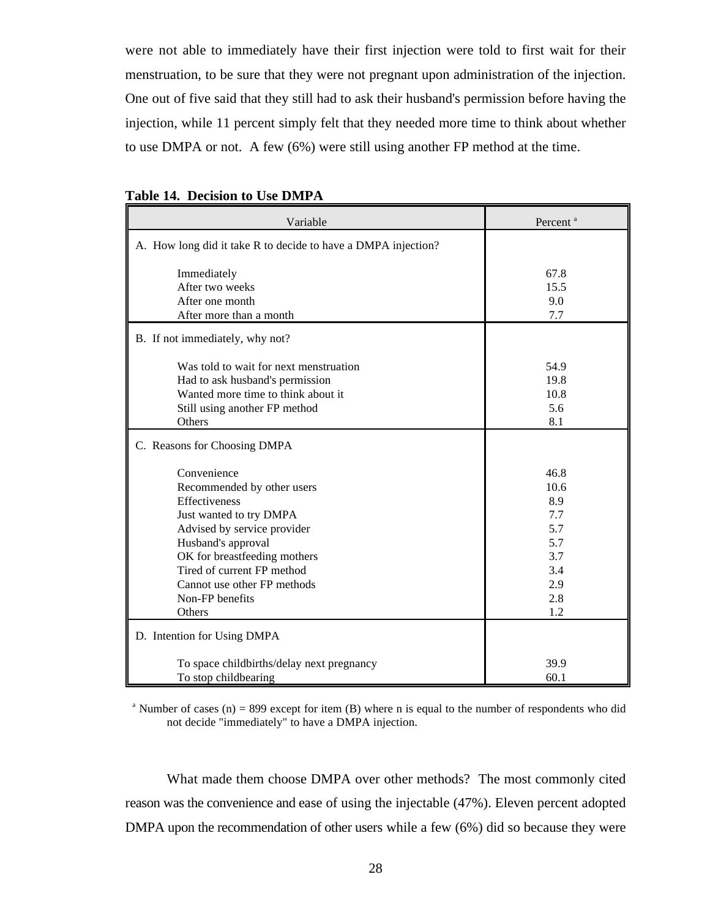were not able to immediately have their first injection were told to first wait for their menstruation, to be sure that they were not pregnant upon administration of the injection. One out of five said that they still had to ask their husband's permission before having the injection, while 11 percent simply felt that they needed more time to think about whether to use DMPA or not. A few (6%) were still using another FP method at the time.

**Table 14. Decision to Use DMPA**

| Variable | Percent [a] |
|---|---|
| A. How long did it take R to decide to have a DMPA injection? | |
| Immediately | 67.8 |
| After two weeks | 15.5 |
| After one month | 9.0 |
| After more than a month | 7.7 |
| B. If not immediately, why not? | |
| Was told to wait for next menstruation | 54.9 |
| Had to ask husband's permission | 19.8 |
| Wanted more time to think about it | 10.8 |
| Still using another FP method | 5.6 |
| Others | 8.1 |
| C. Reasons for Choosing DMPA | |
| Convenience | 46.8 |
| Recommended by other users | 10.6 |
| Effectiveness | 8.9 |
| Just wanted to try DMPA | 7.7 |
| Advised by service provider | 5.7 |
| Husband's approval | 5.7 |
| OK for breastfeeding mothers | 3.7 |
| Tired of current FP method | 3.4 |
| Cannot use other FP methods | 2.9 |
| Non-FP benefits | 2.8 |
| Others | 1.2 |
| D. Intention for Using DMPA | |
| To space childbirths/delay next pregnancy | 39.9 |
| To stop childbearing | 60.1 |

[a] Number of cases (n) = 899 except for item (B) where n is equal to the number of respondents who did not decide "immediately" to have a DMPA injection.

What made them choose DMPA over other methods? The most commonly cited reason was the convenience and ease of using the injectable (47%). Eleven percent adopted DMPA upon the recommendation of other users while a few (6%) did so because they were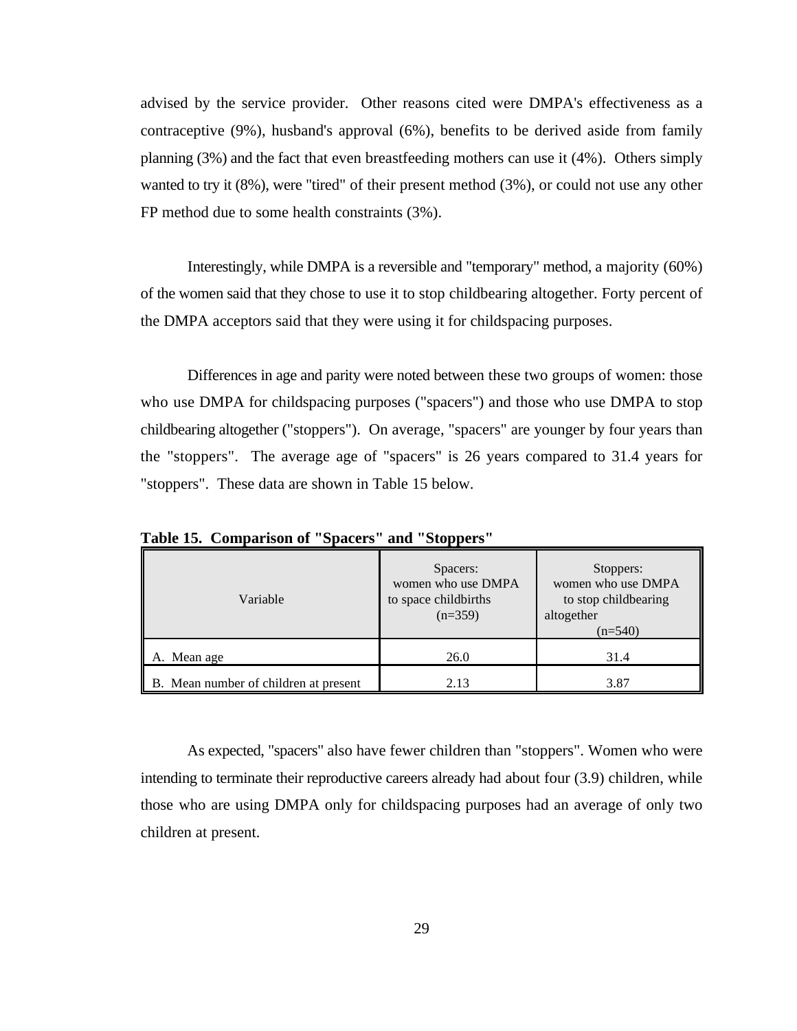advised by the service provider. Other reasons cited were DMPA's effectiveness as a contraceptive (9%), husband's approval (6%), benefits to be derived aside from family planning (3%) and the fact that even breastfeeding mothers can use it (4%). Others simply wanted to try it (8%), were "tired" of their present method (3%), or could not use any other FP method due to some health constraints (3%).

Interestingly, while DMPA is a reversible and "temporary" method, a majority (60%) of the women said that they chose to use it to stop childbearing altogether. Forty percent of the DMPA acceptors said that they were using it for childspacing purposes.

Differences in age and parity were noted between these two groups of women: those who use DMPA for childspacing purposes ("spacers") and those who use DMPA to stop childbearing altogether ("stoppers"). On average, "spacers" are younger by four years than the "stoppers". The average age of "spacers" is 26 years compared to 31.4 years for "stoppers". These data are shown in Table 15 below.

**Table 15. Comparison of "Spacers" and "Stoppers"**

| Variable | Spacers: women who use DMPA to space childbirths (n=359) | Stoppers: women who use DMPA to stop childbearing altogether (n=540) |
|---|---|---|
| A. Mean age | 26.0 | 31.4 |
| B. Mean number of children at present | 2.13 | 3.87 |

As expected, "spacers" also have fewer children than "stoppers". Women who were intending to terminate their reproductive careers already had about four (3.9) children, while those who are using DMPA only for childspacing purposes had an average of only two children at present.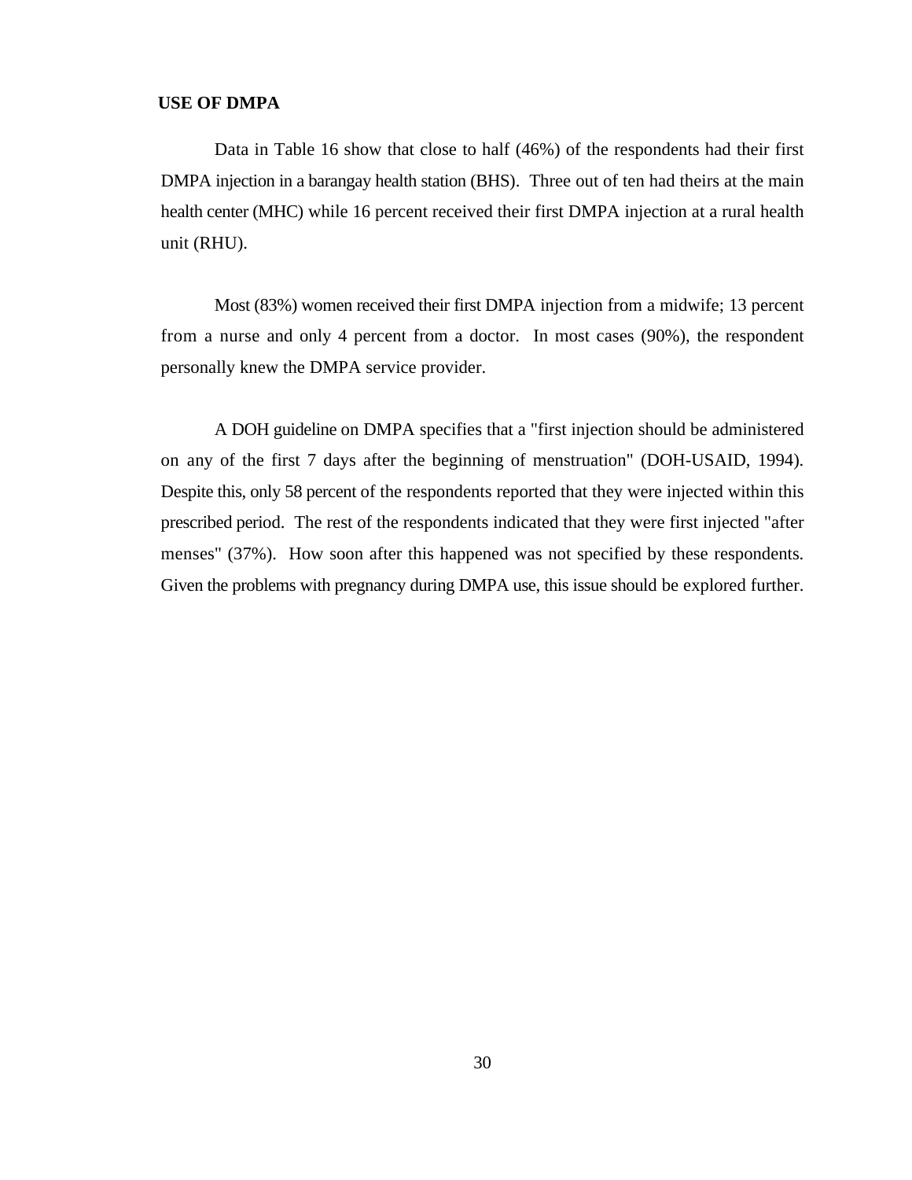## USE OF DMPA

Data in Table 16 show that close to half (46%) of the respondents had their first DMPA injection in a barangay health station (BHS). Three out of ten had theirs at the main health center (MHC) while 16 percent received their first DMPA injection at a rural health unit (RHU).

Most (83%) women received their first DMPA injection from a midwife; 13 percent from a nurse and only 4 percent from a doctor. In most cases (90%), the respondent personally knew the DMPA service provider.

A DOH guideline on DMPA specifies that a "first injection should be administered on any of the first 7 days after the beginning of menstruation" (DOH-USAID, 1994). Despite this, only 58 percent of the respondents reported that they were injected within this prescribed period. The rest of the respondents indicated that they were first injected "after menses" (37%). How soon after this happened was not specified by these respondents. Given the problems with pregnancy during DMPA use, this issue should be explored further.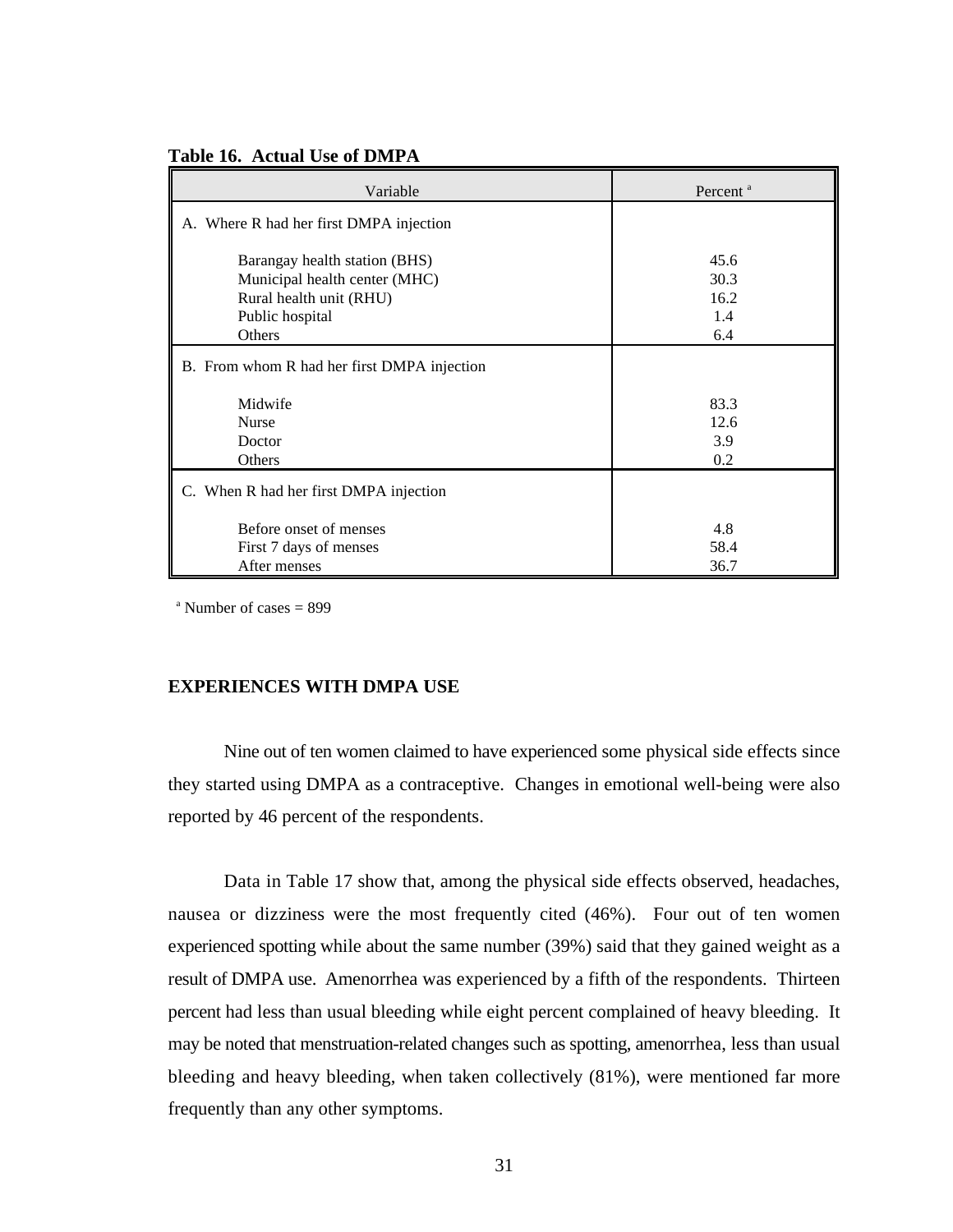**Table 16. Actual Use of DMPA**

| Variable | Percent [a] |
|---|---|
| A. Where R had her first DMPA injection | |
| Barangay health station (BHS) | 45.6 |
| Municipal health center (MHC) | 30.3 |
| Rural health unit (RHU) | 16.2 |
| Public hospital | 1.4 |
| Others | 6.4 |
| B. From whom R had her first DMPA injection | |
| Midwife | 83.3 |
| Nurse | 12.6 |
| Doctor | 3.9 |
| Others | 0.2 |
| C. When R had her first DMPA injection | |
| Before onset of menses | 4.8 |
| First 7 days of menses | 58.4 |
| After menses | 36.7 |

[a] Number of cases = 899

## EXPERIENCES WITH DMPA USE

Nine out of ten women claimed to have experienced some physical side effects since they started using DMPA as a contraceptive. Changes in emotional well-being were also reported by 46 percent of the respondents.

Data in Table 17 show that, among the physical side effects observed, headaches, nausea or dizziness were the most frequently cited (46%). Four out of ten women experienced spotting while about the same number (39%) said that they gained weight as a result of DMPA use. Amenorrhea was experienced by a fifth of the respondents. Thirteen percent had less than usual bleeding while eight percent complained of heavy bleeding. It may be noted that menstruation-related changes such as spotting, amenorrhea, less than usual bleeding and heavy bleeding, when taken collectively (81%), were mentioned far more frequently than any other symptoms.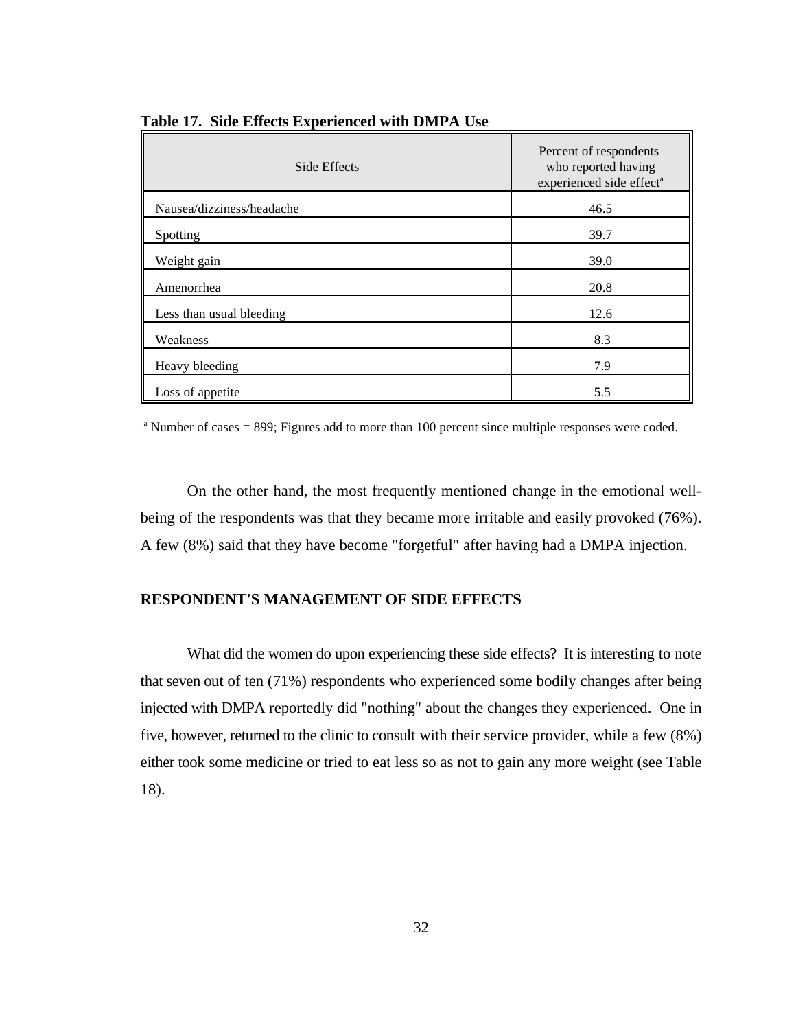**Table 17. Side Effects Experienced with DMPA Use**

| Side Effects | Percent of respondents who reported having experienced side effect[a] |
|---|---|
| Nausea/dizziness/headache | 46.5 |
| Spotting | 39.7 |
| Weight gain | 39.0 |
| Amenorrhea | 20.8 |
| Less than usual bleeding | 12.6 |
| Weakness | 8.3 |
| Heavy bleeding | 7.9 |
| Loss of appetite | 5.5 |

[a] Number of cases = 899; Figures add to more than 100 percent since multiple responses were coded.

On the other hand, the most frequently mentioned change in the emotional well-being of the respondents was that they became more irritable and easily provoked (76%). A few (8%) said that they have become "forgetful" after having had a DMPA injection.

## RESPONDENT'S MANAGEMENT OF SIDE EFFECTS

What did the women do upon experiencing these side effects? It is interesting to note that seven out of ten (71%) respondents who experienced some bodily changes after being injected with DMPA reportedly did "nothing" about the changes they experienced. One in five, however, returned to the clinic to consult with their service provider, while a few (8%) either took some medicine or tried to eat less so as not to gain any more weight (see Table 18).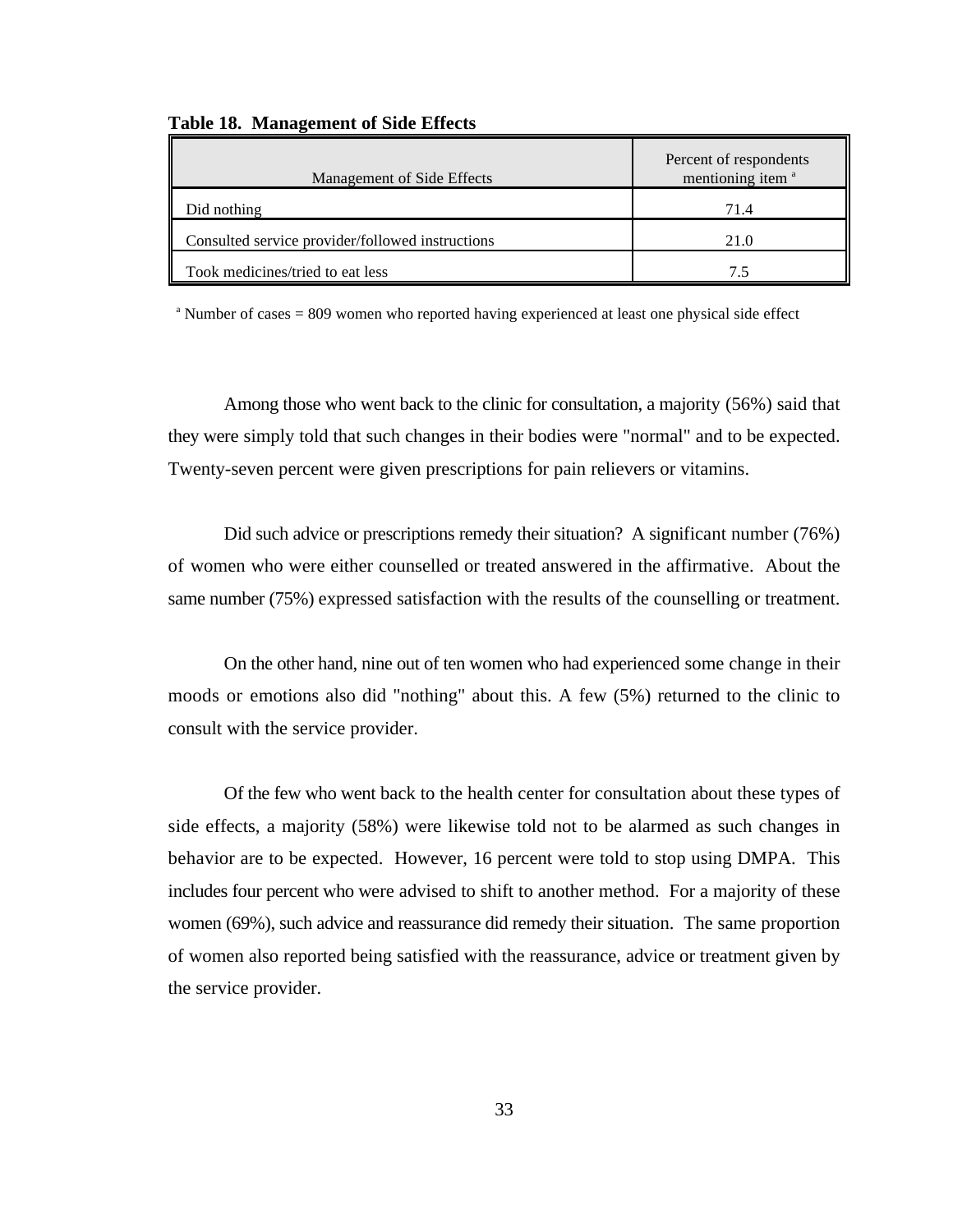**Table 18. Management of Side Effects**

| Management of Side Effects | Percent of respondents mentioning item [a] |
|---|---|
| Did nothing | 71.4 |
| Consulted service provider/followed instructions | 21.0 |
| Took medicines/tried to eat less | 7.5 |

[a] Number of cases = 809 women who reported having experienced at least one physical side effect

Among those who went back to the clinic for consultation, a majority (56%) said that they were simply told that such changes in their bodies were "normal" and to be expected. Twenty-seven percent were given prescriptions for pain relievers or vitamins.

Did such advice or prescriptions remedy their situation? A significant number (76%) of women who were either counselled or treated answered in the affirmative. About the same number (75%) expressed satisfaction with the results of the counselling or treatment.

On the other hand, nine out of ten women who had experienced some change in their moods or emotions also did "nothing" about this. A few (5%) returned to the clinic to consult with the service provider.

Of the few who went back to the health center for consultation about these types of side effects, a majority (58%) were likewise told not to be alarmed as such changes in behavior are to be expected. However, 16 percent were told to stop using DMPA. This includes four percent who were advised to shift to another method. For a majority of these women (69%), such advice and reassurance did remedy their situation. The same proportion of women also reported being satisfied with the reassurance, advice or treatment given by the service provider.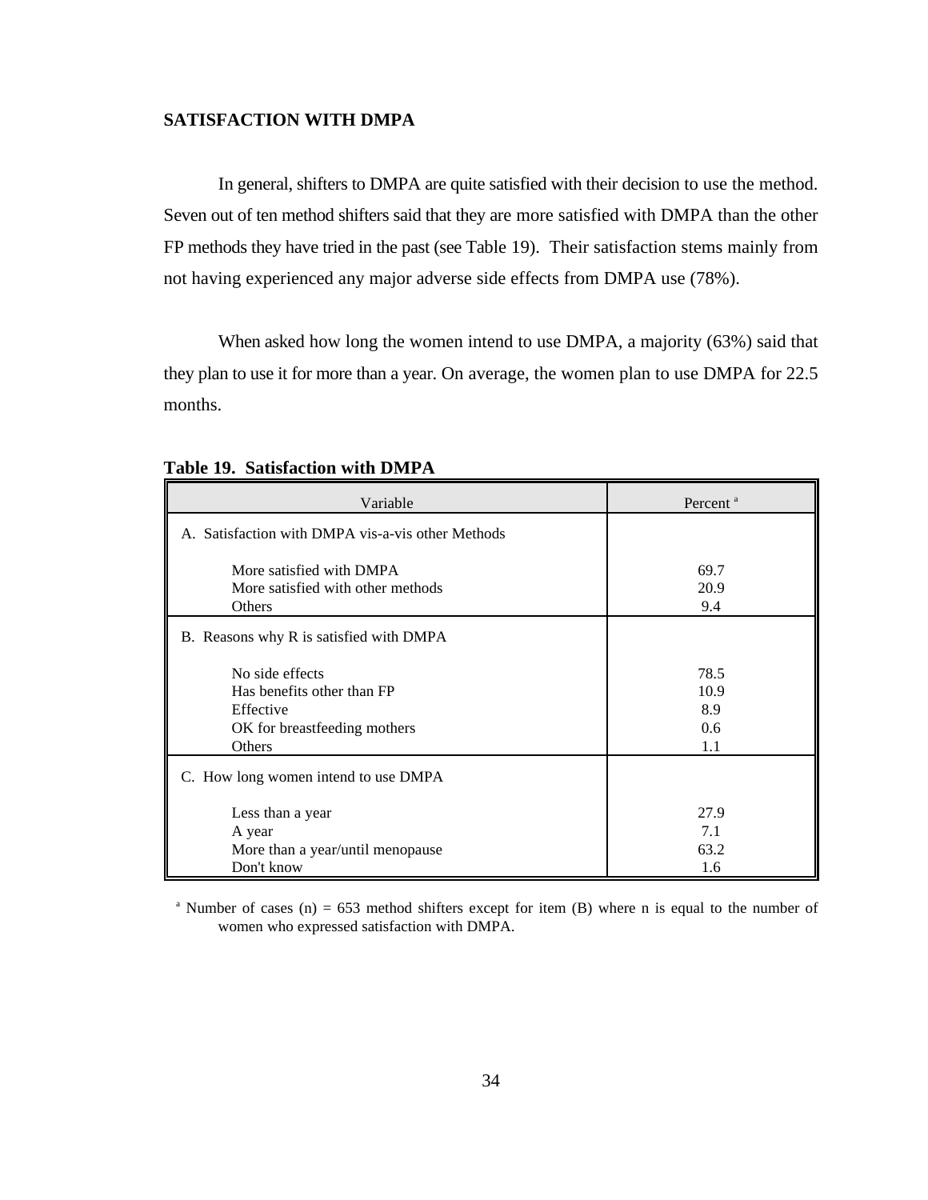## SATISFACTION WITH DMPA

In general, shifters to DMPA are quite satisfied with their decision to use the method. Seven out of ten method shifters said that they are more satisfied with DMPA than the other FP methods they have tried in the past (see Table 19). Their satisfaction stems mainly from not having experienced any major adverse side effects from DMPA use (78%).

When asked how long the women intend to use DMPA, a majority (63%) said that they plan to use it for more than a year. On average, the women plan to use DMPA for 22.5 months.

**Table 19. Satisfaction with DMPA**

| Variable | Percent [a] |
|---|---|
| A. Satisfaction with DMPA vis-a-vis other Methods | |
| More satisfied with DMPA | 69.7 |
| More satisfied with other methods | 20.9 |
| Others | 9.4 |
| B. Reasons why R is satisfied with DMPA | |
| No side effects | 78.5 |
| Has benefits other than FP | 10.9 |
| Effective | 8.9 |
| OK for breastfeeding mothers | 0.6 |
| Others | 1.1 |
| C. How long women intend to use DMPA | |
| Less than a year | 27.9 |
| A year | 7.1 |
| More than a year/until menopause | 63.2 |
| Don't know | 1.6 |

[a] Number of cases (n) = 653 method shifters except for item (B) where n is equal to the number of women who expressed satisfaction with DMPA.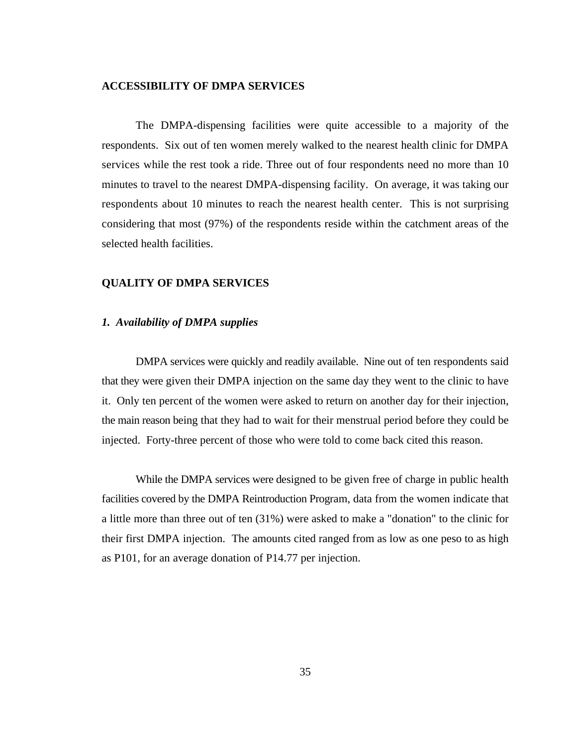## ACCESSIBILITY OF DMPA SERVICES

The DMPA-dispensing facilities were quite accessible to a majority of the respondents. Six out of ten women merely walked to the nearest health clinic for DMPA services while the rest took a ride. Three out of four respondents need no more than 10 minutes to travel to the nearest DMPA-dispensing facility. On average, it was taking our respondents about 10 minutes to reach the nearest health center. This is not surprising considering that most (97%) of the respondents reside within the catchment areas of the selected health facilities.

## QUALITY OF DMPA SERVICES

### *1. Availability of DMPA supplies*

DMPA services were quickly and readily available. Nine out of ten respondents said that they were given their DMPA injection on the same day they went to the clinic to have it. Only ten percent of the women were asked to return on another day for their injection, the main reason being that they had to wait for their menstrual period before they could be injected. Forty-three percent of those who were told to come back cited this reason.

While the DMPA services were designed to be given free of charge in public health facilities covered by the DMPA Reintroduction Program, data from the women indicate that a little more than three out of ten (31%) were asked to make a "donation" to the clinic for their first DMPA injection. The amounts cited ranged from as low as one peso to as high as P101, for an average donation of P14.77 per injection.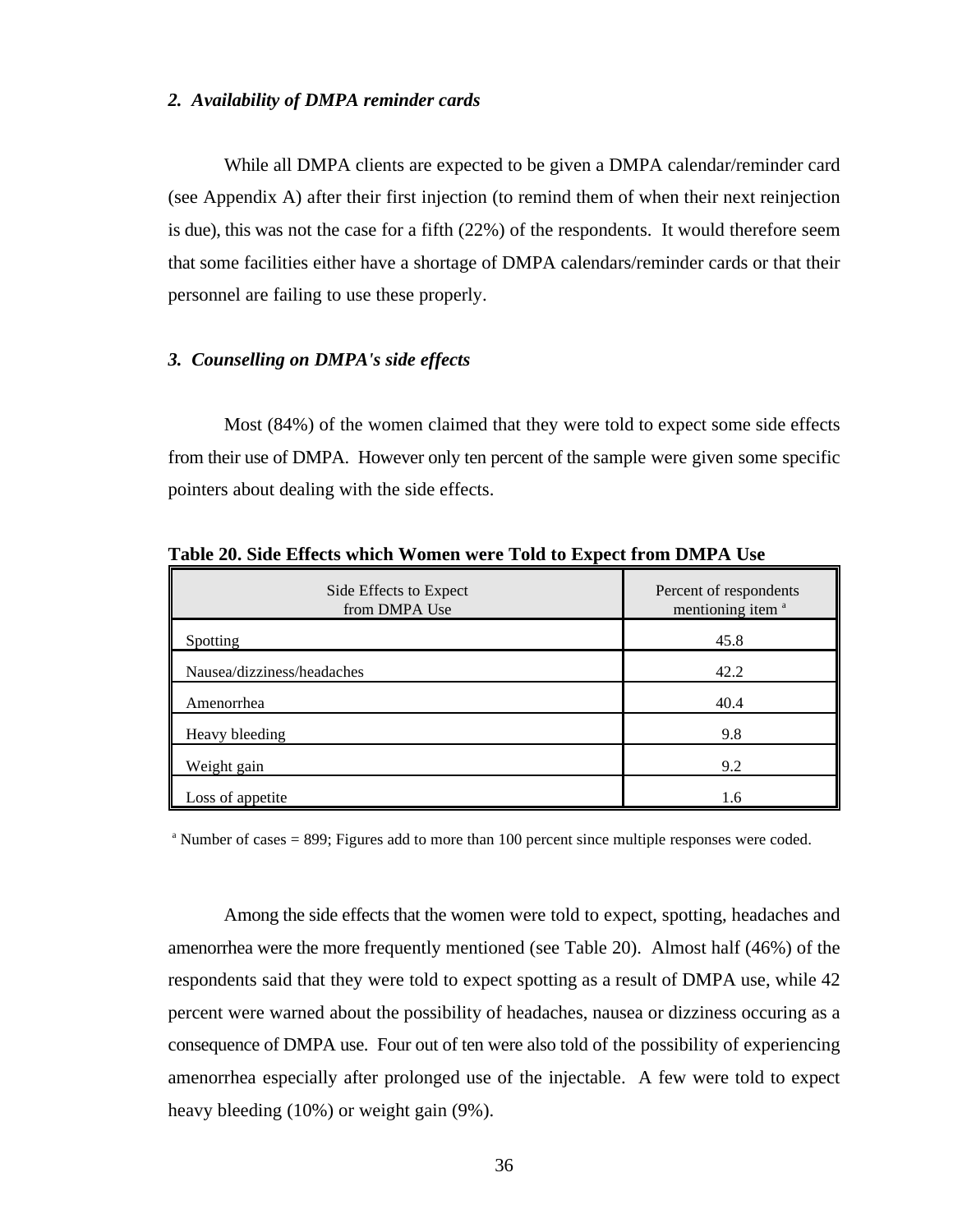### *2. Availability of DMPA reminder cards*

While all DMPA clients are expected to be given a DMPA calendar/reminder card (see Appendix A) after their first injection (to remind them of when their next reinjection is due), this was not the case for a fifth (22%) of the respondents. It would therefore seem that some facilities either have a shortage of DMPA calendars/reminder cards or that their personnel are failing to use these properly.

### *3. Counselling on DMPA's side effects*

Most (84%) of the women claimed that they were told to expect some side effects from their use of DMPA. However only ten percent of the sample were given some specific pointers about dealing with the side effects.

**Table 20. Side Effects which Women were Told to Expect from DMPA Use**

| Side Effects to Expect from DMPA Use | Percent of respondents mentioning item [a] |
|---|---|
| Spotting | 45.8 |
| Nausea/dizziness/headaches | 42.2 |
| Amenorrhea | 40.4 |
| Heavy bleeding | 9.8 |
| Weight gain | 9.2 |
| Loss of appetite | 1.6 |

[a] Number of cases = 899; Figures add to more than 100 percent since multiple responses were coded.

Among the side effects that the women were told to expect, spotting, headaches and amenorrhea were the more frequently mentioned (see Table 20). Almost half (46%) of the respondents said that they were told to expect spotting as a result of DMPA use, while 42 percent were warned about the possibility of headaches, nausea or dizziness occuring as a consequence of DMPA use. Four out of ten were also told of the possibility of experiencing amenorrhea especially after prolonged use of the injectable. A few were told to expect heavy bleeding (10%) or weight gain (9%).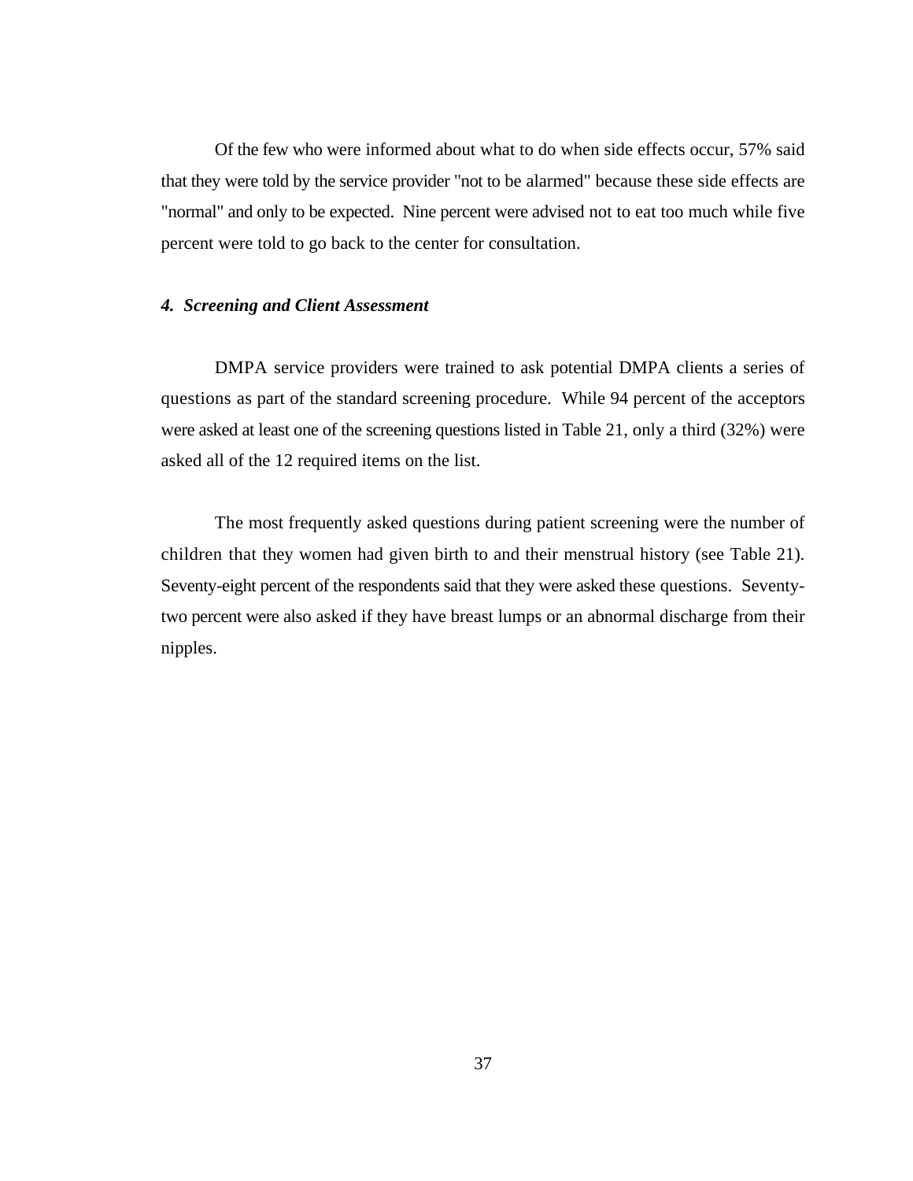Of the few who were informed about what to do when side effects occur, 57% said that they were told by the service provider "not to be alarmed" because these side effects are "normal" and only to be expected. Nine percent were advised not to eat too much while five percent were told to go back to the center for consultation.

#### *4. Screening and Client Assessment*

DMPA service providers were trained to ask potential DMPA clients a series of questions as part of the standard screening procedure. While 94 percent of the acceptors were asked at least one of the screening questions listed in Table 21, only a third (32%) were asked all of the 12 required items on the list.

The most frequently asked questions during patient screening were the number of children that they women had given birth to and their menstrual history (see Table 21). Seventy-eight percent of the respondents said that they were asked these questions. Seventy-two percent were also asked if they have breast lumps or an abnormal discharge from their nipples.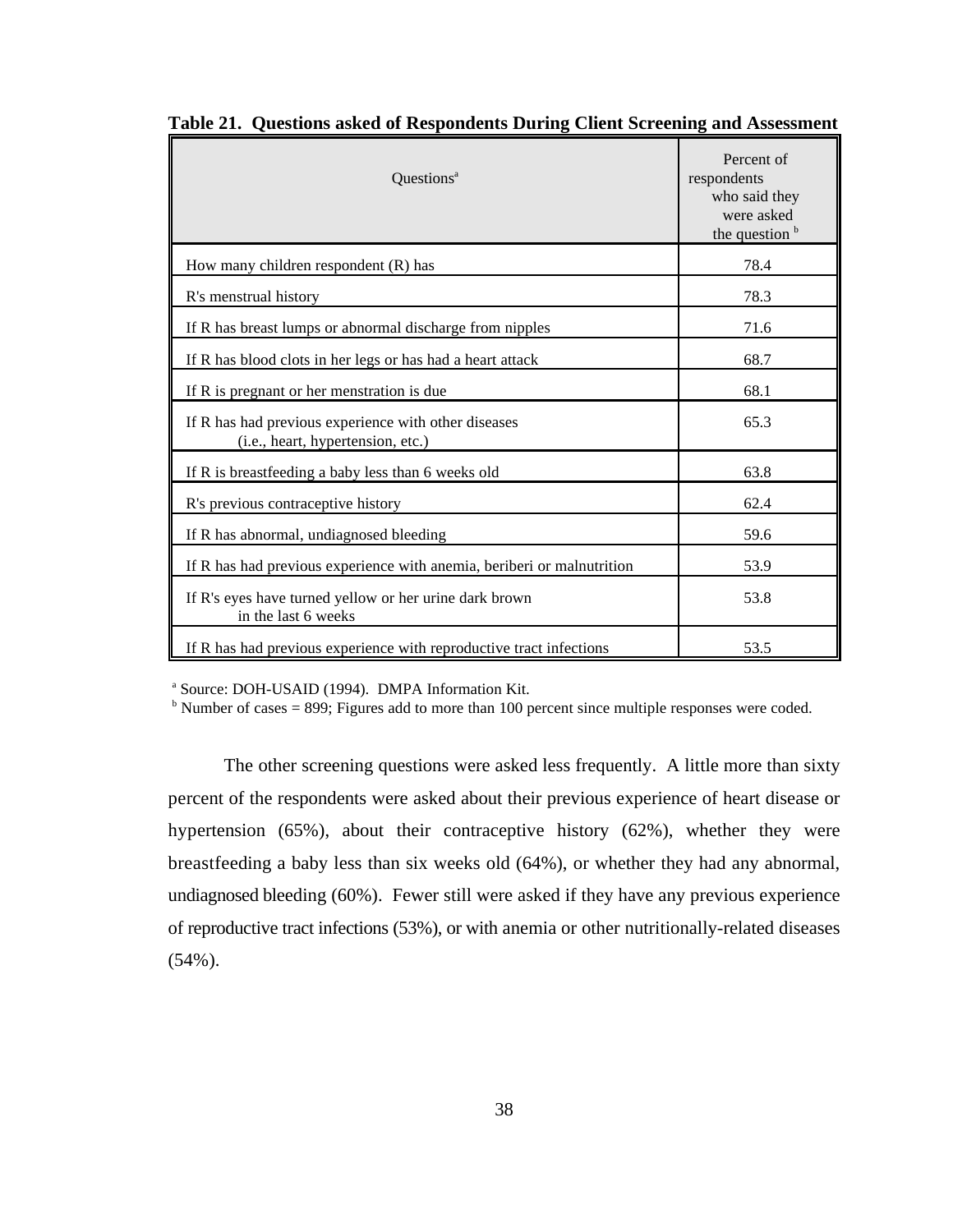**Table 21. Questions asked of Respondents During Client Screening and Assessment**

| Questions[a] | Percent of respondents who said they were asked the question [b] |
|---|---|
| How many children respondent (R) has | 78.4 |
| R's menstrual history | 78.3 |
| If R has breast lumps or abnormal discharge from nipples | 71.6 |
| If R has blood clots in her legs or has had a heart attack | 68.7 |
| If R is pregnant or her menstration is due | 68.1 |
| If R has had previous experience with other diseases (i.e., heart, hypertension, etc.) | 65.3 |
| If R is breastfeeding a baby less than 6 weeks old | 63.8 |
| R's previous contraceptive history | 62.4 |
| If R has abnormal, undiagnosed bleeding | 59.6 |
| If R has had previous experience with anemia, beriberi or malnutrition | 53.9 |
| If R's eyes have turned yellow or her urine dark brown in the last 6 weeks | 53.8 |
| If R has had previous experience with reproductive tract infections | 53.5 |

[a] Source: DOH-USAID (1994). DMPA Information Kit.
[b] Number of cases = 899; Figures add to more than 100 percent since multiple responses were coded.

The other screening questions were asked less frequently. A little more than sixty percent of the respondents were asked about their previous experience of heart disease or hypertension (65%), about their contraceptive history (62%), whether they were breastfeeding a baby less than six weeks old (64%), or whether they had any abnormal, undiagnosed bleeding (60%). Fewer still were asked if they have any previous experience of reproductive tract infections (53%), or with anemia or other nutritionally-related diseases (54%).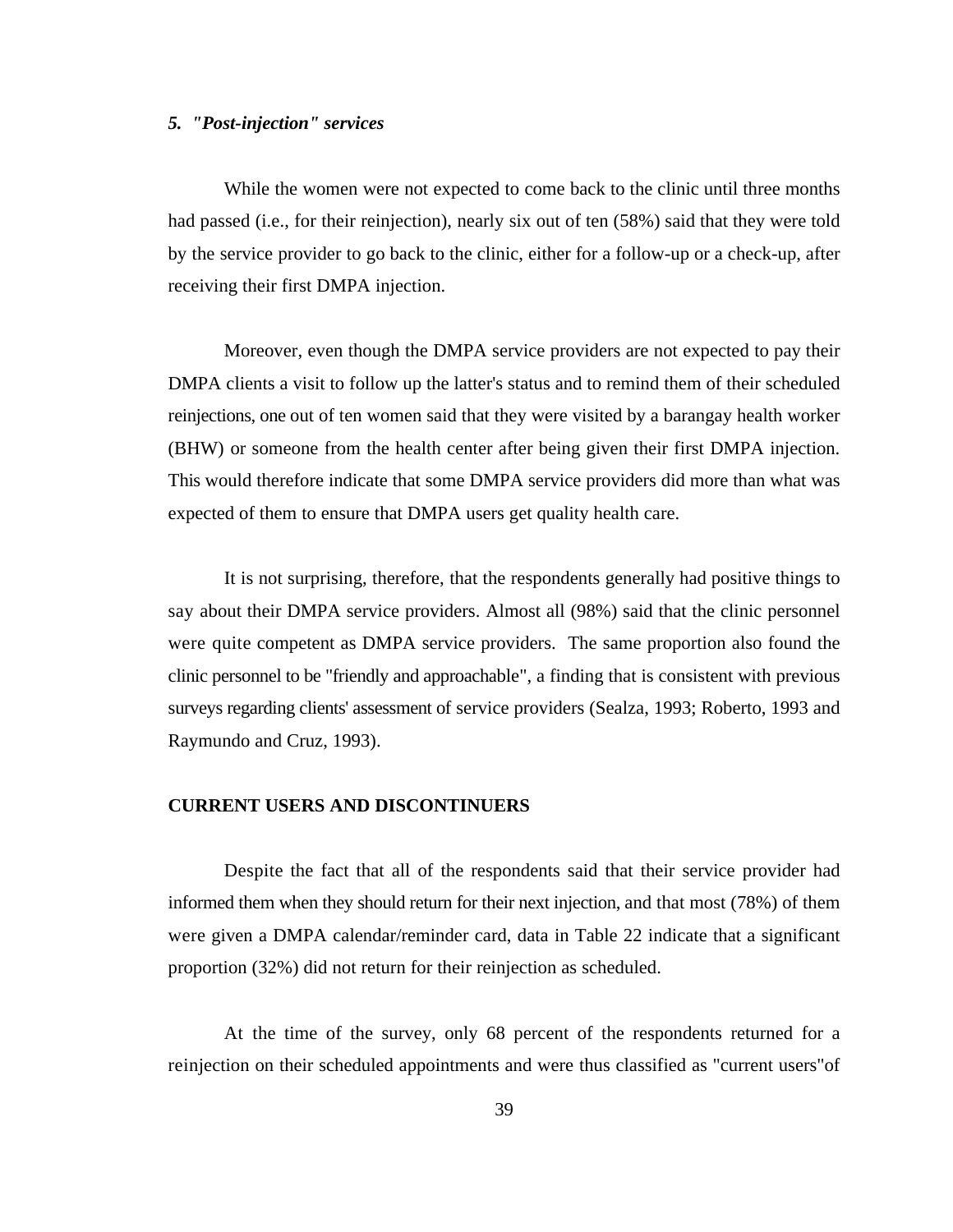### *5. "Post-injection" services*

While the women were not expected to come back to the clinic until three months had passed (i.e., for their reinjection), nearly six out of ten (58%) said that they were told by the service provider to go back to the clinic, either for a follow-up or a check-up, after receiving their first DMPA injection.

Moreover, even though the DMPA service providers are not expected to pay their DMPA clients a visit to follow up the latter's status and to remind them of their scheduled reinjections, one out of ten women said that they were visited by a barangay health worker (BHW) or someone from the health center after being given their first DMPA injection. This would therefore indicate that some DMPA service providers did more than what was expected of them to ensure that DMPA users get quality health care.

It is not surprising, therefore, that the respondents generally had positive things to say about their DMPA service providers. Almost all (98%) said that the clinic personnel were quite competent as DMPA service providers. The same proportion also found the clinic personnel to be "friendly and approachable", a finding that is consistent with previous surveys regarding clients' assessment of service providers (Sealza, 1993; Roberto, 1993 and Raymundo and Cruz, 1993).

## CURRENT USERS AND DISCONTINUERS

Despite the fact that all of the respondents said that their service provider had informed them when they should return for their next injection, and that most (78%) of them were given a DMPA calendar/reminder card, data in Table 22 indicate that a significant proportion (32%) did not return for their reinjection as scheduled.

At the time of the survey, only 68 percent of the respondents returned for a reinjection on their scheduled appointments and were thus classified as "current users"of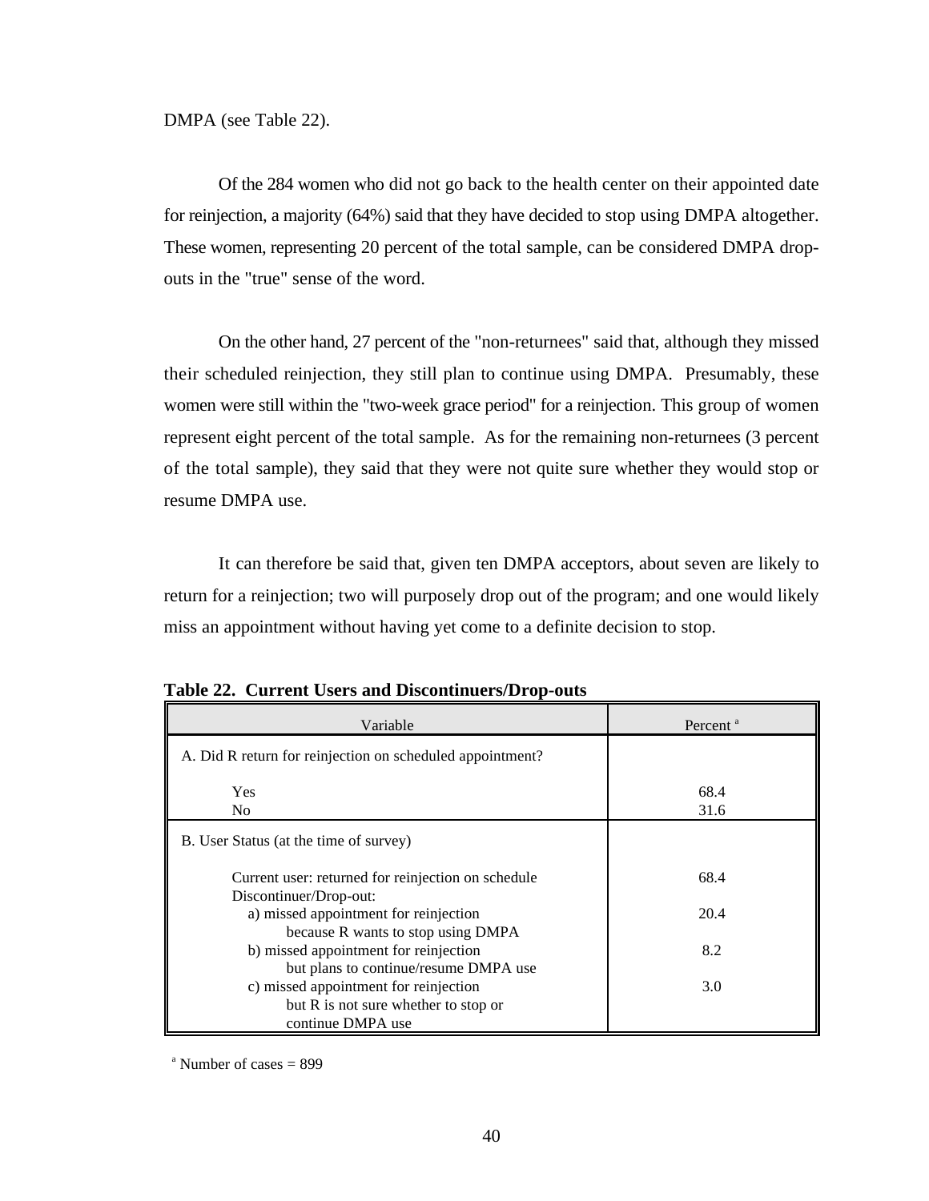DMPA (see Table 22).

Of the 284 women who did not go back to the health center on their appointed date for reinjection, a majority (64%) said that they have decided to stop using DMPA altogether. These women, representing 20 percent of the total sample, can be considered DMPA drop-outs in the "true" sense of the word.

On the other hand, 27 percent of the "non-returnees" said that, although they missed their scheduled reinjection, they still plan to continue using DMPA. Presumably, these women were still within the "two-week grace period" for a reinjection. This group of women represent eight percent of the total sample. As for the remaining non-returnees (3 percent of the total sample), they said that they were not quite sure whether they would stop or resume DMPA use.

It can therefore be said that, given ten DMPA acceptors, about seven are likely to return for a reinjection; two will purposely drop out of the program; and one would likely miss an appointment without having yet come to a definite decision to stop.

**Table 22. Current Users and Discontinuers/Drop-outs**

| Variable | Percent [a] |
|---|---|
| A. Did R return for reinjection on scheduled appointment? | |
| Yes | 68.4 |
| No | 31.6 |
| B. User Status (at the time of survey) | |
| Current user: returned for reinjection on schedule | 68.4 |
| Discontinuer/Drop-out: | |
| a) missed appointment for reinjection because R wants to stop using DMPA | 20.4 |
| b) missed appointment for reinjection but plans to continue/resume DMPA use | 8.2 |
| c) missed appointment for reinjection but R is not sure whether to stop or continue DMPA use | 3.0 |

[a] Number of cases = 899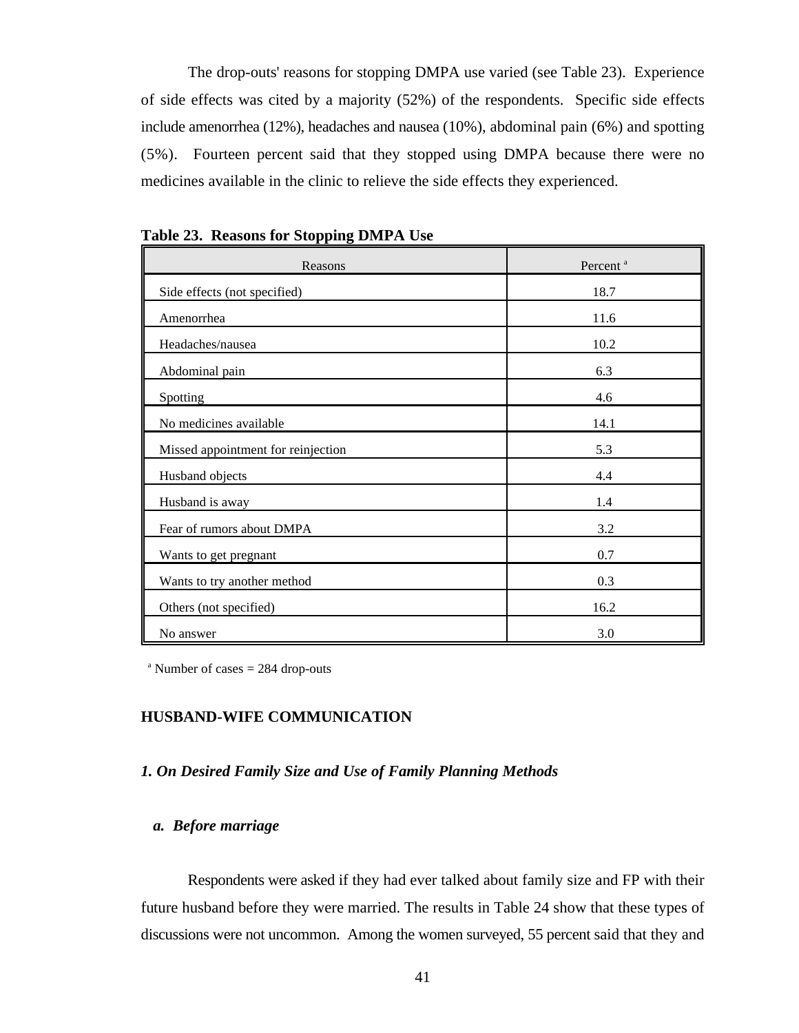The drop-outs' reasons for stopping DMPA use varied (see Table 23). Experience of side effects was cited by a majority (52%) of the respondents. Specific side effects include amenorrhea (12%), headaches and nausea (10%), abdominal pain (6%) and spotting (5%). Fourteen percent said that they stopped using DMPA because there were no medicines available in the clinic to relieve the side effects they experienced.

**Table 23. Reasons for Stopping DMPA Use**

| Reasons | Percent [a] |
|---|---|
| Side effects (not specified) | 18.7 |
| Amenorrhea | 11.6 |
| Headaches/nausea | 10.2 |
| Abdominal pain | 6.3 |
| Spotting | 4.6 |
| No medicines available | 14.1 |
| Missed appointment for reinjection | 5.3 |
| Husband objects | 4.4 |
| Husband is away | 1.4 |
| Fear of rumors about DMPA | 3.2 |
| Wants to get pregnant | 0.7 |
| Wants to try another method | 0.3 |
| Others (not specified) | 16.2 |
| No answer | 3.0 |

[a] Number of cases = 284 drop-outs

## HUSBAND-WIFE COMMUNICATION

### *1. On Desired Family Size and Use of Family Planning Methods*

#### *a. Before marriage*

Respondents were asked if they had ever talked about family size and FP with their future husband before they were married. The results in Table 24 show that these types of discussions were not uncommon. Among the women surveyed, 55 percent said that they and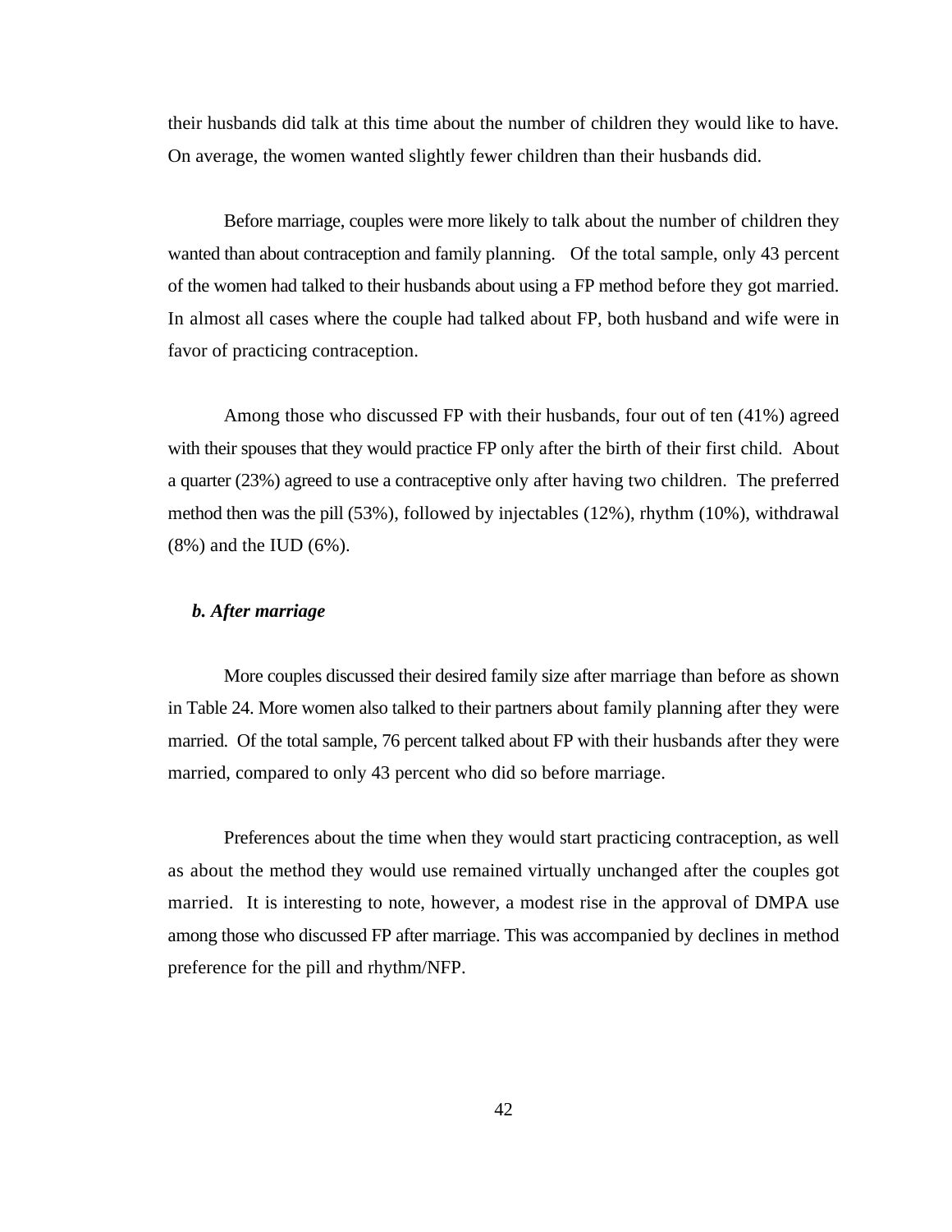their husbands did talk at this time about the number of children they would like to have. On average, the women wanted slightly fewer children than their husbands did.

Before marriage, couples were more likely to talk about the number of children they wanted than about contraception and family planning. Of the total sample, only 43 percent of the women had talked to their husbands about using a FP method before they got married. In almost all cases where the couple had talked about FP, both husband and wife were in favor of practicing contraception.

Among those who discussed FP with their husbands, four out of ten (41%) agreed with their spouses that they would practice FP only after the birth of their first child. About a quarter (23%) agreed to use a contraceptive only after having two children. The preferred method then was the pill (53%), followed by injectables (12%), rhythm (10%), withdrawal (8%) and the IUD (6%).

***b. After marriage***

More couples discussed their desired family size after marriage than before as shown in Table 24. More women also talked to their partners about family planning after they were married. Of the total sample, 76 percent talked about FP with their husbands after they were married, compared to only 43 percent who did so before marriage.

Preferences about the time when they would start practicing contraception, as well as about the method they would use remained virtually unchanged after the couples got married. It is interesting to note, however, a modest rise in the approval of DMPA use among those who discussed FP after marriage. This was accompanied by declines in method preference for the pill and rhythm/NFP.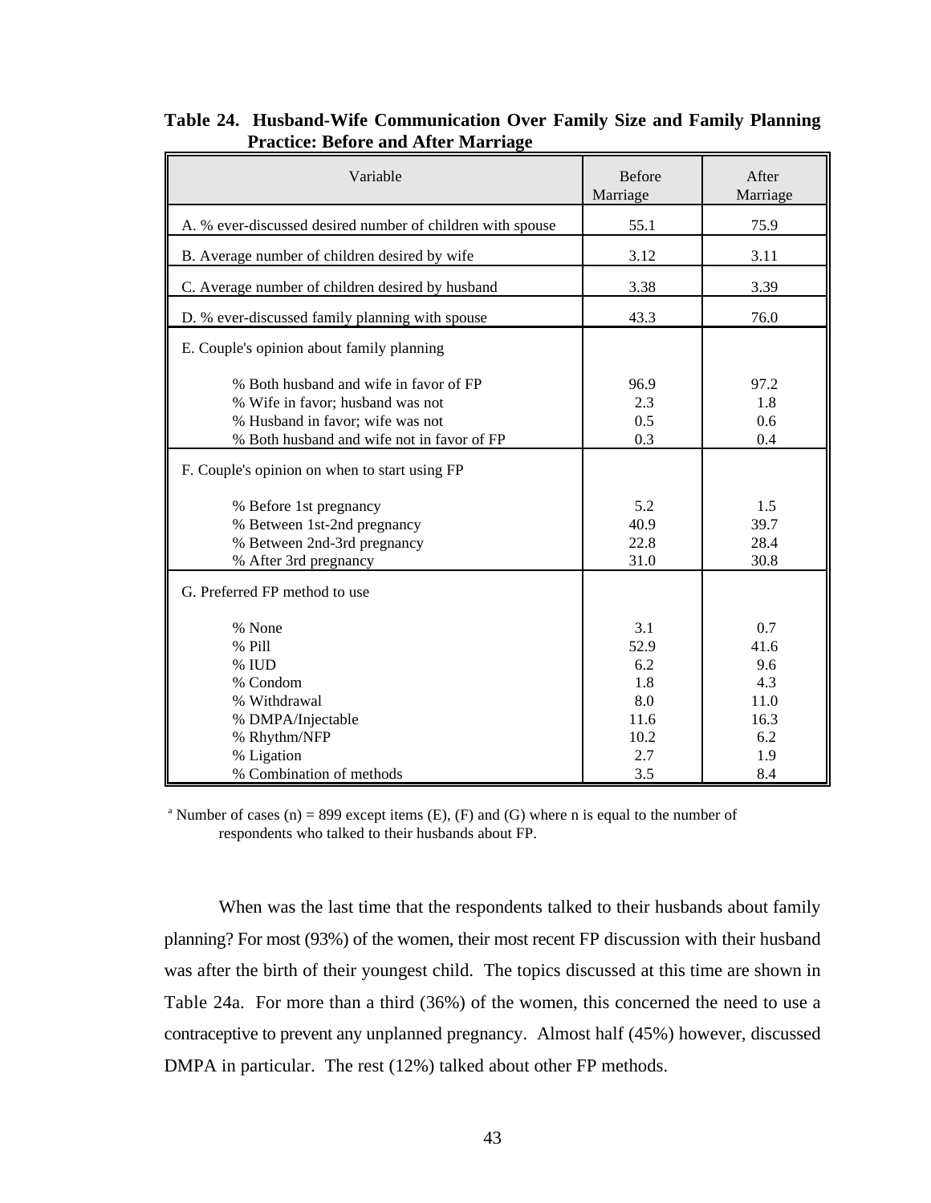**Table 24. Husband-Wife Communication Over Family Size and Family Planning Practice: Before and After Marriage**

| Variable | Before Marriage | After Marriage |
|---|---|---|
| A. % ever-discussed desired number of children with spouse | 55.1 | 75.9 |
| B. Average number of children desired by wife | 3.12 | 3.11 |
| C. Average number of children desired by husband | 3.38 | 3.39 |
| D. % ever-discussed family planning with spouse | 43.3 | 76.0 |
| E. Couple's opinion about family planning | | |
| % Both husband and wife in favor of FP | 96.9 | 97.2 |
| % Wife in favor; husband was not | 2.3 | 1.8 |
| % Husband in favor; wife was not | 0.5 | 0.6 |
| % Both husband and wife not in favor of FP | 0.3 | 0.4 |
| F. Couple's opinion on when to start using FP | | |
| % Before 1st pregnancy | 5.2 | 1.5 |
| % Between 1st-2nd pregnancy | 40.9 | 39.7 |
| % Between 2nd-3rd pregnancy | 22.8 | 28.4 |
| % After 3rd pregnancy | 31.0 | 30.8 |
| G. Preferred FP method to use | | |
| % None | 3.1 | 0.7 |
| % Pill | 52.9 | 41.6 |
| % IUD | 6.2 | 9.6 |
| % Condom | 1.8 | 4.3 |
| % Withdrawal | 8.0 | 11.0 |
| % DMPA/Injectable | 11.6 | 16.3 |
| % Rhythm/NFP | 10.2 | 6.2 |
| % Ligation | 2.7 | 1.9 |
| % Combination of methods | 3.5 | 8.4 |

[a] Number of cases (n) = 899 except items (E), (F) and (G) where n is equal to the number of respondents who talked to their husbands about FP.

When was the last time that the respondents talked to their husbands about family planning? For most (93%) of the women, their most recent FP discussion with their husband was after the birth of their youngest child. The topics discussed at this time are shown in Table 24a. For more than a third (36%) of the women, this concerned the need to use a contraceptive to prevent any unplanned pregnancy. Almost half (45%) however, discussed DMPA in particular. The rest (12%) talked about other FP methods.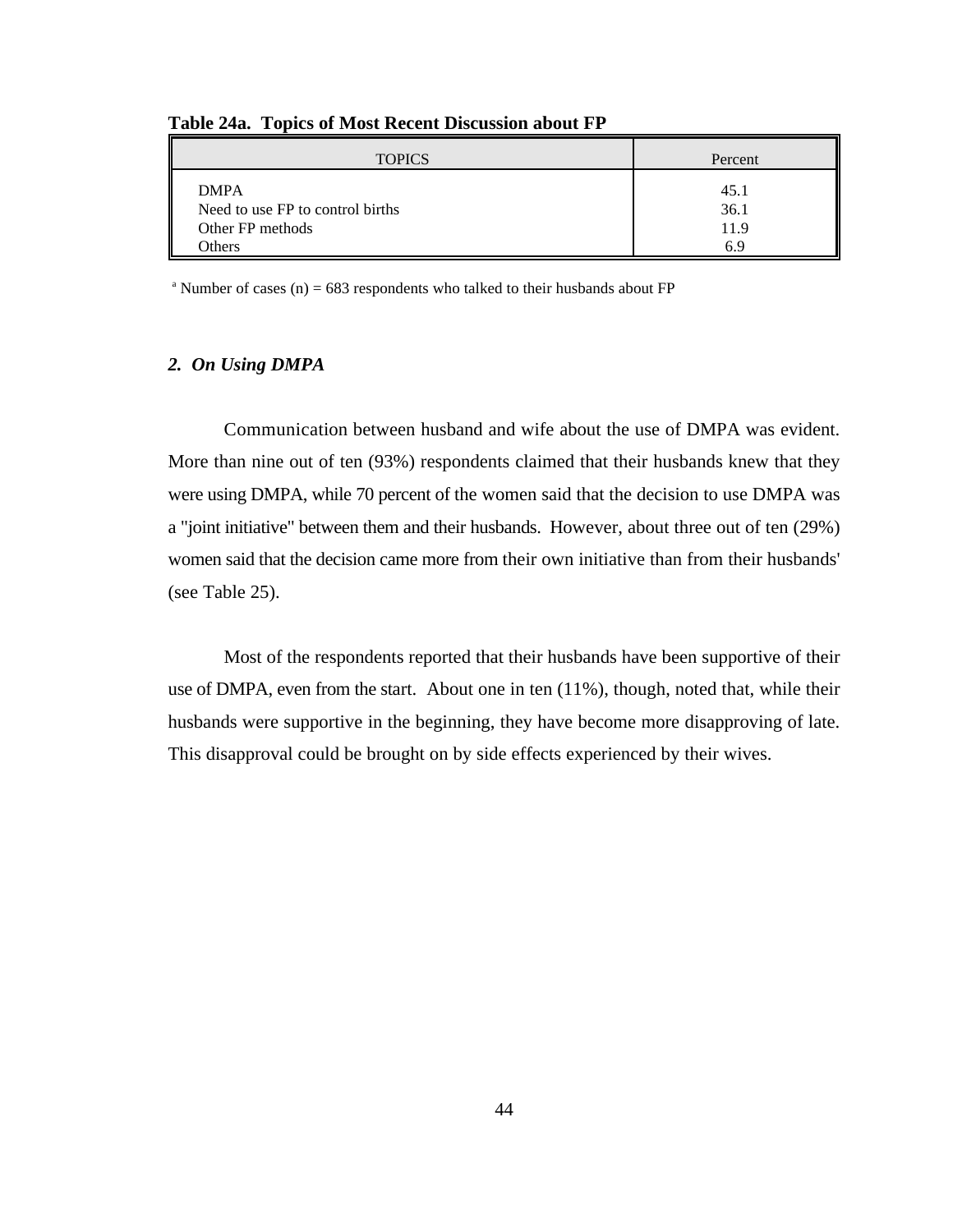**Table 24a. Topics of Most Recent Discussion about FP**

| TOPICS | Percent |
|---|---|
| DMPA | 45.1 |
| Need to use FP to control births | 36.1 |
| Other FP methods | 11.9 |
| Others | 6.9 |

[a] Number of cases (n) = 683 respondents who talked to their husbands about FP

### *2. On Using DMPA*

Communication between husband and wife about the use of DMPA was evident. More than nine out of ten (93%) respondents claimed that their husbands knew that they were using DMPA, while 70 percent of the women said that the decision to use DMPA was a "joint initiative" between them and their husbands. However, about three out of ten (29%) women said that the decision came more from their own initiative than from their husbands' (see Table 25).

Most of the respondents reported that their husbands have been supportive of their use of DMPA, even from the start. About one in ten (11%), though, noted that, while their husbands were supportive in the beginning, they have become more disapproving of late. This disapproval could be brought on by side effects experienced by their wives.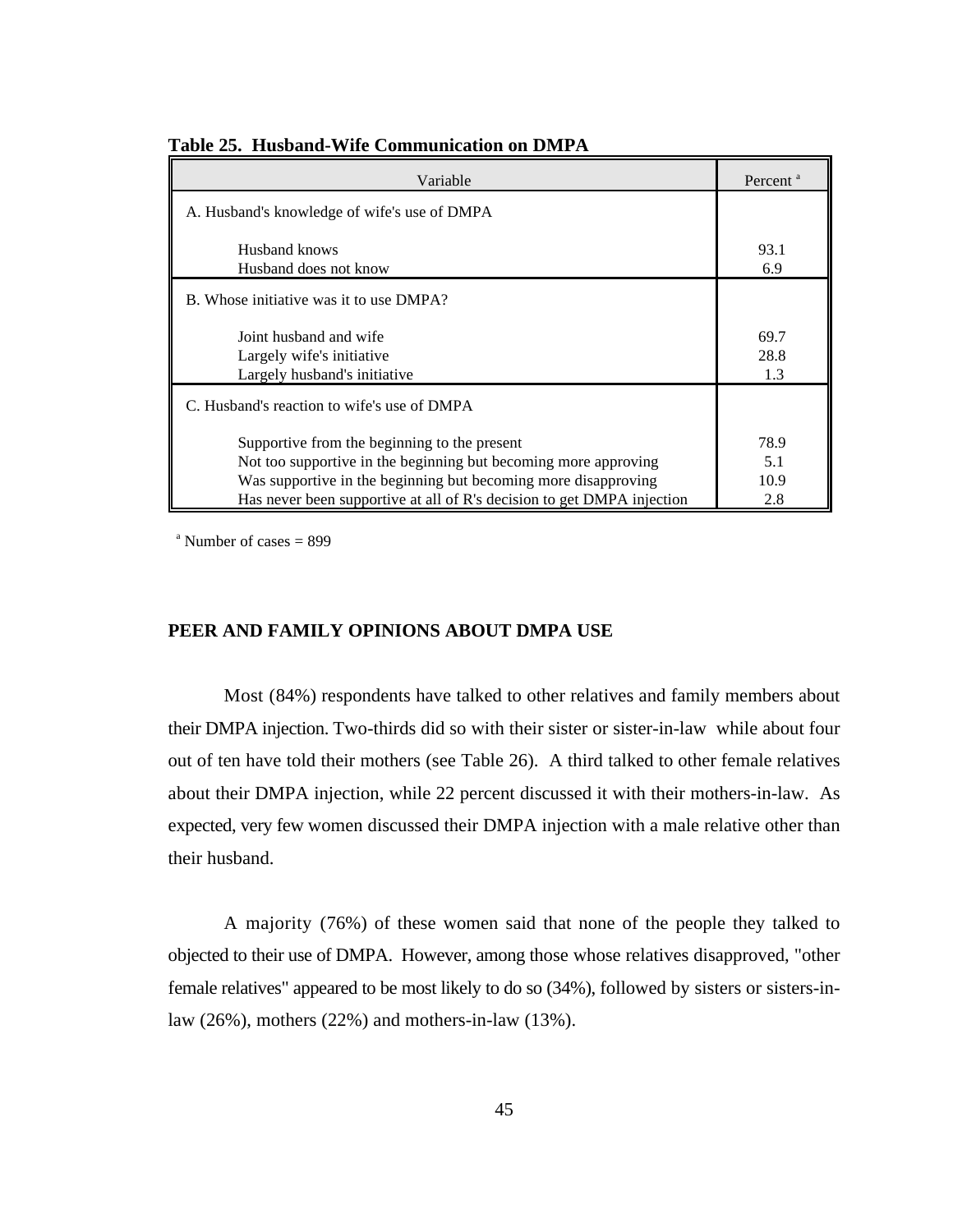**Table 25. Husband-Wife Communication on DMPA**

| Variable | Percent [a] |
|---|---|
| A. Husband's knowledge of wife's use of DMPA | |
| Husband knows | 93.1 |
| Husband does not know | 6.9 |
| B. Whose initiative was it to use DMPA? | |
| Joint husband and wife | 69.7 |
| Largely wife's initiative | 28.8 |
| Largely husband's initiative | 1.3 |
| C. Husband's reaction to wife's use of DMPA | |
| Supportive from the beginning to the present | 78.9 |
| Not too supportive in the beginning but becoming more approving | 5.1 |
| Was supportive in the beginning but becoming more disapproving | 10.9 |
| Has never been supportive at all of R's decision to get DMPA injection | 2.8 |

[a] Number of cases = 899

## PEER AND FAMILY OPINIONS ABOUT DMPA USE

Most (84%) respondents have talked to other relatives and family members about their DMPA injection. Two-thirds did so with their sister or sister-in-law while about four out of ten have told their mothers (see Table 26). A third talked to other female relatives about their DMPA injection, while 22 percent discussed it with their mothers-in-law. As expected, very few women discussed their DMPA injection with a male relative other than their husband.

A majority (76%) of these women said that none of the people they talked to objected to their use of DMPA. However, among those whose relatives disapproved, "other female relatives" appeared to be most likely to do so (34%), followed by sisters or sisters-in-law (26%), mothers (22%) and mothers-in-law (13%).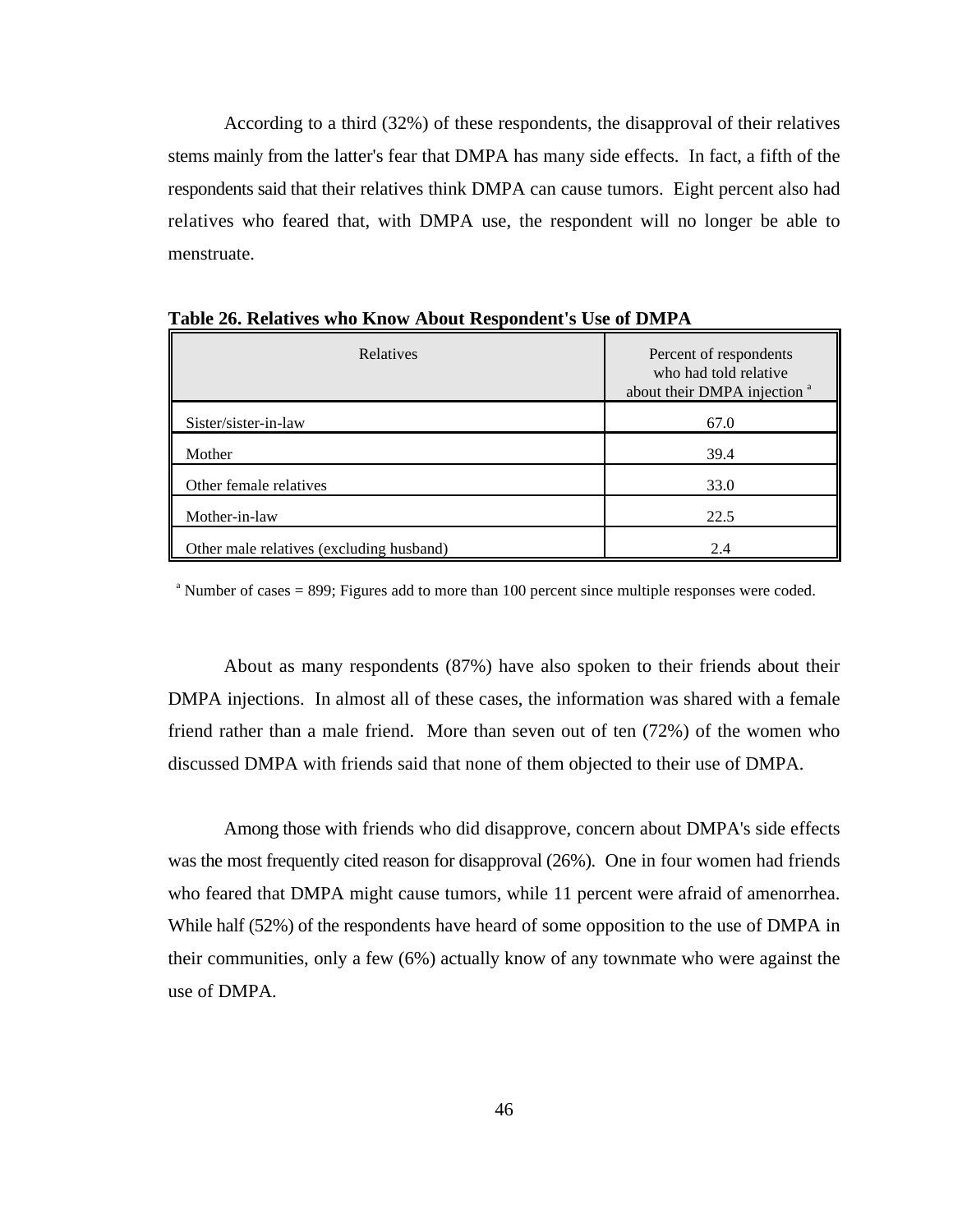According to a third (32%) of these respondents, the disapproval of their relatives stems mainly from the latter's fear that DMPA has many side effects. In fact, a fifth of the respondents said that their relatives think DMPA can cause tumors. Eight percent also had relatives who feared that, with DMPA use, the respondent will no longer be able to menstruate.

**Table 26. Relatives who Know About Respondent's Use of DMPA**

| Relatives | Percent of respondents who had told relative about their DMPA injection [a] |
|---|---|
| Sister/sister-in-law | 67.0 |
| Mother | 39.4 |
| Other female relatives | 33.0 |
| Mother-in-law | 22.5 |
| Other male relatives (excluding husband) | 2.4 |

[a] Number of cases = 899; Figures add to more than 100 percent since multiple responses were coded.

About as many respondents (87%) have also spoken to their friends about their DMPA injections. In almost all of these cases, the information was shared with a female friend rather than a male friend. More than seven out of ten (72%) of the women who discussed DMPA with friends said that none of them objected to their use of DMPA.

Among those with friends who did disapprove, concern about DMPA's side effects was the most frequently cited reason for disapproval (26%). One in four women had friends who feared that DMPA might cause tumors, while 11 percent were afraid of amenorrhea. While half (52%) of the respondents have heard of some opposition to the use of DMPA in their communities, only a few (6%) actually know of any townmate who were against the use of DMPA.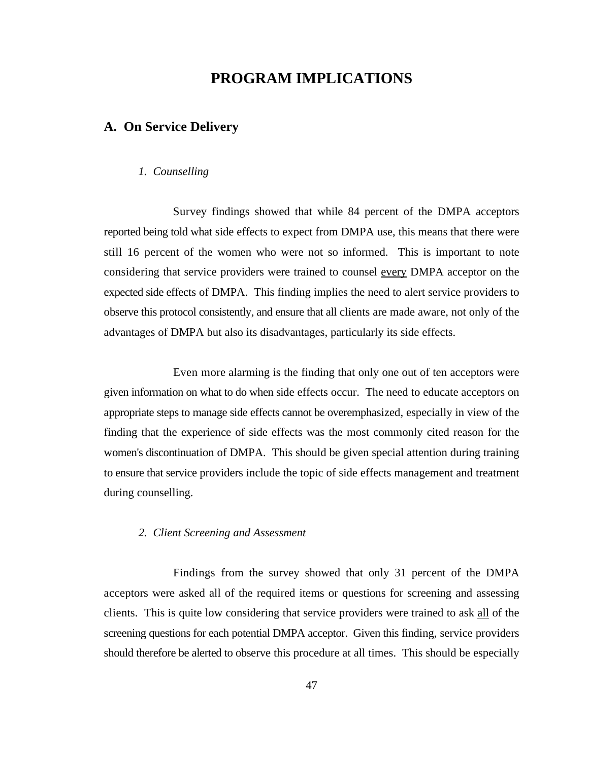# PROGRAM IMPLICATIONS

## A. On Service Delivery

### *1. Counselling*

Survey findings showed that while 84 percent of the DMPA acceptors reported being told what side effects to expect from DMPA use, this means that there were still 16 percent of the women who were not so informed. This is important to note considering that service providers were trained to counsel <u>every</u> DMPA acceptor on the expected side effects of DMPA. This finding implies the need to alert service providers to observe this protocol consistently, and ensure that all clients are made aware, not only of the advantages of DMPA but also its disadvantages, particularly its side effects.

Even more alarming is the finding that only one out of ten acceptors were given information on what to do when side effects occur. The need to educate acceptors on appropriate steps to manage side effects cannot be overemphasized, especially in view of the finding that the experience of side effects was the most commonly cited reason for the women's discontinuation of DMPA. This should be given special attention during training to ensure that service providers include the topic of side effects management and treatment during counselling.

### *2. Client Screening and Assessment*

Findings from the survey showed that only 31 percent of the DMPA acceptors were asked all of the required items or questions for screening and assessing clients. This is quite low considering that service providers were trained to ask <u>all</u> of the screening questions for each potential DMPA acceptor. Given this finding, service providers should therefore be alerted to observe this procedure at all times. This should be especially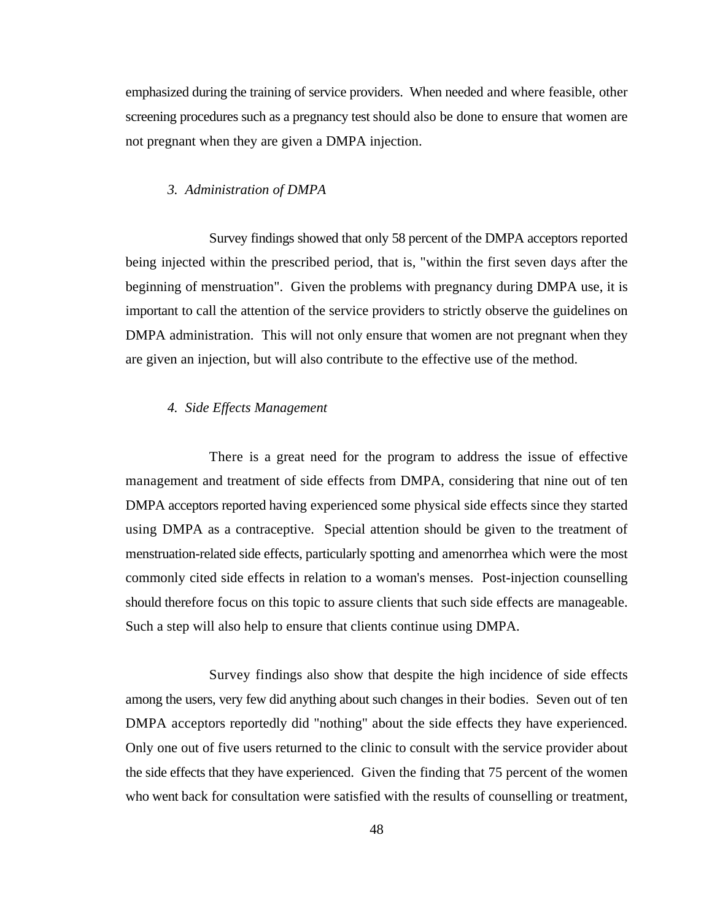emphasized during the training of service providers. When needed and where feasible, other screening procedures such as a pregnancy test should also be done to ensure that women are not pregnant when they are given a DMPA injection.

### *3. Administration of DMPA*

Survey findings showed that only 58 percent of the DMPA acceptors reported being injected within the prescribed period, that is, "within the first seven days after the beginning of menstruation". Given the problems with pregnancy during DMPA use, it is important to call the attention of the service providers to strictly observe the guidelines on DMPA administration. This will not only ensure that women are not pregnant when they are given an injection, but will also contribute to the effective use of the method.

### *4. Side Effects Management*

There is a great need for the program to address the issue of effective management and treatment of side effects from DMPA, considering that nine out of ten DMPA acceptors reported having experienced some physical side effects since they started using DMPA as a contraceptive. Special attention should be given to the treatment of menstruation-related side effects, particularly spotting and amenorrhea which were the most commonly cited side effects in relation to a woman's menses. Post-injection counselling should therefore focus on this topic to assure clients that such side effects are manageable. Such a step will also help to ensure that clients continue using DMPA.

Survey findings also show that despite the high incidence of side effects among the users, very few did anything about such changes in their bodies. Seven out of ten DMPA acceptors reportedly did "nothing" about the side effects they have experienced. Only one out of five users returned to the clinic to consult with the service provider about the side effects that they have experienced. Given the finding that 75 percent of the women who went back for consultation were satisfied with the results of counselling or treatment,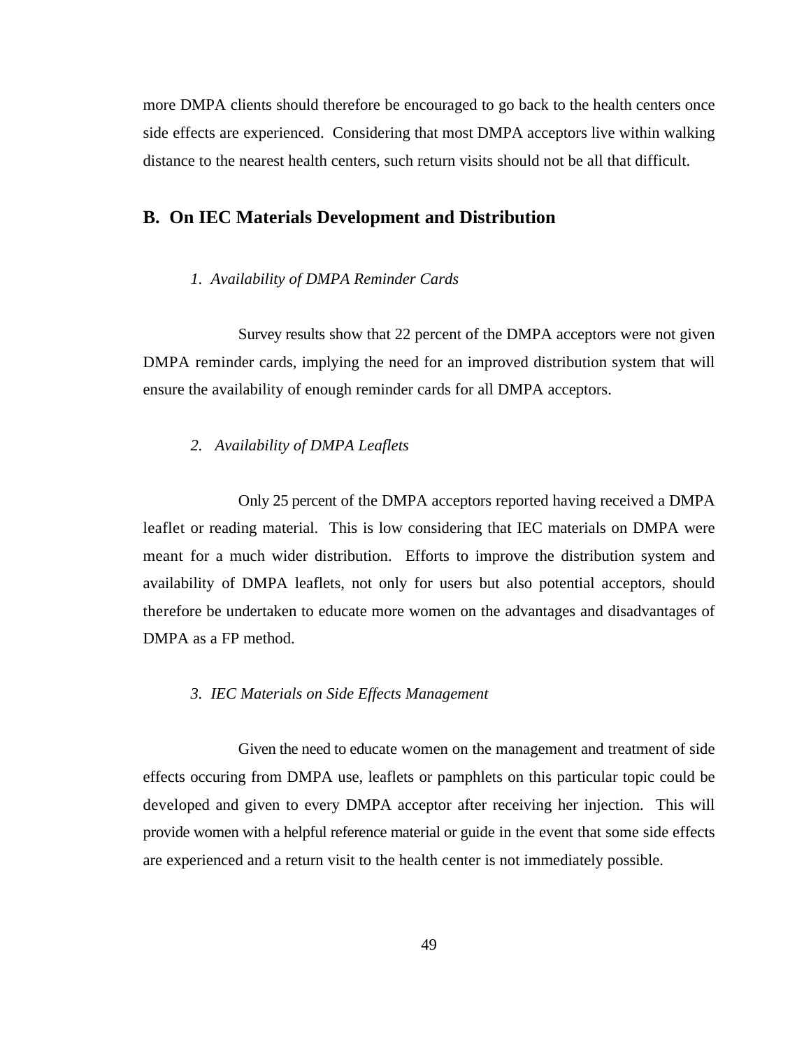more DMPA clients should therefore be encouraged to go back to the health centers once side effects are experienced. Considering that most DMPA acceptors live within walking distance to the nearest health centers, such return visits should not be all that difficult.

## B. On IEC Materials Development and Distribution

### *1. Availability of DMPA Reminder Cards*

Survey results show that 22 percent of the DMPA acceptors were not given DMPA reminder cards, implying the need for an improved distribution system that will ensure the availability of enough reminder cards for all DMPA acceptors.

### *2. Availability of DMPA Leaflets*

Only 25 percent of the DMPA acceptors reported having received a DMPA leaflet or reading material. This is low considering that IEC materials on DMPA were meant for a much wider distribution. Efforts to improve the distribution system and availability of DMPA leaflets, not only for users but also potential acceptors, should therefore be undertaken to educate more women on the advantages and disadvantages of DMPA as a FP method.

### *3. IEC Materials on Side Effects Management*

Given the need to educate women on the management and treatment of side effects occuring from DMPA use, leaflets or pamphlets on this particular topic could be developed and given to every DMPA acceptor after receiving her injection. This will provide women with a helpful reference material or guide in the event that some side effects are experienced and a return visit to the health center is not immediately possible.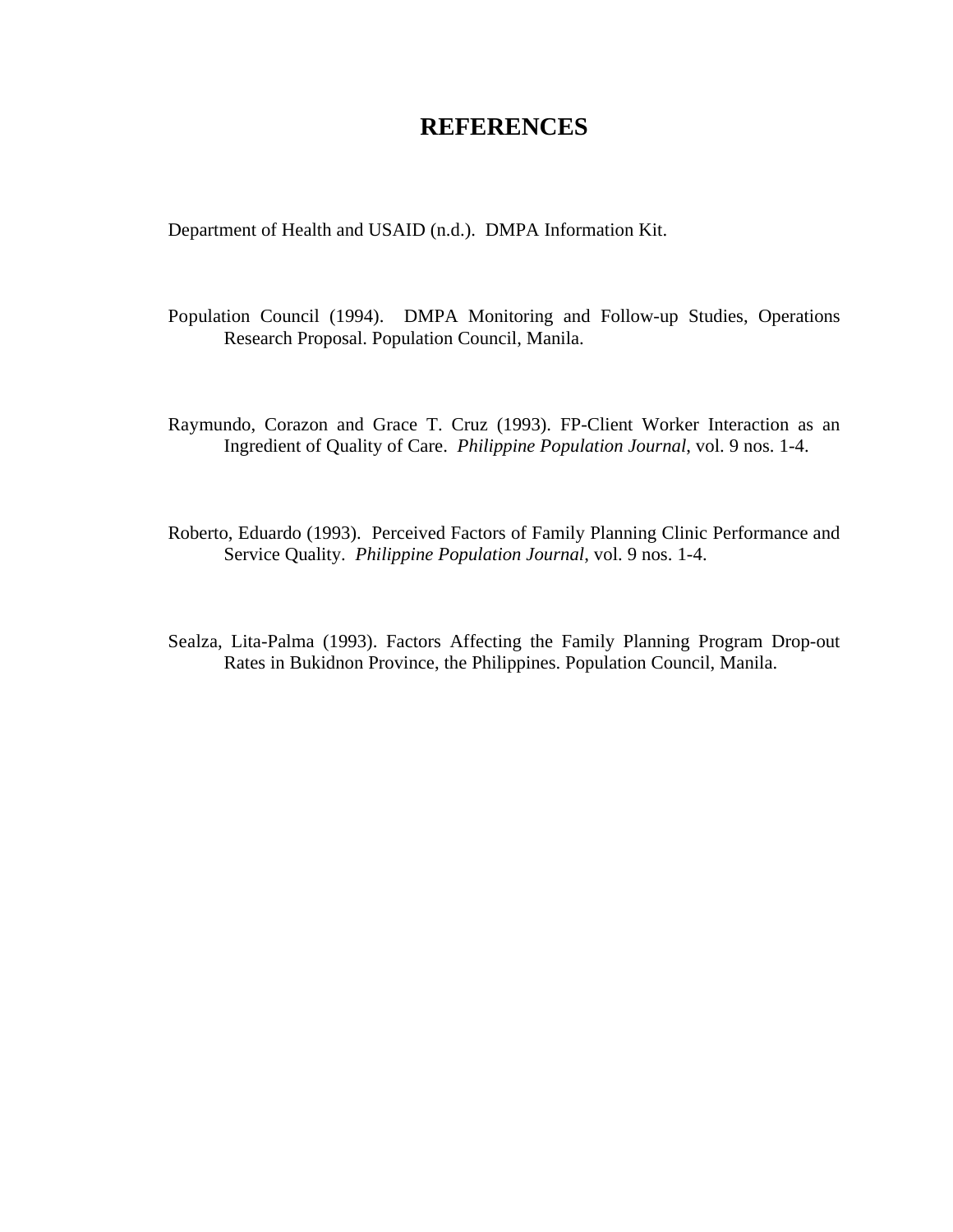# REFERENCES

Department of Health and USAID (n.d.). DMPA Information Kit.

Population Council (1994). DMPA Monitoring and Follow-up Studies, Operations Research Proposal. Population Council, Manila.

Raymundo, Corazon and Grace T. Cruz (1993). FP-Client Worker Interaction as an Ingredient of Quality of Care. *Philippine Population Journal*, vol. 9 nos. 1-4.

Roberto, Eduardo (1993). Perceived Factors of Family Planning Clinic Performance and Service Quality. *Philippine Population Journal*, vol. 9 nos. 1-4.

Sealza, Lita-Palma (1993). Factors Affecting the Family Planning Program Drop-out Rates in Bukidnon Province, the Philippines. Population Council, Manila.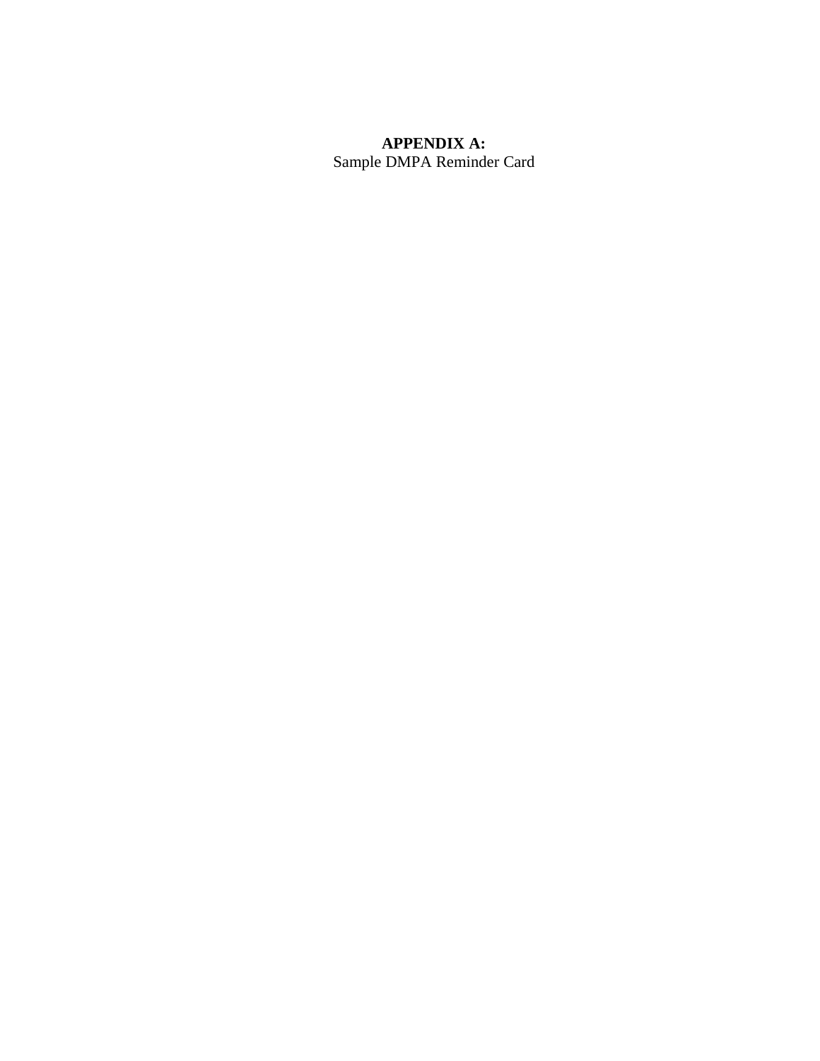**APPENDIX A:**

Sample DMPA Reminder Card